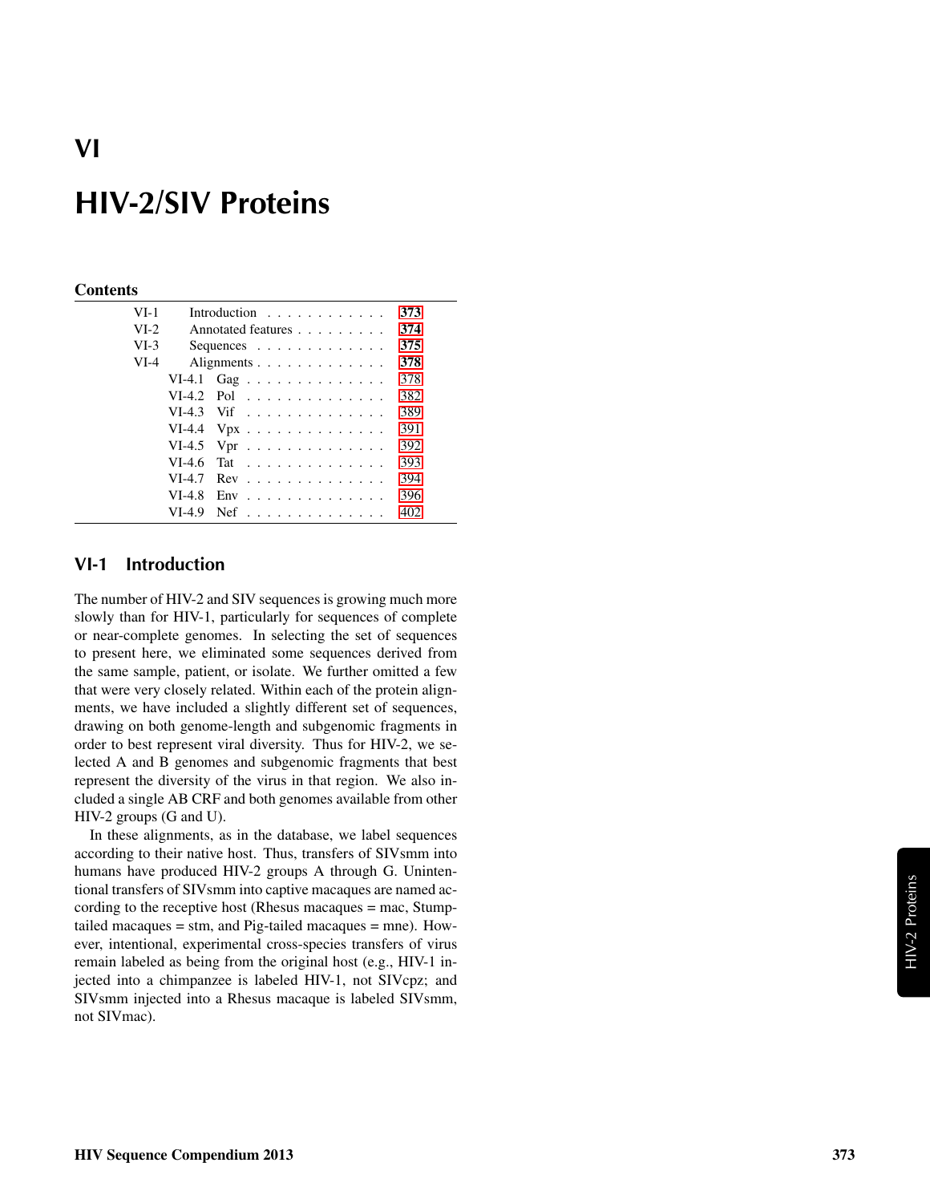# VI

# HIV-2/SIV Proteins

## Contents

| | | |
|---|---|---|
| VI-1 | Introduction | 373 |
| VI-2 | Annotated features | 374 |
| VI-3 | Sequences | 375 |
| VI-4 | Alignments | 378 |
| VI-4.1 | Gag | 378 |
| VI-4.2 | Pol | 382 |
| VI-4.3 | Vif | 389 |
| VI-4.4 | Vpx | 391 |
| VI-4.5 | Vpr | 392 |
| VI-4.6 | Tat | 393 |
| VI-4.7 | Rev | 394 |
| VI-4.8 | Env | 396 |
| VI-4.9 | Nef | 402 |

## VI-1 Introduction

The number of HIV-2 and SIV sequences is growing much more slowly than for HIV-1, particularly for sequences of complete or near-complete genomes. In selecting the set of sequences to present here, we eliminated some sequences derived from the same sample, patient, or isolate. We further omitted a few that were very closely related. Within each of the protein alignments, we have included a slightly different set of sequences, drawing on both genome-length and subgenomic fragments in order to best represent viral diversity. Thus for HIV-2, we selected A and B genomes and subgenomic fragments that best represent the diversity of the virus in that region. We also included a single AB CRF and both genomes available from other HIV-2 groups (G and U).

In these alignments, as in the database, we label sequences according to their native host. Thus, transfers of SIVsmm into humans have produced HIV-2 groups A through G. Unintentional transfers of SIVsmm into captive macaques are named according to the receptive host (Rhesus macaques = mac, Stump-tailed macaques = stm, and Pig-tailed macaques = mne). However, intentional, experimental cross-species transfers of virus remain labeled as being from the original host (e.g., HIV-1 injected into a chimpanzee is labeled HIV-1, not SIVcpz; and SIVsmm injected into a Rhesus macaque is labeled SIVsmm, not SIVmac).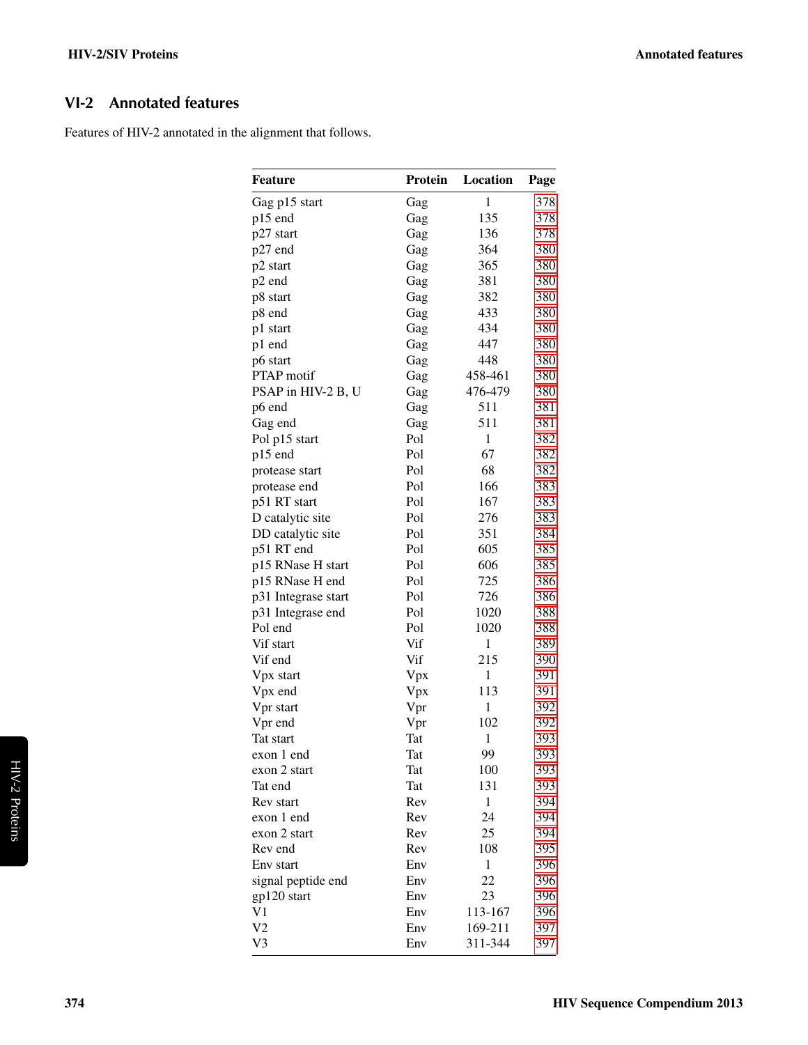## VI-2 Annotated features

Features of HIV-2 annotated in the alignment that follows.

| Feature | Protein | Location | Page |
|---|---|---|---|
| Gag p15 start | Gag | 1 | 378 |
| p15 end | Gag | 135 | 378 |
| p27 start | Gag | 136 | 378 |
| p27 end | Gag | 364 | 380 |
| p2 start | Gag | 365 | 380 |
| p2 end | Gag | 381 | 380 |
| p8 start | Gag | 382 | 380 |
| p8 end | Gag | 433 | 380 |
| p1 start | Gag | 434 | 380 |
| p1 end | Gag | 447 | 380 |
| p6 start | Gag | 448 | 380 |
| PTAP motif | Gag | 458-461 | 380 |
| PSAP in HIV-2 B, U | Gag | 476-479 | 380 |
| p6 end | Gag | 511 | 381 |
| Gag end | Gag | 511 | 381 |
| Pol p15 start | Pol | 1 | 382 |
| p15 end | Pol | 67 | 382 |
| protease start | Pol | 68 | 382 |
| protease end | Pol | 166 | 383 |
| p51 RT start | Pol | 167 | 383 |
| D catalytic site | Pol | 276 | 383 |
| DD catalytic site | Pol | 351 | 384 |
| p51 RT end | Pol | 605 | 385 |
| p15 RNase H start | Pol | 606 | 385 |
| p15 RNase H end | Pol | 725 | 386 |
| p31 Integrase start | Pol | 726 | 386 |
| p31 Integrase end | Pol | 1020 | 388 |
| Pol end | Pol | 1020 | 388 |
| Vif start | Vif | 1 | 389 |
| Vif end | Vif | 215 | 390 |
| Vpx start | Vpx | 1 | 391 |
| Vpx end | Vpx | 113 | 391 |
| Vpr start | Vpr | 1 | 392 |
| Vpr end | Vpr | 102 | 392 |
| Tat start | Tat | 1 | 393 |
| exon 1 end | Tat | 99 | 393 |
| exon 2 start | Tat | 100 | 393 |
| Tat end | Tat | 131 | 393 |
| Rev start | Rev | 1 | 394 |
| exon 1 end | Rev | 24 | 394 |
| exon 2 start | Rev | 25 | 394 |
| Rev end | Rev | 108 | 395 |
| Env start | Env | 1 | 396 |
| signal peptide end | Env | 22 | 396 |
| gp120 start | Env | 23 | 396 |
| V1 | Env | 113-167 | 396 |
| V2 | Env | 169-211 | 397 |
| V3 | Env | 311-344 | 397 |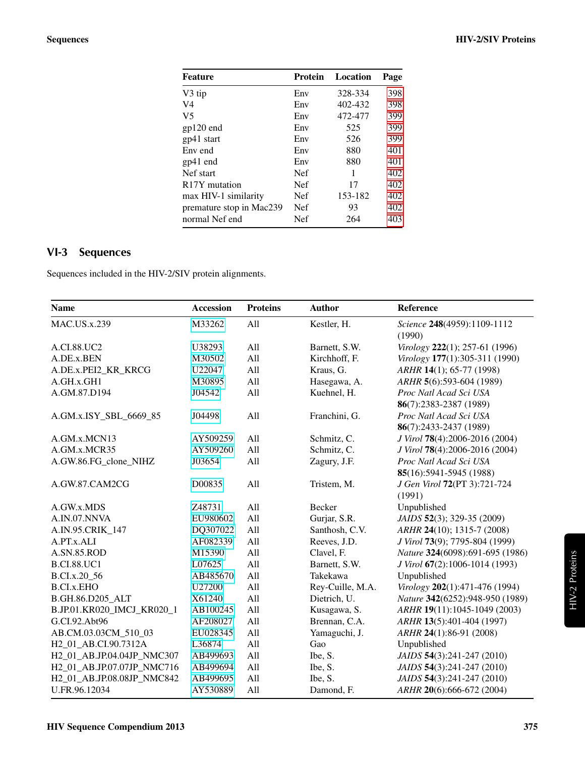| Feature | Protein | Location | Page |
|---|---|---|---|
| V3 tip | Env | 328-334 | 398 |
| V4 | Env | 402-432 | 398 |
| V5 | Env | 472-477 | 399 |
| gp120 end | Env | 525 | 399 |
| gp41 start | Env | 526 | 399 |
| Env end | Env | 880 | 401 |
| gp41 end | Env | 880 | 401 |
| Nef start | Nef | 1 | 402 |
| R17Y mutation | Nef | 17 | 402 |
| max HIV-1 similarity | Nef | 153-182 | 402 |
| premature stop in Mac239 | Nef | 93 | 402 |
| normal Nef end | Nef | 264 | 403 |

## VI-3 Sequences

Sequences included in the HIV-2/SIV protein alignments.

| Name | Accession | Proteins | Author | Reference |
|---|---|---|---|---|
| MAC.US.x.239 | M33262 | All | Kestler, H. | *Science* **248**(4959):1109-1112 (1990) |
| A.CI.88.UC2 | U38293 | All | Barnett, S.W. | *Virology* **222**(1); 257-61 (1996) |
| A.DE.x.BEN | M30502 | All | Kirchhoff, F. | *Virology* **177**(1):305-311 (1990) |
| A.DE.x.PEI2_KR_KRCG | U22047 | All | Kraus, G. | *ARHR* **14**(1); 65-77 (1998) |
| A.GH.x.GH1 | M30895 | All | Hasegawa, A. | *ARHR* **5**(6):593-604 (1989) |
| A.GM.87.D194 | J04542 | All | Kuehnel, H. | *Proc Natl Acad Sci USA* **86**(7):2383-2387 (1989) |
| A.GM.x.ISY_SBL_6669_85 | J04498 | All | Franchini, G. | *Proc Natl Acad Sci USA* **86**(7):2433-2437 (1989) |
| A.GM.x.MCN13 | AY509259 | All | Schmitz, C. | *J Virol* **78**(4):2006-2016 (2004) |
| A.GM.x.MCR35 | AY509260 | All | Schmitz, C. | *J Virol* **78**(4):2006-2016 (2004) |
| A.GW.86.FG_clone_NIHZ | J03654 | All | Zagury, J.F. | *Proc Natl Acad Sci USA* **85**(16):5941-5945 (1988) |
| A.GW.87.CAM2CG | D00835 | All | Tristem, M. | *J Gen Virol* **72**(PT 3):721-724 (1991) |
| A.GW.x.MDS | Z48731 | All | Becker | Unpublished |
| A.IN.07.NNVA | EU980602 | All | Gurjar, S.R. | *JAIDS* **52**(3); 329-35 (2009) |
| A.IN.95.CRIK_147 | DQ307022 | All | Santhosh, C.V. | *ARHR* **24**(10); 1315-7 (2008) |
| A.PT.x.ALI | AF082339 | All | Reeves, J.D. | *J Virol* **73**(9); 7795-804 (1999) |
| A.SN.85.ROD | M15390 | All | Clavel, F. | *Nature* **324**(6098):691-695 (1986) |
| B.CI.88.UC1 | L07625 | All | Barnett, S.W. | *J Virol* **67**(2):1006-1014 (1993) |
| B.CI.x.20_56 | AB485670 | All | Takekawa | Unpublished |
| B.CI.x.EHO | U27200 | All | Rey-Cuille, M.A. | *Virology* **202**(1):471-476 (1994) |
| B.GH.86.D205_ALT | X61240 | All | Dietrich, U. | *Nature* **342**(6252):948-950 (1989) |
| B.JP.01.KR020_IMCJ_KR020_1 | AB100245 | All | Kusagawa, S. | *ARHR* **19**(11):1045-1049 (2003) |
| G.CI.92.Abt96 | AF208027 | All | Brennan, C.A. | *ARHR* **13**(5):401-404 (1997) |
| AB.CM.03.03CM_510_03 | EU028345 | All | Yamaguchi, J. | *ARHR* **24**(1):86-91 (2008) |
| H2_01_AB.CI.90.7312A | L36874 | All | Gao | Unpublished |
| H2_01_AB.JP.04.04JP_NMC307 | AB499693 | All | Ibe, S. | *JAIDS* **54**(3):241-247 (2010) |
| H2_01_AB.JP.07.07JP_NMC716 | AB499694 | All | Ibe, S. | *JAIDS* **54**(3):241-247 (2010) |
| H2_01_AB.JP.08.08JP_NMC842 | AB499695 | All | Ibe, S. | *JAIDS* **54**(3):241-247 (2010) |
| U.FR.96.12034 | AY530889 | All | Damond, F. | *ARHR* **20**(6):666-672 (2004) |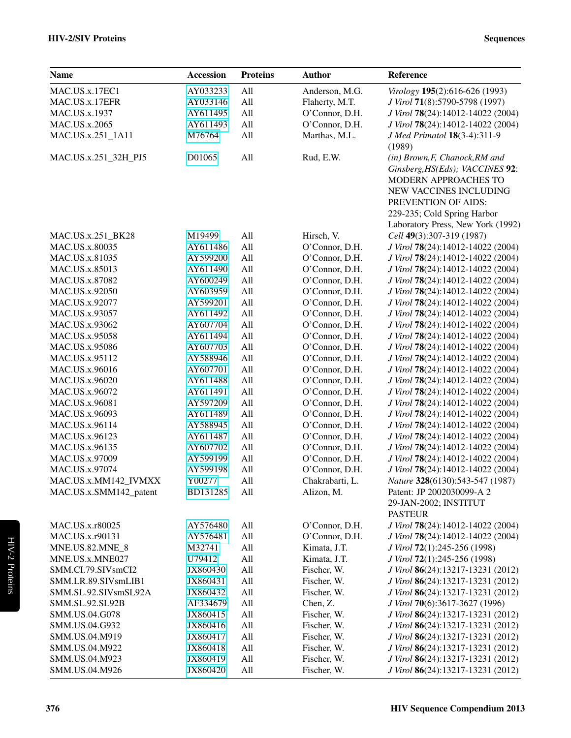| Name | Accession | Proteins | Author | Reference |
|---|---|---|---|---|
| MAC.US.x.17EC1 | AY033233 | All | Anderson, M.G. | *Virology* **195**(2):616-626 (1993) |
| MAC.US.x.17EFR | AY033146 | All | Flaherty, M.T. | *J Virol* **71**(8):5790-5798 (1997) |
| MAC.US.x.1937 | AY611495 | All | O'Connor, D.H. | *J Virol* **78**(24):14012-14022 (2004) |
| MAC.US.x.2065 | AY611493 | All | O'Connor, D.H. | *J Virol* **78**(24):14012-14022 (2004) |
| MAC.US.x.251_1A11 | M76764 | All | Marthas, M.L. | *J Med Primatol* **18**(3-4):311-9 (1989) |
| MAC.US.x.251_32H_PJ5 | D01065 | All | Rud, E.W. | *(in) Brown,F, Chanock,RM and Ginsberg,HS(Eds); VACCINES* **92**: MODERN APPROACHES TO NEW VACCINES INCLUDING PREVENTION OF AIDS: 229-235; Cold Spring Harbor Laboratory Press, New York (1992) |
| MAC.US.x.251_BK28 | M19499 | All | Hirsch, V. | *Cell* **49**(3):307-319 (1987) |
| MAC.US.x.80035 | AY611486 | All | O'Connor, D.H. | *J Virol* **78**(24):14012-14022 (2004) |
| MAC.US.x.81035 | AY599200 | All | O'Connor, D.H. | *J Virol* **78**(24):14012-14022 (2004) |
| MAC.US.x.85013 | AY611490 | All | O'Connor, D.H. | *J Virol* **78**(24):14012-14022 (2004) |
| MAC.US.x.87082 | AY600249 | All | O'Connor, D.H. | *J Virol* **78**(24):14012-14022 (2004) |
| MAC.US.x.92050 | AY603959 | All | O'Connor, D.H. | *J Virol* **78**(24):14012-14022 (2004) |
| MAC.US.x.92077 | AY599201 | All | O'Connor, D.H. | *J Virol* **78**(24):14012-14022 (2004) |
| MAC.US.x.93057 | AY611492 | All | O'Connor, D.H. | *J Virol* **78**(24):14012-14022 (2004) |
| MAC.US.x.93062 | AY607704 | All | O'Connor, D.H. | *J Virol* **78**(24):14012-14022 (2004) |
| MAC.US.x.95058 | AY611494 | All | O'Connor, D.H. | *J Virol* **78**(24):14012-14022 (2004) |
| MAC.US.x.95086 | AY607703 | All | O'Connor, D.H. | *J Virol* **78**(24):14012-14022 (2004) |
| MAC.US.x.95112 | AY588946 | All | O'Connor, D.H. | *J Virol* **78**(24):14012-14022 (2004) |
| MAC.US.x.96016 | AY607701 | All | O'Connor, D.H. | *J Virol* **78**(24):14012-14022 (2004) |
| MAC.US.x.96020 | AY611488 | All | O'Connor, D.H. | *J Virol* **78**(24):14012-14022 (2004) |
| MAC.US.x.96072 | AY611491 | All | O'Connor, D.H. | *J Virol* **78**(24):14012-14022 (2004) |
| MAC.US.x.96081 | AY597209 | All | O'Connor, D.H. | *J Virol* **78**(24):14012-14022 (2004) |
| MAC.US.x.96093 | AY611489 | All | O'Connor, D.H. | *J Virol* **78**(24):14012-14022 (2004) |
| MAC.US.x.96114 | AY588945 | All | O'Connor, D.H. | *J Virol* **78**(24):14012-14022 (2004) |
| MAC.US.x.96123 | AY611487 | All | O'Connor, D.H. | *J Virol* **78**(24):14012-14022 (2004) |
| MAC.US.x.96135 | AY607702 | All | O'Connor, D.H. | *J Virol* **78**(24):14012-14022 (2004) |
| MAC.US.x.97009 | AY599199 | All | O'Connor, D.H. | *J Virol* **78**(24):14012-14022 (2004) |
| MAC.US.x.97074 | AY599198 | All | O'Connor, D.H. | *J Virol* **78**(24):14012-14022 (2004) |
| MAC.US.x.MM142_IVMXX | Y00277 | All | Chakrabarti, L. | *Nature* **328**(6130):543-547 (1987) |
| MAC.US.x.SMM142_patent | BD131285 | All | Alizon, M. | Patent: JP 2002030099-A 2 29-JAN-2002; INSTITUT PASTEUR |
| MAC.US.x.r80025 | AY576480 | All | O'Connor, D.H. | *J Virol* **78**(24):14012-14022 (2004) |
| MAC.US.x.r90131 | AY576481 | All | O'Connor, D.H. | *J Virol* **78**(24):14012-14022 (2004) |
| MNE.US.82.MNE_8 | M32741 | All | Kimata, J.T. | *J Virol* **72**(1):245-256 (1998) |
| MNE.US.x.MNE027 | U79412 | All | Kimata, J.T. | *J Virol* **72**(1):245-256 (1998) |
| SMM.CI.79.SIVsmCI2 | JX860430 | All | Fischer, W. | *J Virol* **86**(24):13217-13231 (2012) |
| SMM.LR.89.SIVsmLIB1 | JX860431 | All | Fischer, W. | *J Virol* **86**(24):13217-13231 (2012) |
| SMM.SL.92.SIVsmSL92A | JX860432 | All | Fischer, W. | *J Virol* **86**(24):13217-13231 (2012) |
| SMM.SL.92.SL92B | AF334679 | All | Chen, Z. | *J Virol* **70**(6):3617-3627 (1996) |
| SMM.US.04.G078 | JX860415 | All | Fischer, W. | *J Virol* **86**(24):13217-13231 (2012) |
| SMM.US.04.G932 | JX860416 | All | Fischer, W. | *J Virol* **86**(24):13217-13231 (2012) |
| SMM.US.04.M919 | JX860417 | All | Fischer, W. | *J Virol* **86**(24):13217-13231 (2012) |
| SMM.US.04.M922 | JX860418 | All | Fischer, W. | *J Virol* **86**(24):13217-13231 (2012) |
| SMM.US.04.M923 | JX860419 | All | Fischer, W. | *J Virol* **86**(24):13217-13231 (2012) |
| SMM.US.04.M926 | JX860420 | All | Fischer, W. | *J Virol* **86**(24):13217-13231 (2012) |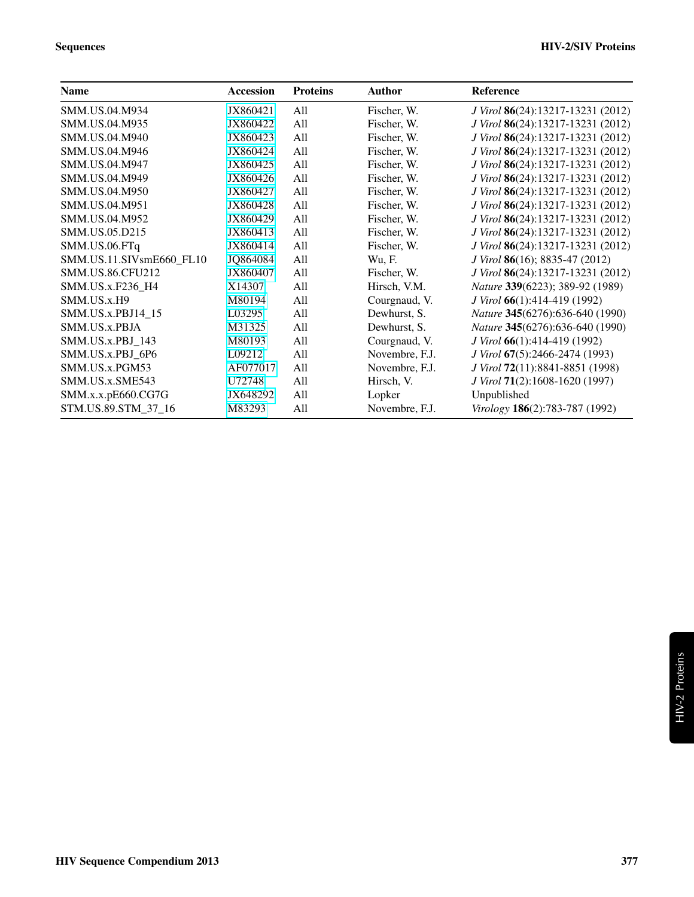| Name | Accession | Proteins | Author | Reference |
|---|---|---|---|---|
| SMM.US.04.M934 | JX860421 | All | Fischer, W. | *J Virol* **86**(24):13217-13231 (2012) |
| SMM.US.04.M935 | JX860422 | All | Fischer, W. | *J Virol* **86**(24):13217-13231 (2012) |
| SMM.US.04.M940 | JX860423 | All | Fischer, W. | *J Virol* **86**(24):13217-13231 (2012) |
| SMM.US.04.M946 | JX860424 | All | Fischer, W. | *J Virol* **86**(24):13217-13231 (2012) |
| SMM.US.04.M947 | JX860425 | All | Fischer, W. | *J Virol* **86**(24):13217-13231 (2012) |
| SMM.US.04.M949 | JX860426 | All | Fischer, W. | *J Virol* **86**(24):13217-13231 (2012) |
| SMM.US.04.M950 | JX860427 | All | Fischer, W. | *J Virol* **86**(24):13217-13231 (2012) |
| SMM.US.04.M951 | JX860428 | All | Fischer, W. | *J Virol* **86**(24):13217-13231 (2012) |
| SMM.US.04.M952 | JX860429 | All | Fischer, W. | *J Virol* **86**(24):13217-13231 (2012) |
| SMM.US.05.D215 | JX860413 | All | Fischer, W. | *J Virol* **86**(24):13217-13231 (2012) |
| SMM.US.06.FTq | JX860414 | All | Fischer, W. | *J Virol* **86**(24):13217-13231 (2012) |
| SMM.US.11.SIVsmE660_FL10 | JQ864084 | All | Wu, F. | *J Virol* **86**(16); 8835-47 (2012) |
| SMM.US.86.CFU212 | JX860407 | All | Fischer, W. | *J Virol* **86**(24):13217-13231 (2012) |
| SMM.US.x.F236_H4 | X14307 | All | Hirsch, V.M. | *Nature* **339**(6223); 389-92 (1989) |
| SMM.US.x.H9 | M80194 | All | Courgnaud, V. | *J Virol* **66**(1):414-419 (1992) |
| SMM.US.x.PBJ14_15 | L03295 | All | Dewhurst, S. | *Nature* **345**(6276):636-640 (1990) |
| SMM.US.x.PBJA | M31325 | All | Dewhurst, S. | *Nature* **345**(6276):636-640 (1990) |
| SMM.US.x.PBJ_143 | M80193 | All | Courgnaud, V. | *J Virol* **66**(1):414-419 (1992) |
| SMM.US.x.PBJ_6P6 | L09212 | All | Novembre, F.J. | *J Virol* **67**(5):2466-2474 (1993) |
| SMM.US.x.PGM53 | AF077017 | All | Novembre, F.J. | *J Virol* **72**(11):8841-8851 (1998) |
| SMM.US.x.SME543 | U72748 | All | Hirsch, V. | *J Virol* **71**(2):1608-1620 (1997) |
| SMM.x.x.pE660.CG7G | JX648292 | All | Lopker | Unpublished |
| STM.US.89.STM_37_16 | M83293 | All | Novembre, F.J. | *Virology* **186**(2):783-787 (1992) |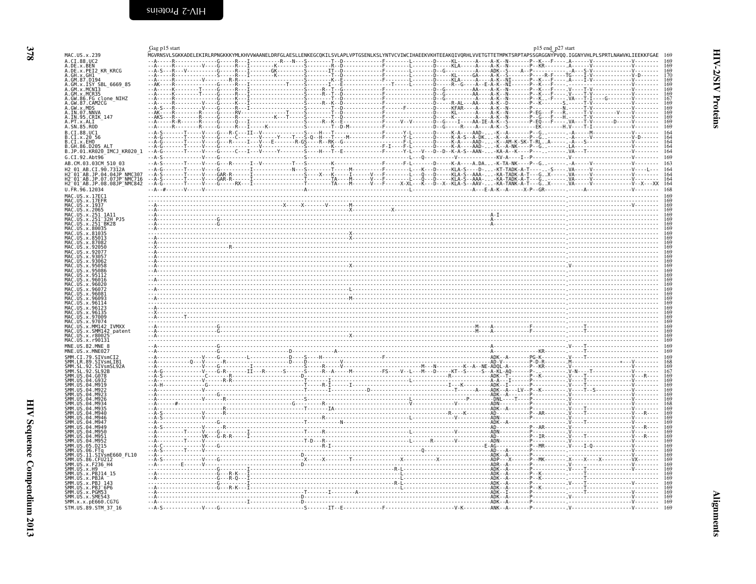```
                              Gag p15 start                                                                                                       p15 end p27 start
MAC.US.x.239                  MGVRNSVLSGKKADELEKIRLRPNGKKKYMLKHVVWAANELDRFGLAESLLENKEGCQKILSVLAPLVPTGSENLKSLYNTVCVIWCIHAEEKVKHTEEAKQIVQRHLVVETGTTETMPKTSRPTAPSSGRGGNYPVQQ.IGGNYVHLPLSPRTLNAWVKLIEEKKFGAE  169
A.CI.88.UC2                   169
A.DE.x.BEN                    169
A.DE.x.PEI2_KR_KRCG           169
A.GH.x.GH1                    170
A.GM.87.D194                  169
A.GM.x.ISY_SBL_6669_85        169
A.GM.x.MCN13                  169
A.GM.x.MCR35                  169
A.GW.86.FG_clone_NIHZ         167
A.GW.87.CAM2CG                169
A.GW.x.MDS                    169
A.IN.07.NNVA                  169
A.IN.95.CRIK_147              169
A.PT.x.ALI                    169
A.SN.85.ROD                   169
B.CI.88.UC1                   164
B.CI.x.20_56                  164
B.CI.x.EHO                    164
B.GH.86.D205_ALT              164
B.JP.01.KR020_IMCJ_KR020_1    164
G.CI.92.Abt96                 169
AB.CM.03.03CM_510_03          163
H2_01_AB.CI.90.7312A          164
H2_01_AB.JP.04.04JP_NMC307    164
H2_01_AB.JP.07.07JP_NMC716    164
H2_01_AB.JP.08.08JP_NMC842    164
U.FR.96.12034                 168
MAC.US.x.17EC1                169
MAC.US.x.17EFR                169
MAC.US.x.1937                 169
MAC.US.x.2065                 169
MAC.US.x.251_1A11             169
MAC.US.x.251_32H_PJ5          169
MAC.US.x.251_BK28             169
MAC.US.x.80035                169
MAC.US.x.81035                169
MAC.US.x.85013                169
MAC.US.x.87082                169
MAC.US.x.92050                169
MAC.US.x.92077                169
MAC.US.x.93057                169
MAC.US.x.93062                169
MAC.US.x.95058                169
MAC.US.x.95086                169
MAC.US.x.95112                169
MAC.US.x.96016                169
MAC.US.x.96020                169
MAC.US.x.96072                169
MAC.US.x.96081                169
MAC.US.x.96093                169
MAC.US.x.96114                169
MAC.US.x.96123                169
MAC.US.x.96135                169
MAC.US.x.97009                169
MAC.US.x.97074                169
MAC.US.x.MM142_IVMXX          169
MAC.US.x.SMM142_patent        169
MAC.US.x.r80025               169
MAC.US.x.r90131               169
MNE.US.82.MNE_8               169
MNE.US.x.MNE027               169
SMM.CI.79.SIVsmCI2            169
SMM.LR.89.SIVsmLIB1           168
SMM.SL.92.SIVsmSL92A          169
SMM.SL.92.SL92B               167
SMM.US.04.G078                169
SMM.US.04.G932                169
SMM.US.04.M919                169
SMM.US.04.M922                169
SMM.US.04.M923                169
SMM.US.04.M926                169
SMM.US.04.M934                168
SMM.US.04.M935                169
SMM.US.04.M940                169
SMM.US.04.M946                169
SMM.US.04.M947                169
SMM.US.04.M949                169
SMM.US.04.M950                169
SMM.US.04.M951                169
SMM.US.04.M952                169
SMM.US.05.D215                169
SMM.US.06.FTq                 169
SMM.US.11.SIVsmE660_FL10      169
SMM.US.86.CFU212              169
SMM.US.x.F236_H4              169
SMM.US.x.H9                   169
SMM.US.x.PBJ14_15             169
SMM.US.x.PBJA                 169
SMM.US.x.PBJ_143              169
SMM.US.x.PBJ_6P6              169
SMM.US.x.PGM53                169
SMM.US.x.SME543               169
SMM.x.x.pE660.CG7G            169
STM.US.89.STM_37_16           169
```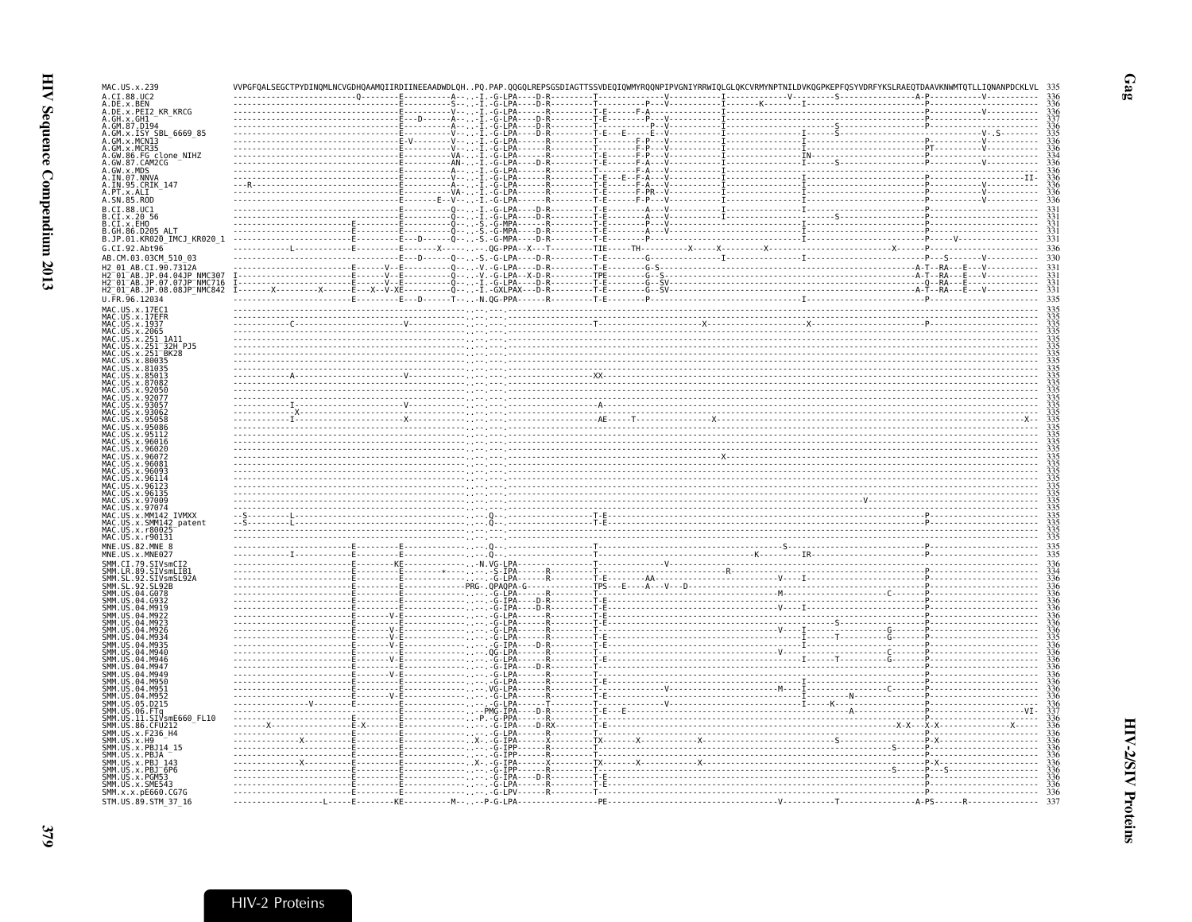# Gag

## HIV-2/SIV Proteins

```
MAC.US.x.239                VVPGFQALSEGCTPYDINQMLNCVGDHQAAMQIIRDIINEEAADWDLQH..PQ.PAP.QQGQLREPSGSDIAGTTSSVDEQIQWMYRQQNPIPVGNIYRRWIQLGLQKCVRMYNPTNILDVKQGPKEPFQSYVDRFYKSLRAEQTDAAVKNWMTQTLLIQNANPDCKLVL  335
A.CI.88.UC2                 336
A.DE.x.BEN                  336
A.DE.x.PEI2_KR_KRCG         336
A.GH.x.GH1                  337
A.GM.87.D194                336
A.GM.x.ISY_SBL_6669_85      335
A.GM.x.MCN13                336
A.GM.x.MCR35                336
A.GW.86.FG_clone_NIHZ       336
A.GW.87.CAM2CG              336
A.GW.x.MDS                  336
A.IN.07.NNVA                336
A.IN.95.CRIK_147            336
A.PT.x.ALI                  336
A.SN.85.ROD                 336
B.CI.88.UC1                 331
B.CI.x.20_56                331
B.CI.x.EHO                  331
B.GH.86.D205_ALT            331
B.JP.01.KR020_IMCJ_KR020_1  331
G.CI.92.Abt96               336
AB.CM.03.03CM_510_03        330
H2_01_AB.CI.90.7312A        331
H2_01_AB.JP.04.04JP_NMC307  331
H2_01_AB.JP.07.07JP_NMC716  331
H2_01_AB.JP.08.08JP_NMC842  331
U.FR.96.12034               335
MAC.US.x.17EC1              335
MAC.US.x.17EFR              335
MAC.US.x.1937               335
MAC.US.x.2065               335
MAC.US.x.251_1A11           335
MAC.US.x.251_32H_PJ5        335
MAC.US.x.251_BK28           335
MAC.US.x.80035              335
MAC.US.x.81035              335
MAC.US.x.85013              335
MAC.US.x.87082              335
MAC.US.x.92050              335
MAC.US.x.92077              335
MAC.US.x.93057              335
MAC.US.x.93062              335
MAC.US.x.95058              335
MAC.US.x.95086              335
MAC.US.x.95112              335
MAC.US.x.96016              335
MAC.US.x.96020              335
MAC.US.x.96072              335
MAC.US.x.96081              335
MAC.US.x.96093              335
MAC.US.x.96114              335
MAC.US.x.96123              335
MAC.US.x.96135              335
MAC.US.x.97009              335
MAC.US.x.97074              335
MAC.US.x.MM142_IVMXX        335
MAC.US.x.SMM142_patent      335
MAC.US.x.r80025             335
MAC.US.x.r90131             335
MNE.US.82.MNE_8             335
MNE.US.x.MNE027             335
SMM.CI.79.SIVsmCI2          336
SMM.LR.89.SIVsmLIB1         334
SMM.SL.92.SIVsmSL92A        336
SMM.SL.92.SL92B             336
SMM.US.04.G078              336
SMM.US.04.G932              336
SMM.US.04.M919              336
SMM.US.04.M922              336
SMM.US.04.M923              336
SMM.US.04.M926              336
SMM.US.04.M934              335
SMM.US.04.M935              336
SMM.US.04.M940              336
SMM.US.04.M946              336
SMM.US.04.M947              336
SMM.US.04.M949              336
SMM.US.04.M950              336
SMM.US.04.M951              336
SMM.US.04.M952              336
SMM.US.05.D215              336
SMM.US.06.FTq               337
SMM.US.11.SIVsmE660_FL10    336
SMM.US.86.CFU212            336
SMM.US.x.F236_H4            336
SMM.US.x.H9                 336
SMM.US.x.PBJ14_15           336
SMM.US.x.PBJA               336
SMM.US.x.PBJ_143            336
SMM.US.x.PBJ_6P6            336
SMM.US.x.PGM53              336
SMM.US.x.SME543             336
SMM.x.x.pE660.CG7G          336
STM.US.89.STM_37_16         337
```

HIV-2 Proteins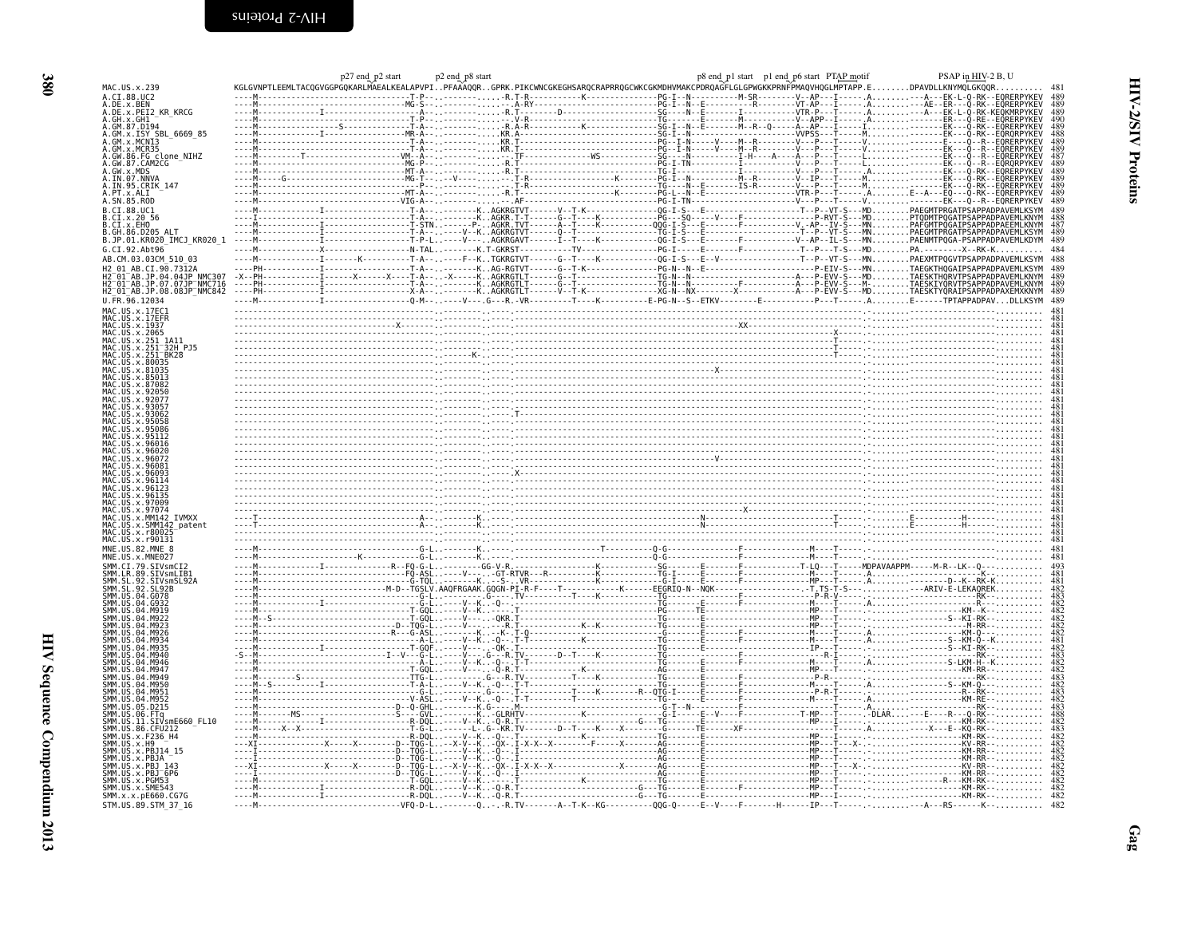Alignment annotations (left to right): p27 end_p2 start · p2 end_p8 start · p8 end_p1 start · p1 end_p6 start · PTAP motif · PSAP in HIV-2 B, U

```
MAC.US.x.239   KGLGVNPTLEEMLTACQGVGGPGQKARLMAEALKEALAPVPI..PFAAAQQR..GPRK.PIKCWNCGKEGHSARQCRAPRRQGCWKCGKMDHVMAKCPDRQAGFLGLGPWGKKPRNFPMAQVHQGLMPTAPP.E........DPAVDLLKNYMQLGKQQR..........  481
```

| Sequence | Length |
|---|---|
| MAC.US.x.239 | 481 |
| A.CI.88.UC2 | 489 |
| A.DE.x.BEN | 489 |
| A.DE.x.PEI2_KR_KRCG | 489 |
| A.GH.x.GH1 | 490 |
| A.GM.87.D194 | 489 |
| A.GM.x.ISY_SBL_6669_85 | 488 |
| A.GM.x.MCN13 | 489 |
| A.GM.x.MCR35 | 489 |
| A.GW.86.FG_clone_NIHZ | 487 |
| A.GW.87.CAM2CG | 489 |
| A.GW.x.MDS | 489 |
| A.IN.07.NNVA | 487 |
| A.IN.95.CRIK_147 | 489 |
| A.PT.x.ALI | 489 |
| A.SN.85.ROD | 489 |
| B.CI.88.UC1 | 489 |
| B.CI.x.20_56 | 488 |
| B.CI.x.EHO | 487 |
| B.GH.86.D205_ALT | 489 |
| B.JP.01.KR020_IMCJ_KR020_1 | 489 |
| G.CI.92.Abt96 | 484 |
| AB.CM.03.03CM_510_03 | 488 |
| H2_01_AB.CI.90.7312A | 489 |
| H2_01_AB.JP.04.04JP_NMC307 | 489 |
| H2_01_AB.JP.07.07JP_NMC716 | 489 |
| H2_01_AB.JP.08.08JP_NMC842 | 489 |
| U.FR.96.12034 | 489 |
| MAC.US.x.17EC1 | 481 |
| MAC.US.x.17EFR | 481 |
| MAC.US.x.1937 | 481 |
| MAC.US.x.2065 | 481 |
| MAC.US.x.251_1A11 | 481 |
| MAC.US.x.251_32H_PJ5 | 481 |
| MAC.US.x.251_BK28 | 481 |
| MAC.US.x.80035 | 481 |
| MAC.US.x.81035 | 481 |
| MAC.US.x.85013 | 481 |
| MAC.US.x.87082 | 481 |
| MAC.US.x.92050 | 481 |
| MAC.US.x.92077 | 481 |
| MAC.US.x.93057 | 481 |
| MAC.US.x.93062 | 481 |
| MAC.US.x.95058 | 481 |
| MAC.US.x.95086 | 481 |
| MAC.US.x.95112 | 481 |
| MAC.US.x.96016 | 481 |
| MAC.US.x.96020 | 481 |
| MAC.US.x.96072 | 481 |
| MAC.US.x.96081 | 481 |
| MAC.US.x.96093 | 481 |
| MAC.US.x.96114 | 481 |
| MAC.US.x.96123 | 481 |
| MAC.US.x.96135 | 481 |
| MAC.US.x.97009 | 481 |
| MAC.US.x.97074 | 481 |
| MAC.US.x.MM142_IVMXX | 481 |
| MAC.US.x.SMM142_patent | 481 |
| MAC.US.x.r80025 | 481 |
| MAC.US.x.r90131 | 481 |
| MNE.US.82.MNE_8 | 481 |
| MNE.US.x.MNE027 | 481 |
| SMM.CI.79.SIVsmCI2 | 493 |
| SMM.LR.89.SIVsmLIB1 | 481 |
| SMM.SL.92.SIVsmSL92A | 481 |
| SMM.SL.92.SL92B | 482 |
| SMM.US.04.G078 | 483 |
| SMM.US.04.G932 | 482 |
| SMM.US.04.M919 | 482 |
| SMM.US.04.M922 | 482 |
| SMM.US.04.M923 | 482 |
| SMM.US.04.M926 | 482 |
| SMM.US.04.M934 | 481 |
| SMM.US.04.M935 | 482 |
| SMM.US.04.M940 | 483 |
| SMM.US.04.M946 | 482 |
| SMM.US.04.M947 | 483 |
| SMM.US.04.M949 | 483 |
| SMM.US.04.M950 | 482 |
| SMM.US.04.M951 | 483 |
| SMM.US.04.M952 | 482 |
| SMM.US.05.D215 | 483 |
| SMM.US.06.FTq | 488 |
| SMM.US.11.SIVsmE660_FL10 | 482 |
| SMM.US.86.CFU212 | 483 |
| SMM.US.x.F236_H4 | 482 |
| SMM.US.x.H9 | 482 |
| SMM.US.x.PBJ14_15 | 482 |
| SMM.US.x.PBJA | 482 |
| SMM.US.x.PBJ_143 | 482 |
| SMM.US.x.PBJ_6P6 | 482 |
| SMM.US.x.PGM53 | 482 |
| SMM.US.x.SME543 | 482 |
| SMM.x.x.pE660.CG7G | 482 |
| STM.US.89.STM_37_16 | 482 |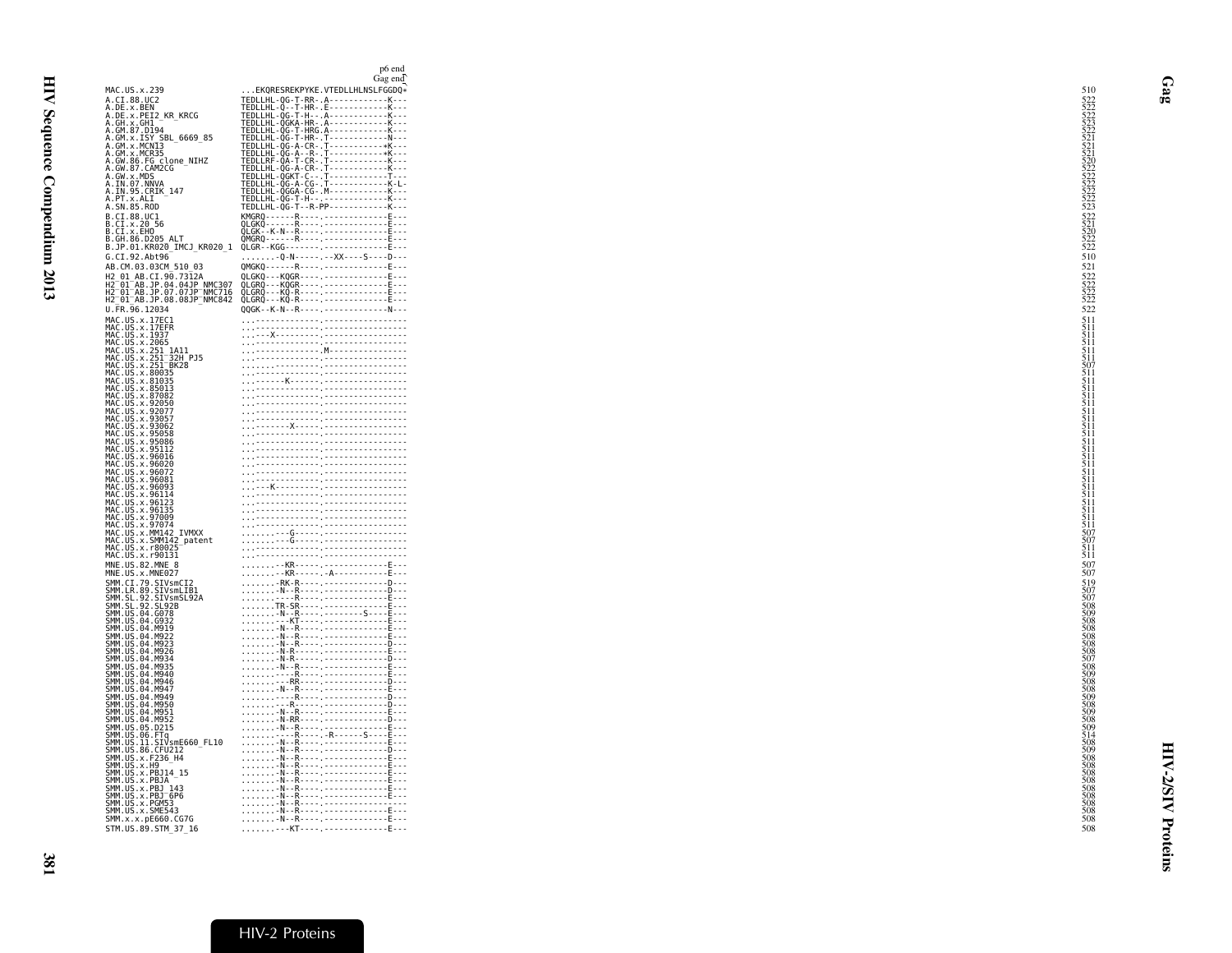```
                                  p6 end
                                  Gag end
MAC.US.x.239                  ...EKQRESREKPYKE.VTEDLLHLNSLFGGDQ*        510
A.CI.88.UC2                   TEDLLHL-QG-T-RR-.A------------K---        522
A.DE.x.BEN                    TEDLLHL-Q--T-HR-.E------------K---        522
A.DE.x.PEI2_KR_KRCG           TEDLLHL-QG-T-H--.A------------K---        522
A.GH.x.GH1                    TEDLLHL-QGKA-HR-.A------------K---        523
A.GM.87.D194                  TEDLLHL-QG-T-HRG.A------------K---        522
A.GM.x.ISY_SBL_6669_85        TEDLLHL-QG-T-HR-.T------------N---        521
A.GM.x.MCN13                  TEDLLHL-QG-A-CR-.T-----------*K---        521
A.GM.x.MCR35                  TEDLLHL-QG-A--R-.T-----------*K---        521
A.GW.86.FG_clone_NIHZ         TEDLLRF-QA-T-CR-.T------------K---        520
A.GW.87.CAM2CG                TEDLLHL-QG-A-CR-.T------------K---        522
A.GW.x.MDS                    TEDLLHL-QGKT-C--.T------------T---        522
A.IN.07.NNVA                  TEDLLHL-QG-A-CG-.T------------K-L-        522
A.IN.95.CRIK_147              TEDLLHL-QGGA-CG-.M------------K---        522
A.PT.x.ALI                    TEDLLHL-QG-T-H--.-------------K---        522
A.SN.85.ROD                   TEDLLHL-QG-T--R-PP------------K---        523
B.CI.88.UC1                   KMGRQ------R----.-------------E---        522
B.CI.x.20_56                  QLGKQ------R----.-------------E---        521
B.CI.x.EHO                    QLGK--K-N--R----.-------------E---        520
B.GH.86.D205_ALT              QMGRQ------R----.-------------E---        522
B.JP.01.KR020_IMCJ_KR020_1    QLGR--KGG-------.-------------E---        522
G.CI.92.Abt96                 ........-Q-N-----.--XX----S----D---       510
AB.CM.03.03CM_510_03          QMGKQ------R----.-------------E---        521
H2_01_AB.CI.90.7312A          QLGKQ---KQGR----.-------------E---        522
H2_01_AB.JP.04.04JP_NMC307    QLGRQ---KQGR----.-------------E---        522
H2_01_AB.JP.07.07JP_NMC716    QLGRQ---KQ-R----.-------------E---        522
H2_01_AB.JP.08.08JP_NMC842    QLGRQ---KQ-R----.-------------E---        522
U.FR.96.12034                 QQGK--K-N--R----.-------------N---        522
MAC.US.x.17EC1                ...-------------.-----------------        511
MAC.US.x.17EFR                ...-------------.-----------------        511
MAC.US.x.1937                 ...---X---------.-----------------        511
MAC.US.x.2065                 ...-------------.-----------------        511
MAC.US.x.251_1A11             ...-------------.M----------------        511
MAC.US.x.251_32H_PJ5          ...-------------.-----------------        511
MAC.US.x.251_BK28             ...-------------.-----------------        507
MAC.US.x.80035                ...-------------.-----------------        511
MAC.US.x.81035                ...------K------.-----------------        511
MAC.US.x.85013                ...-------------.-----------------        511
MAC.US.x.87082                ...-------------.-----------------        511
MAC.US.x.92050                ...-------------.-----------------        511
MAC.US.x.92077                ...-------------.-----------------        511
MAC.US.x.93057                ...-------------.-----------------        511
MAC.US.x.93062                ...-------X-----.-----------------        511
MAC.US.x.95058                ...-------------.-----------------        511
MAC.US.x.95086                ...-------------.-----------------        511
MAC.US.x.95112                ...-------------.-----------------        511
MAC.US.x.96016                ...-------------.-----------------        511
MAC.US.x.96020                ...-------------.-----------------        511
MAC.US.x.96072                ...-------------.-----------------        511
MAC.US.x.96081                ...-------------.-----------------        511
MAC.US.x.96093                ...--K----------.-----------------        511
MAC.US.x.96114                ...-------------.-----------------        511
MAC.US.x.96123                ...-------------.-----------------        511
MAC.US.x.96135                ...-------------.-----------------        511
MAC.US.x.97009                ...-------------.-----------------        511
MAC.US.x.97074                ...-------------.-----------------        511
MAC.US.x.MM142_IVMXX          .........-G-----.-----------------        507
MAC.US.x.SMM142_patent        .........-G-----.-----------------        507
MAC.US.x.r80025               ...-------------.-----------------        511
MAC.US.x.r90131               ...-------------.-----------------        511
MNE.US.82.MNE_8               ........--KR-----.-------------E---       507
MNE.US.x.MNE027               ........--KR-----.-A-----------E---       507
SMM.CI.79.SIVsmCI2            ........-RK-R----.-------------D---       519
SMM.LR.89.SIVsmLIB1           ........-N--R----.-------------D---       507
SMM.SL.92.SIVsmSL92A          ........----R----.-------------E---       507
SMM.SL.92.SL92B               .......TR-SR-----.-------------E---       508
SMM.US.04.G078                ........-N--R----.---------S----E---      509
SMM.US.04.G932                ........--KT-----.-------------E---       508
SMM.US.04.M919                ........-N--R----.-------------E---       508
SMM.US.04.M922                ........-N--R----.-------------E---       508
SMM.US.04.M923                ........-N--R----.-------------D---       508
SMM.US.04.M926                ........-N-R-----.-------------E---       508
SMM.US.04.M934                ........-N-R-----.-------------D---       507
SMM.US.04.M935                ........-N--R----.-------------E---       508
SMM.US.04.M940                ........----R----.-------------E---       509
SMM.US.04.M946                ........---RR----.-------------D---       508
SMM.US.04.M947                ........-N--R----.-------------E---       508
SMM.US.04.M949                ........----R----.-------------D---       509
SMM.US.04.M950                ........---R-----.-------------D---       508
SMM.US.04.M951                ........-N--R----.-------------E---       509
SMM.US.04.M952                ........-N-RR----.-------------D---       508
SMM.US.05.D215                ........-N--R----.-------------E---       509
SMM.US.06.FTq                 ........----R----.-R------S----E---       514
SMM.US.11.SIVsmE660_FL10      ........-N--R----.-------------E---       508
SMM.US.86.CFU212              ........-N--R----.-------------D---       509
SMM.US.x.F236_H4              ........-N--R----.-------------E---       508
SMM.US.x.H9                   ........-N--R----.-------------E---       508
SMM.US.x.PBJ14_15             ........-N--R----.-------------E---       508
SMM.US.x.PBJA                 ........-N--R----.-------------E---       508
SMM.US.x.PBJ_143              ........-N--R----.-------------E---       508
SMM.US.x.PBJ_6P6              ........-N--R----.-------------E---       508
SMM.US.x.PGM53                ........-N--R----.-----------------       508
SMM.US.x.SME543               ........-N--R----.-------------E---       508
SMM.x.x.pE660.CG7G            ........-N--R----.-------------E---       508
STM.US.89.STM_37_16           ........---KT----.-------------E---       508
```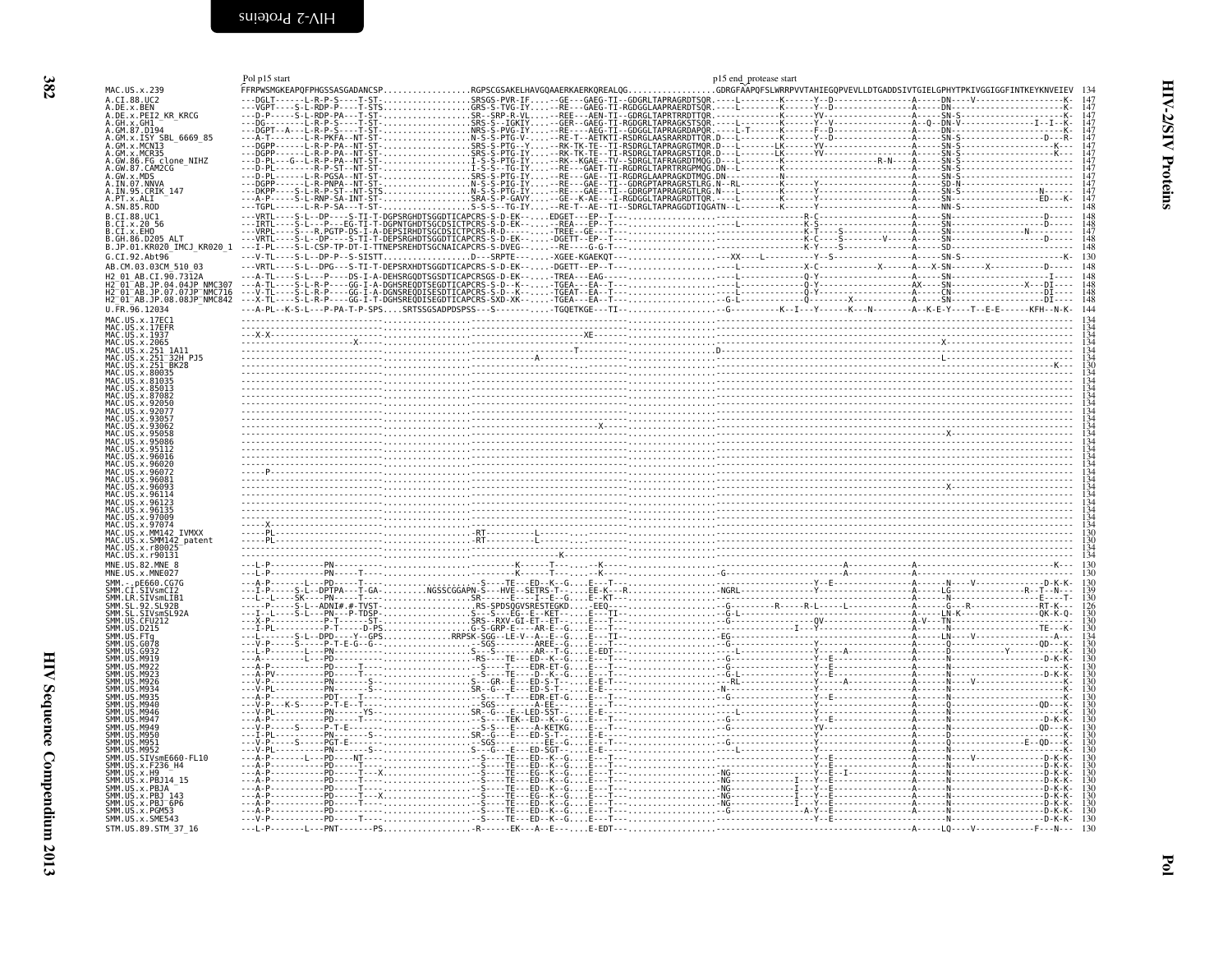Pol p15 start

p15 end_protease start

```
MAC.US.x.239                FFRPWSMGKEAPQFPHGSSASGADANCSP..................RGPSCGSAKELHAVGQAAERKAERKQREALQG.................GDRGFAAPQFSLWRRPVVTAHIEGQPVEVLLDTGADDSIVTGIELGPHYTPKIVGGIGGFINTKEYKNVEIEV  134
A.CI.88.UC2                 ---DGLT------L-R-P-S----T-ST-..................SRSGS-PVR-IF....--GE---GAEG-TI--GDGRLTAPRAGRDTSQR.-----L---------K------Y--D-----------------A------DN----V-------------------K-  147
A.DE.x.BEN                  ---VGPT----S-L-RDP-P----T-STS..................GRS-S-TVG-IY....--RE---GAEG-TI-RGDGGLAAPRAERDTSQR.-----L---------K------Y--D-----------------A------DN---------------------K-  147
A.DE.x.PEI2_KR_KRCG         ---D-P-----S-L-RDP-PA---T-ST-..................SR--SRP-R-VL....--REE---AEN-TI--GDRGLTAPRTRRDTTQR.-----------------K------YV------------------A------SN-S--------------------K-  147
A.GH.x.GH1                  ---DG-------L-R-P-S-----T-ST-..................SRS-S--IGKIY....--GER--GAEG-TI-RGDGRLTAPRAGKSTSQR.-----L---------K------Y--V--------------------A--Q-DN-V--------------I--I--K-  147
A.GM.87.D194                ---DGPT--A---L-R-P-S----T-ST-..................NRS-S-PVG-IY....--RE---AEG-TI--GDGGLTAPRAGRDAPQR.-----L-T-------K------F--D-----------------A------DN---------------------K-  147
A.GM.x.ISY_SBL_6669_85      ---A-T-------L-R-PKFA--NT-ST-..................N-S-S-PTG-V-....--RE-T--AETKTI-RSDRGLAASRARRDTTQR.D----L---------K------Y--D-----------------A------SN-S-----------------D---R-  147
A.GM.x.MCN13                ---DGPP------L-R-P-PA--NT-ST-..................SRS-S-PTG--Y....--RK-TK-TE--TI-RSDRGLTAPRAGRGTMQR.D----L---------LK-----YV------------------A------SN-S------------------K--  147
A.GM.x.MCR35                ---DGPP------L-R-P-PA--NT-ST-..................SRS-S-PTG-IY....--RK-TK-TE--TI-RSDRGLTAPRAGRSTIQR.D----L---------LK-----YV------------------A------SN-S------------------K---  147
A.GW.86.FG_clone_NIHZ       ---D-PL----G--L-R-P-PA--NT-ST-..................I-S-S-PTG-IY....--RK--KGAE--TV--SDRGLTAFRAGRDTMQG.D----L---------K---------------R-N------A------SN-S--------------------K-  147
A.GW.87.CAM2CG              ---D-PL--------R-P-ST--NT-ST-..................I-S-S---TG-IY....--RE---GAET-TI-RGDRGLTAPRTRRGPMQG.DN--L---------K-----------------------------A------SN-S--------------------K-  147
A.GW.x.MDS                  ---D-PL------L-R-PGSA--NT-ST-..................SRS-S-PTG-IY....--RE---GAE--TI-RGDRGLAAPRAGKDTMQG.DN--------------N---------------------------A------SN-S--------------------K-  147
A.IN.07.NNVA                ---DGPP------L-R-PNPA--NT-ST-..................N-S-S-PIG-IY....--RE---GAE--TI--GDRGPTAPRAGRSTLRG.N--RL--------K------Y-----------------------A------SD-N--------------------K-  147
A.IN.95.CRIK_147            ---DKPP----S-L-R-P-ST--NT-STS..................N-S-S-PTG-IY....--RE---GAE--TI--GDRGPTAPRAGRSTLRG.N--L---------K------Y-----------------------A------SN-S----------------N------K-  147
A.PT.x.ALI                  ---A-P-----S-L-RNP-SA-INT-ST-..................SRA-S-P-GAVY....--GE--K-AE---I-RGDGGLTAPRAGRDTTQR.-----L---------K------Y-----------------------A------SN-S---------------ED---K-  147
A.SN.85.ROD                 ---TGPL------L-R-P-SA---T-ST-..................S-S-S--TG-IY....--RE-T--AE--TI--SDRGLTAPRAGGDTIQGATN--L---------K------Y-----------------------A------NN-S--------------------K-  148
B.CI.88.UC1                 ---VRTL----S-L--DP----S-TI-T-DGPSRGHDTSGGDTICAPCRS-S-D-EK.....EDGET---EP--T-----------------------------R-C---------------------A------SN---------------------D-----  148
B.CI.x.20_56                ---IRTL----S-L---P---EG-TI-T-DGPNTGHDTSGCDSICTPCRS-S-D-EK......--REA---EP--T---------------------L-----------K-S---------------------A------SN---------------------D-----  148
B.CI.x.EHO                  ---VRPL----S---R.PGTP-DS-I-A-DEPSIRHDTSGCDSICTPCRS-R-D-.........TREE--GE---T-------------------------------K-T----S-----------------A------SN-------------N---------  147
B.GH.86.D205_ALT            ---VRTL----S-L--DP----S-TI-T-DEPSRGHDTSGGDTICAPCRS-S-D-EK.....-DGETT--EP--T-------------------------------K-C----S-----------V----A------SN---------------------D-----  148
B.JP.01.KR020_IMCJ_KR020_1  ---I-PL----S-L-CSP-TP-DT-I-TTNEPSREHDTSGCNAICAPCRS-S-DVEG......--RE----G-G-T-------------------------------K-Y----S-----------------A------SD---------------------------  148
G.CI.92.Abt96               ---V-TL----S-L--DP-P--S-SISTT.................D---SRPTE.......-XGEE-KGAEKQT-------------------XX------L-----------Y--S-----------------A------SN-S--------------------K-  130
AB.CM.03.03CM_510_03        ---VRTL----S-L--DPG---S-TI-T-DEPSRXHDTSGGDTICAPCRS-S-D-EK......-DGETT--EP--T---------------------L-----------X-C----------X------A---X-SN-------X-----------D-----  148
H2_01_AB.CI.90.7312A        ---A-TL----S-L-R-P-----DS-I-A-DEHSRGQDTSGSDTICAPCRSGS-D-EK......-TREA---EAG------------------------L-----------Q-Y-----------------A------SN-----------------------I-----  148
H2_01_AB.JP.04.04JP_NMC307  ---A-TL----S-L-R-P----GG-I-A-DGHSREQDTSEGDTICAPCRS-S-D--K.......-TGEA---EA--T---------------------L-----------Q-Y----------------AX-----SN-------------------X---DI-----  148
H2_01_AB.JP.07.07JP_NMC716  ---V-TL----S-L-R-P----GG-I-A-DGNSREQDISESDTICAPCRS-S-D--K......-TGEAT--EA--T---------------------L-----------Q-Y-----------------A------CN----------------------DI-----  148
H2_01_AB.JP.08.08JP_NMC842  ---X-TL----S-L-R-P----GG-I-T-DGHSREQDISEGDTICAPCRS-SXD-XK.......-TGEA---EA--T--------------------G-L-----------Q-------X---------A------SN----------------------DI-----  148
U.FR.96.12034               ---A-PL--K-S-L---P-PA-T-P-SPS....SRTSSGSADPDSPSS---S-----------TGQETKGE---TI-----------------G-----------K--I---Y-----K---N----------A--K-E-Y----T--E-E------KFH--N-K-  144
MAC.US.x.17EC1              -------------------------------------------------------------------------------------------------------------------------------------------------------------  134
MAC.US.x.17EFR              -------------------------------------------------------------------------------------------------------------------------------------------------------------  134
MAC.US.x.1937               ---X-X-------------------------------------------------------------XE--------------------------------------------------------------------------------------  134
MAC.US.x.2065               --------------------X---------------------------------------------------------------------------------------------------X---------------------------------  134
MAC.US.x.251_1A11           ------------------------------------------------------------T--------------D-------------------------------------------------------------------------------  134
MAC.US.x.251_32H_PJ5        -----------------------------------------A------------------------------------------------------------------------------L---------------------------------  134
MAC.US.x.251_BK28           -------------------------------------------------------------------------------------------------------------------------------------------------------K---  130
MAC.US.x.80035              -------------------------------------------------------------------------------------------------------------------------------------------------------------  134
MAC.US.x.81035              -------------------------------------------------------------------------------------------------------------------------------------------------------------  134
MAC.US.x.85013              -------------------------------------------------------------------------------------------------------------------------------------------------------------  134
MAC.US.x.87082              -------------------------------------------------------------------------------------------------------------------------------------------------------------  134
MAC.US.x.92050              -------------------------------------------------------------------------------------------------------------------------------------------------------------  134
MAC.US.x.92077              -------------------------------------------------------------------------------------------------------------------------------------------------------------  134
MAC.US.x.93057              -------------------------------------------------------------------------------------------------------------------------------------------------------------  134
MAC.US.x.93062              ------------------------------------------------------X-----------------------------------------------------------------------------------------------------  134
MAC.US.x.95058              -------------------------------------------------------------------------------------------------------------------X--------------------------------------  134
MAC.US.x.95086              -------------------------------------------------------------------------------------------------------------------------------------------------------------  134
MAC.US.x.95112              -------------------------------------------------------------------------------------------------------------------------------------------------------------  134
MAC.US.x.96016              -------------------------------------------------------------------------------------------------------------------------------------------------------------  134
MAC.US.x.96020              -------------------------------------------------------------------------------------------------------------------------------------------------------------  134
MAC.US.x.96072              -----P-------------------------------------------------------------------------------------------------------------------------------------------------------  134
MAC.US.x.96081              -------------------------------------------------------------------------------------------------------------------------------------------------------------  134
MAC.US.x.96093              ------------------------------------------------------------------------------------------------------------------X---------------------------------------  134
MAC.US.x.96114              -------------------------------------------------------------------------------------------------------------------------------------------------------------  134
MAC.US.x.96123              -------------------------------------------------------------------------------------------------------------------------------------------------------------  134
MAC.US.x.96135              -------------------------------------------------------------------------------------------------------------------------------------------------------------  134
MAC.US.x.97009              -------------------------------------------------------------------------------------------------------------------------------------------------------------  134
MAC.US.x.97074              -----X-------------------------------------------------------------------------------------------------------------------------------------------------------  134
MAC.US.x.MM142_IVMXX        -----PL--------------------------------------------RT-----------L-------------------------------------------------------------------------------------------  130
MAC.US.x.SMM142_patent      -----PL--------------------------------------------RT-----------L-------------------------------------------------------------------------------------------  130
MAC.US.x.r80025             -------------------------------------------------------------------------------------------------------------------------------------------------------------  134
MAC.US.x.r90131             ----------------------------------------------------------K-----------------------------------------------------------------------------------------------  134
MNE.US.82.MNE_8             ---L-P----------PN---------------------------------K-------T---.....K-----------------------------A----------------A---------------------------------K---  130
MNE.US.x.MNE027             ---L-P----------PN-----T---------------------------K-------T---.....K--------------G--------------A----------------A----------------------------------  130
SMM.-.pE660.CG7G            ---A-P-------L---PD-----T-----------------------S----TE---ED--K--G.....E---T---------------------------------Y--E---------------A------N-----V-----------D-K-K-  130
SMM.CI.SIVsmCI2             ---I-P-----S-L--DPTPA---T-GA-..........NGSSCGGAPN-S---HVE--SETRS-T-.....EE-K---R.............NGRL-------------Y-------------------A------LG-------------R--T--N---  139
SMM.LR.SIVsmLIB1            ---L-L-----SK---PN-----T----.......................SR------E----I--E--G.....E--KT----------------------------------------------------A------SN---------------------E----T-  130
SMM.SL.92.SL92B             ---P-------S-L--ADNI#.#-TVST-..................RS-SPDSQGVSRESTEGKD.....EEQ......................-G---------R-----R-L-----L------------A------G---R-------------RT-K---  126
SMM.SL.SIVsmSL92A           ---I--L----S-L---PN---P-TDSP-..................S---S---EG--E--KET-.....E---TI------------------G-L-------------------------------------A------LN-K--------------QK-K-Q-  130
SMM.US.CFU212               ---V-P-----------P-T-----ST-..................SRS--RXV-GI-ET--ET-.....E---T-----------------G--------------QV-------------------A-V---TN-----------------------K-  130
SMM.US.D215                 ---I-PL----------P-T-----D-PS..................G-S-GRP-E-----AR-E--G.....E---T-------------------------I-----Y-----------------A------N----------------------TE---K-  130
SMM.US.FTq                  ---L--------S-L--DPD----Y--GPS..............RRPSK-SGG--LE-V--A--E--G.....E---TI---------------EG------------------------------------A------LN-----V-------------------A-  134
SMM.US.G078                 ---V-P-----S---P-T-E-G--G-..................--SGS--------AREE--G.....E---T----------------G-------------Y--------------------A------SN---------------------QD---K-  130
SMM.US.G932                 ---L-P---------PN------T---...................S----S-------AR--T-G.....E-EDT------------------L-----------Y------A---------------A------D--------------Y--------K-  130
SMM.US.M919                 ---A--------L---PD-----------..................RS----TE---ED--K--G.....E---T-----------------G--------------Y--E---------------A------N----------------------D-K-K-  130
SMM.US.M922                 ---A-P----------PD-----T---..................S----T-----EDR-ET-G.....E---T-----------------G-L-------------Y--E---------------A------N----------------------------K-  130
SMM.US.M923                 ---A-PV---------PD-----T---..................S----TE----D--K--G.....E---T-----------------G-L-------------Y--E---------------A------N----------------------D-K-K-  130
SMM.US.M926                 ---V-P----------PN--------S-..................S---GR--E---ED-S-T-.....E-E-T------------------RL-------------Y------A----------A------N-----V-------------------K-  130
SMM.US.M934                 ---V-PL---------PN--------S-..................SR--G----ED-S-T--.....E-E-T-----------------N----------------Y-------------------A------N----------------------------K-  130
SMM.US.M935                 ---A-P----------PDT----T---..................S-----T-----EDR-ET-G.....E---T-----------------G--------------Y--E---------------A------N----------------------------K-  130
SMM.US.M940                 ---V-P---K-S-----P-T-E--T---..................SGS---------A-EE---.....E---T-----------------G--------------Y-------------------A------Q---------------------QD---K-  130
SMM.US.M946                 ---V-PL---------PN-------YS-..................SR--G----LED-SST-.....E-E-----------------L-----------------Y-------------------A------N----------------------------K-  130
SMM.US.M947                 ---A-P----------PD-----T---..................S----TEK--ED--K--G.....E---T-----------------G--------------Y--E---------------A------N----------------------D-K-K-  130
SMM.US.M949                 ---V-P-----S-----P-T-E------..................S-S----E-----A-KETKG.....E---T-----------------G--------------YV------------------A------N----------------------QD---K-  130
SMM.US.M950                 ---I-PL---------PN--------S-..................SR--G----ED-S-T--.....E-E-------------------------------------Y-------------------A------N----------------------------K-  130
SMM.US.M951                 ---V-P-----S-----PGT-E------..................-SGS---------EE--G.....E---T-----------------G--------------Y-------------------A------Q-----------------E--QD---K-  130
SMM.US.M952                 ---V-PL---------PN--------S-..................S---G---ED-SGT--.....E-E-T-----------------L-----------------Y-------------------A------N----------------------------K-  130
SMM.US.SIVsmE660-FL10       ---A-P------L---PD----NT---..................S----TE---ED--K--G.....E---T---------------------------------Y--E---------------A------N-----V-----------D-K-K-  130
SMM.US.x.F236_H4            ---A-P----------PD-----T---..................S----TE---ED--K--G.....E---T---------------------------------Y--E---------------A------N----------------------D-K-K-  130
SMM.US.x.H9                 ---A-P----------PD-----T---X..................S----TE---EG--K--G.....E---T-----------------NG--------------Y--E--I------------A------N----------------------D-K-K-  130
SMM.US.x.PBJ14_15           ---A-P----------PD-----T---..................S----TE---ED--K--G.....E---T-----------------NG------------I---Y--E---------------A------N----------------------D-K-K-  130
SMM.US.x.PBJA               ---A-P----------PD-----T---..................S----TE---ED--K--G.....E---T-----------------NG------------I---Y--E---------------A------N----------------------D-K-K-  130
SMM.US.x.PBJ_143            ---A-P----------PD-----T---X..................S----TE---EG--K--G.....E---T-----------------NG------------I---Y--E---------------A------N----------------------D-K-K-  130
SMM.US.x.PBJ_6P6            ---A-P----------PD-----T---..................S----TE---ED--K--G.....E---T-----------------NG------------I---Y--E---------------A------N----------------------D-K-K-  130
SMM.US.x.PGM53              ---A-P----------PD-----T---..................S----TE---ED--K--G.....E---T-----------------G-------------A-Y--E---------------A------N----------------------D-K-K-  130
SMM.US.x.SME543             ---V-P----------PD-----T---..................S----TE---ED--K--G.....E---T---------------------------------Y--E-------------------------N----------------------D-K-K-  130
STM.US.89.STM_37_16         ---L-P-------L---PNT-------PS..................R-------EK---A--E---.....E-EDT-------------------------------------------A------LQ----V-------------F---N---  130
```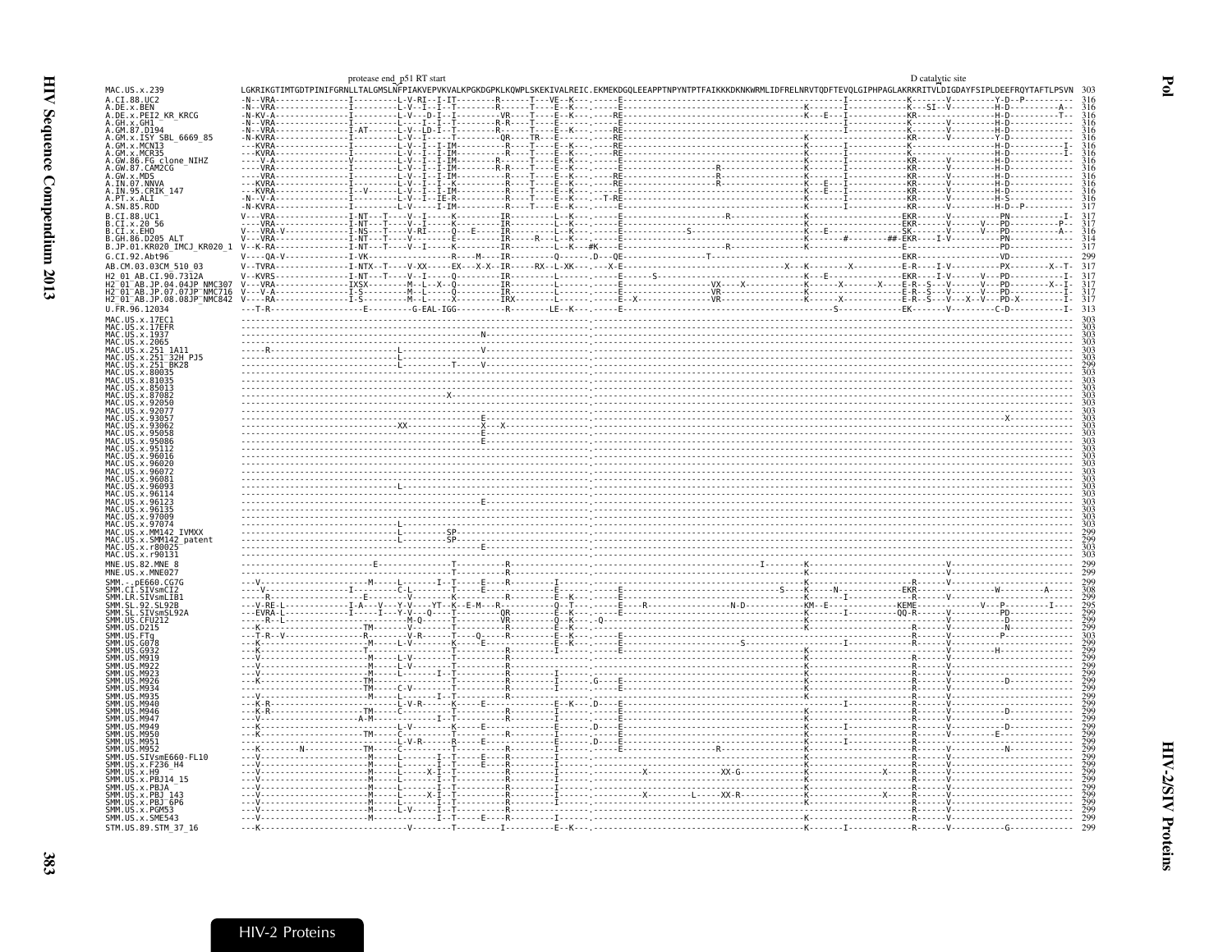```
                              protease end  p51 RT start                                                                                   D catalytic site
MAC.US.x.239                  LGKRIKGTIMTGDTPINIFGRNLLTALGMSLNFPIAKVEPVKVALKPGKDGPKLKQWPLSKEKIVALREIC.EKMEKDGQLEEAPPTNPYNTPTFAIKKKDKNKWRMLIDFRELNRVTQDFTEVQLGIPHPAGLAKRKRITVLDIGDAYFSIPLDEEFRQYTAFTLPSVN  303
A.CI.88.UC2                   316
A.DE.x.BEN                    316
A.DE.x.PEI2_KR_KRCG           316
A.GH.x.GH1                    316
A.GM.87.D194                  316
A.GM.x.ISY_SBL_6669_85        316
A.GM.x.MCN13                  316
A.GM.x.MCR35                  316
A.GW.86.FG_clone_NIHZ         316
A.GW.87.CAM2CG                316
A.GW.x.MDS                    316
A.IN.07.NNVA                  316
A.IN.95.CRIK_147              316
A.PT.x.ALI                    316
A.SN.85.ROD                   317
B.CI.88.UC1                   317
B.CI.x.20_56                  317
B.CI.x.EHO                    316
B.GH.86.D205_ALT              314
B.JP.01.KR020_IMCJ_KR020_1    317
G.CI.92.Abt96                 299
AB.CM.03.03CM_510_03          317
H2_01_AB.CI.90.7312A          317
H2_01_AB.JP.04.04JP_NMC307    317
H2_01_AB.JP.07.07JP_NMC716    317
H2_01_AB.JP.08.08JP_NMC842    317
U.FR.96.12034                 313
MAC.US.x.17EC1                303
MAC.US.x.17EFR                303
MAC.US.x.1937                 303
MAC.US.x.2065                 303
MAC.US.x.251_1A11             303
MAC.US.x.251_32H_PJ5          303
MAC.US.x.251_BK28             299
MAC.US.x.80035                303
MAC.US.x.81035                303
MAC.US.x.85013                303
MAC.US.x.87082                303
MAC.US.x.92050                303
MAC.US.x.92077                303
MAC.US.x.93057                303
MAC.US.x.93062                303
MAC.US.x.95058                303
MAC.US.x.95086                303
MAC.US.x.95112                303
MAC.US.x.96016                303
MAC.US.x.96020                303
MAC.US.x.96072                303
MAC.US.x.96081                303
MAC.US.x.96093                303
MAC.US.x.96114                303
MAC.US.x.96123                303
MAC.US.x.96135                303
MAC.US.x.97009                303
MAC.US.x.97074                303
MAC.US.x.MM142_IVMXX          299
MAC.US.x.SMM142_patent        299
MAC.US.x.r80025               303
MAC.US.x.r90131               303
MNE.US.82.MNE_8               299
MNE.US.x.MNE027               299
SMM.-.pE660.CG7G              299
SMM.CI.SIVsmCI2               308
SMM.LR.SIVsmLIB1              299
SMM.SL.92.SL92B               295
SMM.SL.SIVsmSL92A             299
SMM.US.CFU212                 299
SMM.US.D215                   299
SMM.US.FTq                    303
SMM.US.G078                   299
SMM.US.G932                   299
SMM.US.M919                   299
SMM.US.M922                   299
SMM.US.M923                   299
SMM.US.M926                   299
SMM.US.M934                   299
SMM.US.M935                   299
SMM.US.M940                   299
SMM.US.M946                   299
SMM.US.M947                   299
SMM.US.M949                   299
SMM.US.M950                   299
SMM.US.M951                   299
SMM.US.M952                   299
SMM.US.SIVsmE660-FL10         299
SMM.US.x.F236_H4              299
SMM.US.x.H9                   299
SMM.US.x.PBJ14_15             299
SMM.US.x.PBJA                 299
SMM.US.x.PBJ_143              299
SMM.US.x.PBJ_6P6              299
SMM.US.x.PGM53                299
SMM.US.x.SME543               299
STM.US.89.STM_37_16           299
```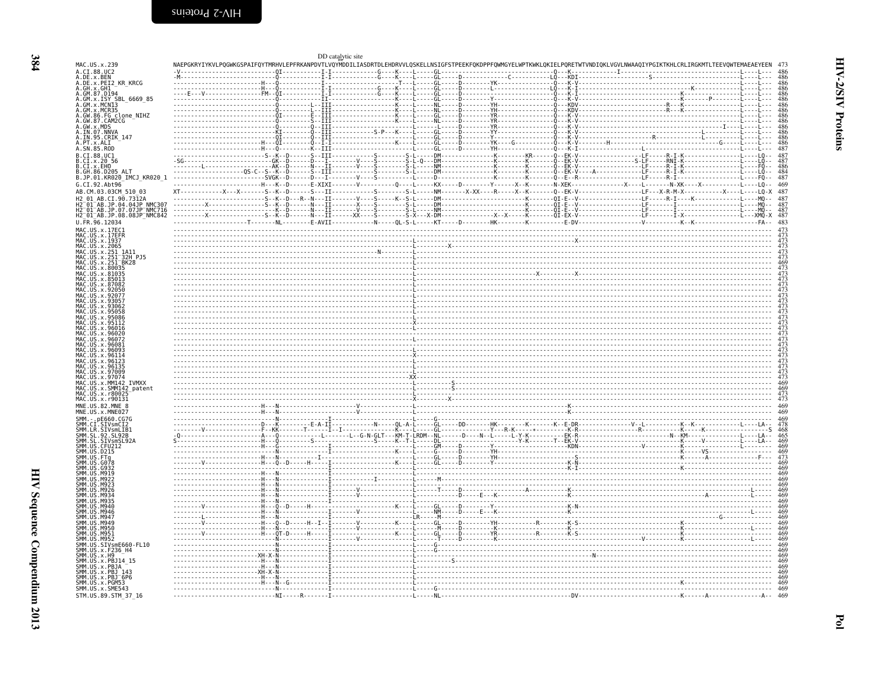# HIV-2/SIV Proteins

## Pol

DD catalytic site

```
MAC.US.x.239                 NAEPGKRYIYKVLPQGWKGSPAIFQYTMRHVLEPFRKANPDVTLVQYMDDILIASDRTDLEHDRVVLQSKELLNSIGFSTPEEKFQKDPPFQWMGYELWPTKWKLQKIELPQRETWTVNDIQKLVGVLNWAAQIYPGIKTKHLCRLIRGKMTLTEEVQWTEMAEAEYEEN  473
A.CI.88.UC2                  486
A.DE.x.BEN                   486
A.DE.x.PEI2_KR_KRCG          486
A.GH.x.GH1                   486
A.GM.87.D194                 486
A.GM.x.ISY_SBL_6669_85       486
A.GM.x.MCN13                 486
A.GM.x.MCR35                 486
A.GW.86.FG_clone_NIHZ        486
A.GW.87.CAM2CG               486
A.GW.x.MDS                   486
A.IN.07.NNVA                 486
A.IN.95.CRIK_147             486
A.PT.x.ALI                   486
A.SN.85.ROD                  487
B.CI.88.UC1                  487
B.CI.x.20_56                 487
B.CI.x.EHO                   486
B.GH.86.D205_ALT             484
B.JP.01.KR020_IMCJ_KR020_1   487
G.CI.92.Abt96                469
AB.CM.03.03CM_510_03         487
H2_01_AB.CI.90.7312A         487
H2_01_AB.JP.04.04JP_NMC307   487
H2_01_AB.JP.07.07JP_NMC716   487
H2_01_AB.JP.08.08JP_NMC842   487
U.FR.96.12034                483
MAC.US.x.17EC1               473
MAC.US.x.17EFR               473
MAC.US.x.1937                473
MAC.US.x.2065                473
MAC.US.x.251_1A11            473
MAC.US.x.251_32H_PJ5         473
MAC.US.x.251_BK28            469
MAC.US.x.80035               473
MAC.US.x.81035               473
MAC.US.x.85013               473
MAC.US.x.87082               473
MAC.US.x.92050               473
MAC.US.x.92077               473
MAC.US.x.93057               473
MAC.US.x.93062               473
MAC.US.x.95058               473
MAC.US.x.95086               473
MAC.US.x.95112               473
MAC.US.x.96016               473
MAC.US.x.96020               473
MAC.US.x.96072               473
MAC.US.x.96081               473
MAC.US.x.96093               473
MAC.US.x.96114               473
MAC.US.x.96123               473
MAC.US.x.96135               473
MAC.US.x.97009               473
MAC.US.x.97074               473
MAC.US.x.MM142_IVMXX         469
MAC.US.x.SMM142_patent       469
MAC.US.x.r80025              473
MAC.US.x.r90131              473
MNE.US.82.MNE_8              469
MNE.US.x.MNE027              469
SMM.-.pE660.CG7G             469
SMM.CI.SIVsmCI2              478
SMM.LR.SIVsmLIB1             468
SMM.SL.92.SL92B              465
SMM.SL.SIVsmSL92A            469
SMM.US.CFU212                469
SMM.US.D215                  469
SMM.US.FTq                   473
SMM.US.G078                  469
SMM.US.G932                  469
SMM.US.M919                  469
SMM.US.M922                  469
SMM.US.M923                  469
SMM.US.M926                  469
SMM.US.M934                  469
SMM.US.M935                  469
SMM.US.M940                  469
SMM.US.M946                  469
SMM.US.M947                  469
SMM.US.M949                  469
SMM.US.M950                  469
SMM.US.M951                  469
SMM.US.M952                  469
SMM.US.SIVsmE660-FL10        469
SMM.US.x.F236_H4             469
SMM.US.x.H9                  469
SMM.US.x.PBJ14_15            469
SMM.US.x.PBJA                469
SMM.US.x.PBJ_143             469
SMM.US.x.PBJ_6P6             469
SMM.US.x.PGM53               469
SMM.US.x.SME543              469
STM.US.89.STM_37_16          469
```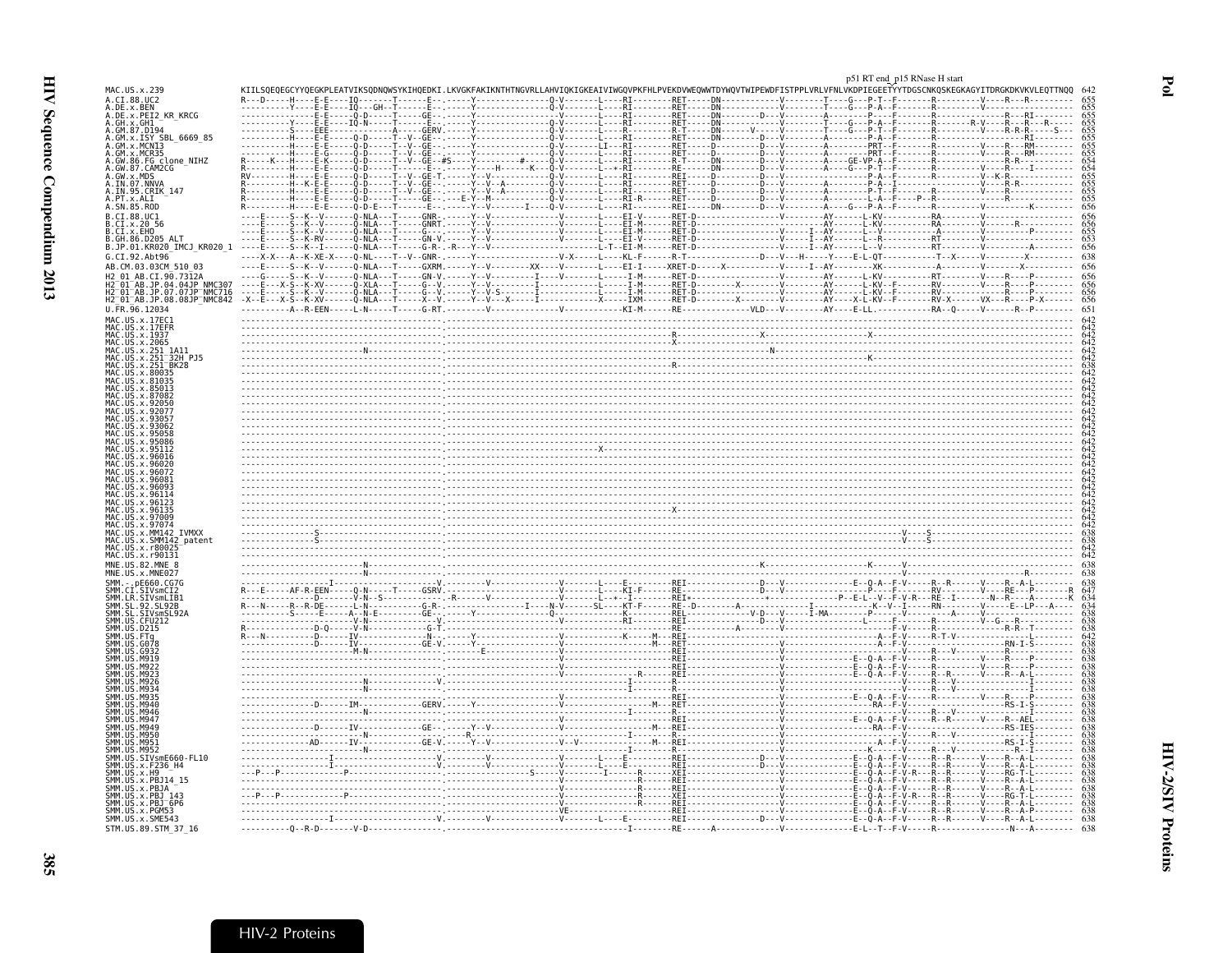p51 RT end p15 RNase H start

```
MAC.US.x.239                KIILSQEQEGCYYQEGKPLEATVIKSQDNQWSYKIHQEDKI.LKVGKFAKIKNTHTNGVRLLAHVIQKIGKEAIVIWGQVPKFHLPVEKDVWEQWWTDYWQVTWIPEWDFISTPPLVRLVFNLVKDPIEGEETYYTDGSCNKQSKEGKAGYITDRGKDKVKVLEQTTNQQ  642
```

Sequence alignment of HIV-2/SIV Pol (p51 RT end / p15 RNase H start) for the following sequences (positions at right):

| Sequence | Position |
|---|---|
| A.CI.88.UC2 | 655 |
| A.DE.x.BEN | 655 |
| A.DE.x.PEI2_KR_KRCG | 655 |
| A.GH.x.GH1 | 655 |
| A.GM.87.D194 | 655 |
| A.GM.x.ISY_SBL_6669_85 | 655 |
| A.GM.x.MCN13 | 655 |
| A.GM.x.MCR35 | 655 |
| A.GW.86.FG_clone_NIHZ | 654 |
| A.GW.87.CAM2CG | 654 |
| A.GW.x.MDS | 655 |
| A.IN.07.NNVA | 655 |
| A.IN.95.CRIK_147 | 655 |
| A.PT.x.ALI | 655 |
| A.SN.85.ROD | 656 |
| B.CI.88.UC1 | 656 |
| B.CI.x.20_56 | 656 |
| B.CI.x.EHO | 655 |
| B.GH.86.D205_ALT | 653 |
| B.JP.01.KR020_IMCJ_KR020_1 | 656 |
| G.CI.92.Abt96 | 638 |
| AB.CM.03.03CM_510_03 | 656 |
| H2_01_AB.CI.90.7312A | 656 |
| H2_01_AB.JP.04.04JP_NMC307 | 656 |
| H2_01_AB.JP.07.07JP_NMC716 | 656 |
| H2_01_AB.JP.08.08JP_NMC842 | 656 |
| U.FR.96.12034 | 651 |
| MAC.US.x.17EC1 | 642 |
| MAC.US.x.17EFR | 642 |
| MAC.US.x.1937 | 642 |
| MAC.US.x.2065 | 642 |
| MAC.US.x.251_1A11 | 642 |
| MAC.US.x.251_32H_PJ5 | 642 |
| MAC.US.x.251_BK28 | 638 |
| MAC.US.x.80035 | 642 |
| MAC.US.x.81035 | 642 |
| MAC.US.x.85013 | 642 |
| MAC.US.x.87082 | 642 |
| MAC.US.x.92050 | 642 |
| MAC.US.x.92077 | 642 |
| MAC.US.x.93057 | 642 |
| MAC.US.x.93062 | 642 |
| MAC.US.x.95058 | 642 |
| MAC.US.x.95086 | 642 |
| MAC.US.x.95112 | 642 |
| MAC.US.x.96016 | 642 |
| MAC.US.x.96020 | 642 |
| MAC.US.x.96072 | 642 |
| MAC.US.x.96081 | 642 |
| MAC.US.x.96093 | 642 |
| MAC.US.x.96114 | 642 |
| MAC.US.x.96123 | 642 |
| MAC.US.x.96135 | 642 |
| MAC.US.x.97009 | 642 |
| MAC.US.x.97074 | 642 |
| MAC.US.x.MM142_IVMXX | 638 |
| MAC.US.x.SMM142_patent | 638 |
| MAC.US.x.r80025 | 642 |
| MAC.US.x.r90131 | 642 |
| MNE.US.82.MNE_8 | 638 |
| MNE.US.x.MNE027 | 638 |
| SMM.-.pE660.CG7G | 638 |
| SMM.CI.SIVsmCI2 | 647 |
| SMM.LR.SIVsmLIB1 | 634 |
| SMM.SL.92.SL92B | 634 |
| SMM.SL.SIVsmSL92A | 638 |
| SMM.US.CFU212 | 638 |
| SMM.US.D215 | 638 |
| SMM.US.FTq | 642 |
| SMM.US.G078 | 638 |
| SMM.US.G932 | 638 |
| SMM.US.M919 | 638 |
| SMM.US.M922 | 638 |
| SMM.US.M923 | 638 |
| SMM.US.M926 | 638 |
| SMM.US.M934 | 638 |
| SMM.US.M935 | 638 |
| SMM.US.M940 | 638 |
| SMM.US.M946 | 638 |
| SMM.US.M947 | 638 |
| SMM.US.M949 | 638 |
| SMM.US.M950 | 638 |
| SMM.US.M951 | 638 |
| SMM.US.M952 | 638 |
| SMM.US.SIVsmE660-FL10 | 638 |
| SMM.US.x.F236_H4 | 638 |
| SMM.US.x.H9 | 638 |
| SMM.US.x.PBJ14_15 | 638 |
| SMM.US.x.PBJA | 638 |
| SMM.US.x.PBJ_143 | 638 |
| SMM.US.x.PBJ_6P6 | 638 |
| SMM.US.x.PGM53 | 638 |
| SMM.US.x.SME543 | 638 |
| STM.US.89.STM_37_16 | 638 |

HIV-2 Proteins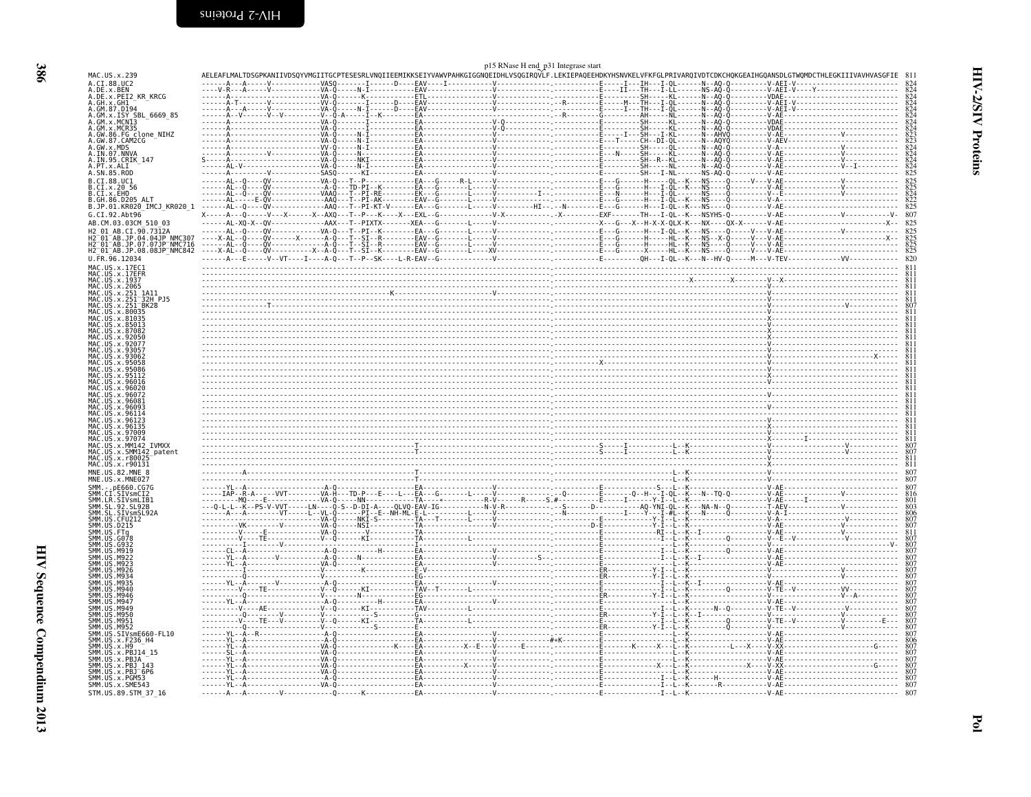p15 RNase H end_p31 Integrase start

```
MAC.US.x.239                 AELEAFLMALTDSGPKANIIVDSQYVMGIITGCPTESESRLVNQIIEEMIKKSEIYVAWVPAHKGIGGNQEIDHLVSQGIRQVLF.LEKIEPAQEEHDKYHSNVKELVFKFGLPRIVARQIVDTCDKCHQKGEAIHGQANSDLGTWQMDCTHLEGKIIIVAVHVASGFIE  811
```

| Sequence | Length |
|---|---|
| A.CI.88.UC2 | 824 |
| A.DE.x.BEN | 824 |
| A.DE.x.PEI2_KR_KRCG | 824 |
| A.GH.x.GH1 | 824 |
| A.GM.87.D194 | 824 |
| A.GM.x.ISY_SBL_6669_85 | 824 |
| A.GM.x.MCN13 | 824 |
| A.GM.x.MCR35 | 824 |
| A.GW.86.FG_clone_NIHZ | 823 |
| A.GW.87.CAM2CG | 823 |
| A.GW.x.MDS | 824 |
| A.IN.07.NNVA | 824 |
| A.IN.95.CRIK_147 | 824 |
| A.PT.x.ALI | 824 |
| A.SN.85.ROD | 825 |
| B.CI.88.UC1 | 825 |
| B.CI.x.20_56 | 825 |
| B.CI.x.EHO | 824 |
| B.GH.86.D205_ALT | 822 |
| B.JP.01.KR020_IMCJ_KR020_1 | 825 |
| G.CI.92.Abt96 | 807 |
| AB.CM.03.03CM_510_03 | 825 |
| H2_01_AB.CI.90.7312A | 825 |
| H2_01_AB.JP.04.04JP_NMC307 | 825 |
| H2_01_AB.JP.07.07JP_NMC716 | 825 |
| H2_01_AB.JP.08.08JP_NMC842 | 825 |
| U.FR.96.12034 | 820 |
| MAC.US.x.17EC1 | 811 |
| MAC.US.x.17EFR | 811 |
| MAC.US.x.1937 | 811 |
| MAC.US.x.2065 | 811 |
| MAC.US.x.251_1A11 | 811 |
| MAC.US.x.251_32H_PJ5 | 811 |
| MAC.US.x.251_BK28 | 807 |
| MAC.US.x.80035 | 811 |
| MAC.US.x.81035 | 811 |
| MAC.US.x.85013 | 811 |
| MAC.US.x.87082 | 811 |
| MAC.US.x.92050 | 811 |
| MAC.US.x.92077 | 811 |
| MAC.US.x.93057 | 811 |
| MAC.US.x.93062 | 811 |
| MAC.US.x.95058 | 811 |
| MAC.US.x.95086 | 811 |
| MAC.US.x.95112 | 811 |
| MAC.US.x.96016 | 811 |
| MAC.US.x.96020 | 811 |
| MAC.US.x.96072 | 811 |
| MAC.US.x.96081 | 811 |
| MAC.US.x.96093 | 811 |
| MAC.US.x.96114 | 811 |
| MAC.US.x.96123 | 811 |
| MAC.US.x.96135 | 811 |
| MAC.US.x.97009 | 811 |
| MAC.US.x.97074 | 811 |
| MAC.US.x.MM142_IVMXX | 807 |
| MAC.US.x.SMM142_patent | 807 |
| MAC.US.x.r80025 | 811 |
| MAC.US.x.r90131 | 811 |
| MNE.US.82.MNE_8 | 807 |
| MNE.US.x.MNE027 | 807 |
| SMM.-.pE660.CG7G | 807 |
| SMM.CI.SIVsmCI2 | 816 |
| SMM.LR.SIVsmLIB1 | 801 |
| SMM.SL.92.SL92B | 803 |
| SMM.SL.SIVsmSL92A | 806 |
| SMM.US.CFU212 | 807 |
| SMM.US.D215 | 807 |
| SMM.US.FTq | 811 |
| SMM.US.G078 | 807 |
| SMM.US.G932 | 807 |
| SMM.US.M919 | 807 |
| SMM.US.M922 | 807 |
| SMM.US.M923 | 807 |
| SMM.US.M926 | 807 |
| SMM.US.M934 | 807 |
| SMM.US.M935 | 807 |
| SMM.US.M940 | 807 |
| SMM.US.M946 | 807 |
| SMM.US.M947 | 807 |
| SMM.US.M949 | 807 |
| SMM.US.M950 | 807 |
| SMM.US.M951 | 807 |
| SMM.US.M952 | 807 |
| SMM.US.SIVsmE660-FL10 | 807 |
| SMM.US.x.F236_H4 | 806 |
| SMM.US.x.H9 | 807 |
| SMM.US.x.PBJ14_15 | 807 |
| SMM.US.x.PBJA | 807 |
| SMM.US.x.PBJ_143 | 807 |
| SMM.US.x.PBJ_6P6 | 807 |
| SMM.US.x.PGM53 | 807 |
| SMM.US.x.SME543 | 807 |
| STM.US.89.STM_37_16 | 807 |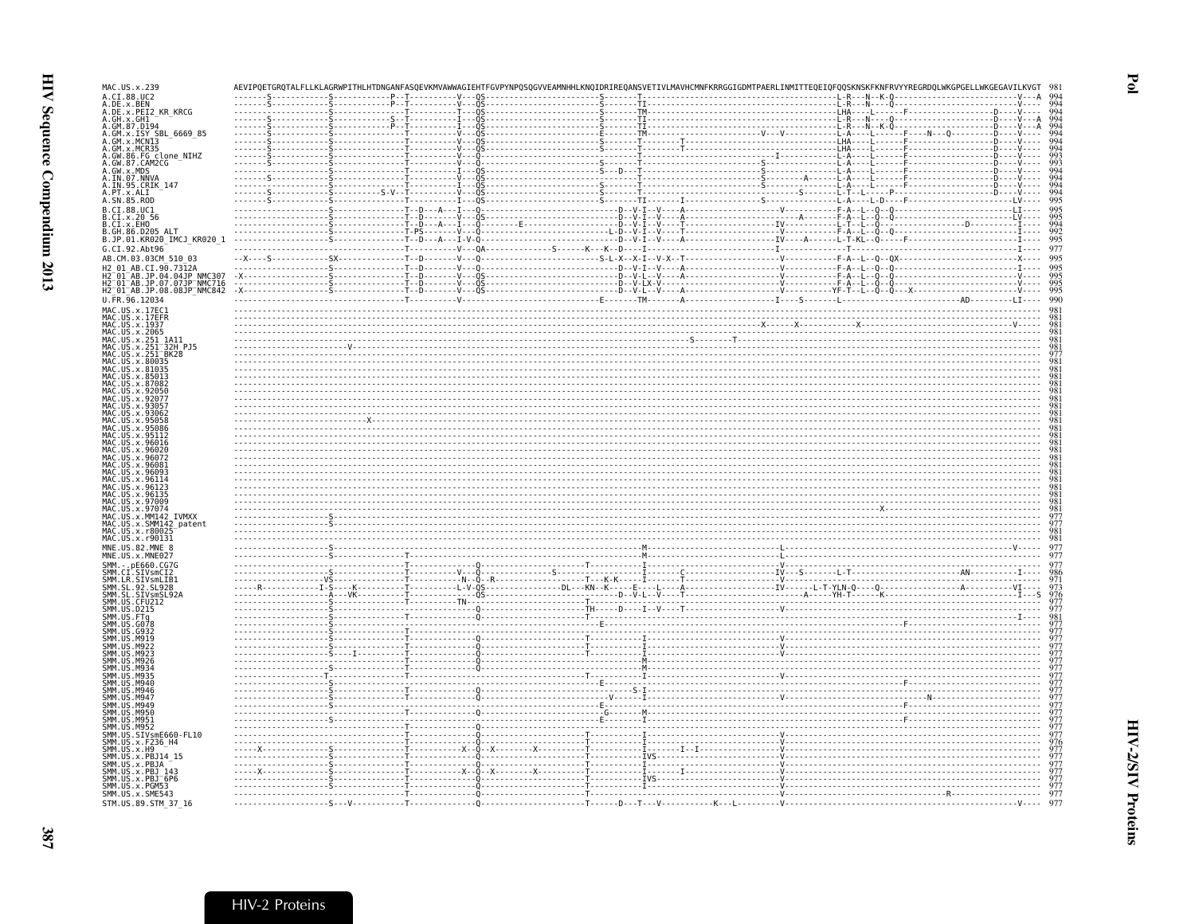# Pol

```
MAC.US.x.239                    AEVIPQETGRQTALFLLKLAGRWPITHLHTDNGANFASQEVKMVAWWAGIEHTFGVPYNPQSQGVVEAMNHHLKNQIDRIREQANSVETIVLMAVHCMNFKRRGGIGDMTPAERLINMITTEQEIQFQQSKNSKFKNFRVYYREGRDQLWKGPGELLWKGEGAVILKVGT  981
A.CI.88.UC2                                                                                                                                                                                  994
A.DE.x.BEN                                                                                                                                                                                   994
A.DE.x.PEI2_KR_KRCG                                                                                                                                                                          994
A.GH.x.GH1                                                                                                                                                                                   994
A.GM.87.D194                                                                                                                                                                                 994
A.GM.x.ISY_SBL_6669_85                                                                                                                                                                       994
A.GM.x.MCN13                                                                                                                                                                                 994
A.GM.x.MCR35                                                                                                                                                                                 994
A.GW.86.FG_clone_NIHZ                                                                                                                                                                        994
A.GW.87.CAM2CG                                                                                                                                                                               993
A.GW.x.MDS                                                                                                                                                                                   994
A.IN.07.NNVA                                                                                                                                                                                 994
A.IN.95.CRIK_147                                                                                                                                                                             994
A.PT.x.ALI                                                                                                                                                                                   994
A.SN.85.ROD                                                                                                                                                                                  995
B.CI.88.UC1                                                                                                                                                                                  995
B.CI.x.20_56                                                                                                                                                                                 995
B.CI.x.EHO                                                                                                                                                                                   994
B.GH.86.D205_ALT                                                                                                                                                                             992
B.JP.01.KR020_IMCJ_KR020_1                                                                                                                                                                   995
G.CI.92.Abt96                                                                                                                                                                                977
AB.CM.03.03CM_510_03                                                                                                                                                                         995
H2_01_AB.CI.90.7312A                                                                                                                                                                         995
H2_01_AB.JP.04.04JP_NMC307                                                                                                                                                                   995
H2_01_AB.JP.07.07JP_NMC716                                                                                                                                                                   995
H2_01_AB.JP.08.08JP_NMC842                                                                                                                                                                   995
U.FR.96.12034                                                                                                                                                                                990
MAC.US.x.17EC1                                                                                                                                                                               981
MAC.US.x.17EFR                                                                                                                                                                               981
MAC.US.x.1937                                                                                                                                                                                981
MAC.US.x.2065                                                                                                                                                                                981
MAC.US.x.251_1A11                                                                                                                                                                            981
MAC.US.x.251_32H_PJ5                                                                                                                                                                         981
MAC.US.x.251_BK28                                                                                                                                                                            977
MAC.US.x.80035                                                                                                                                                                               981
MAC.US.x.81035                                                                                                                                                                               981
MAC.US.x.85013                                                                                                                                                                               981
MAC.US.x.87082                                                                                                                                                                               981
MAC.US.x.92050                                                                                                                                                                               981
MAC.US.x.92077                                                                                                                                                                               981
MAC.US.x.93057                                                                                                                                                                               981
MAC.US.x.93062                                                                                                                                                                               981
MAC.US.x.95058                                                                                                                                                                               981
MAC.US.x.95086                                                                                                                                                                               981
MAC.US.x.95112                                                                                                                                                                               981
MAC.US.x.96016                                                                                                                                                                               981
MAC.US.x.96020                                                                                                                                                                               981
MAC.US.x.96072                                                                                                                                                                               981
MAC.US.x.96081                                                                                                                                                                               981
MAC.US.x.96093                                                                                                                                                                               981
MAC.US.x.96114                                                                                                                                                                               981
MAC.US.x.96123                                                                                                                                                                               981
MAC.US.x.96135                                                                                                                                                                               981
MAC.US.x.97009                                                                                                                                                                               981
MAC.US.x.97074                                                                                                                                                                               981
MAC.US.x.MM142_IVMXX                                                                                                                                                                         977
MAC.US.x.SMM142_patent                                                                                                                                                                       977
MAC.US.x.r80025                                                                                                                                                                              981
MAC.US.x.r90131                                                                                                                                                                              981
MNE.US.82.MNE_8                                                                                                                                                                              977
MNE.US.x.MNE027                                                                                                                                                                              977
SMM.-.pE660.CG7G                                                                                                                                                                             977
SMM.CI.SIVsmCI2                                                                                                                                                                              986
SMM.LR.SIVsmLIB1                                                                                                                                                                             971
SMM.SL.92.SL92B                                                                                                                                                                              973
SMM.SL.SIVsmSL92A                                                                                                                                                                            976
SMM.US.CFU212                                                                                                                                                                                977
SMM.US.D215                                                                                                                                                                                  977
SMM.US.FTq                                                                                                                                                                                   981
SMM.US.G078                                                                                                                                                                                  977
SMM.US.G932                                                                                                                                                                                  977
SMM.US.M919                                                                                                                                                                                  977
SMM.US.M922                                                                                                                                                                                  977
SMM.US.M923                                                                                                                                                                                  977
SMM.US.M926                                                                                                                                                                                  977
SMM.US.M934                                                                                                                                                                                  977
SMM.US.M935                                                                                                                                                                                  977
SMM.US.M940                                                                                                                                                                                  977
SMM.US.M946                                                                                                                                                                                  977
SMM.US.M947                                                                                                                                                                                  977
SMM.US.M949                                                                                                                                                                                  977
SMM.US.M950                                                                                                                                                                                  977
SMM.US.M951                                                                                                                                                                                  977
SMM.US.M952                                                                                                                                                                                  977
SMM.US.SIVsmE660-FL10                                                                                                                                                                        977
SMM.US.x.F236_H4                                                                                                                                                                             976
SMM.US.x.H9                                                                                                                                                                                  977
SMM.US.x.PBJ14_15                                                                                                                                                                            977
SMM.US.x.PBJA                                                                                                                                                                                977
SMM.US.x.PBJ_143                                                                                                                                                                             977
SMM.US.x.PBJ_6P6                                                                                                                                                                             977
SMM.US.x.PGM53                                                                                                                                                                               977
SMM.US.x.SME543                                                                                                                                                                              977
STM.US.89.STM_37_16                                                                                                                                                                          977
```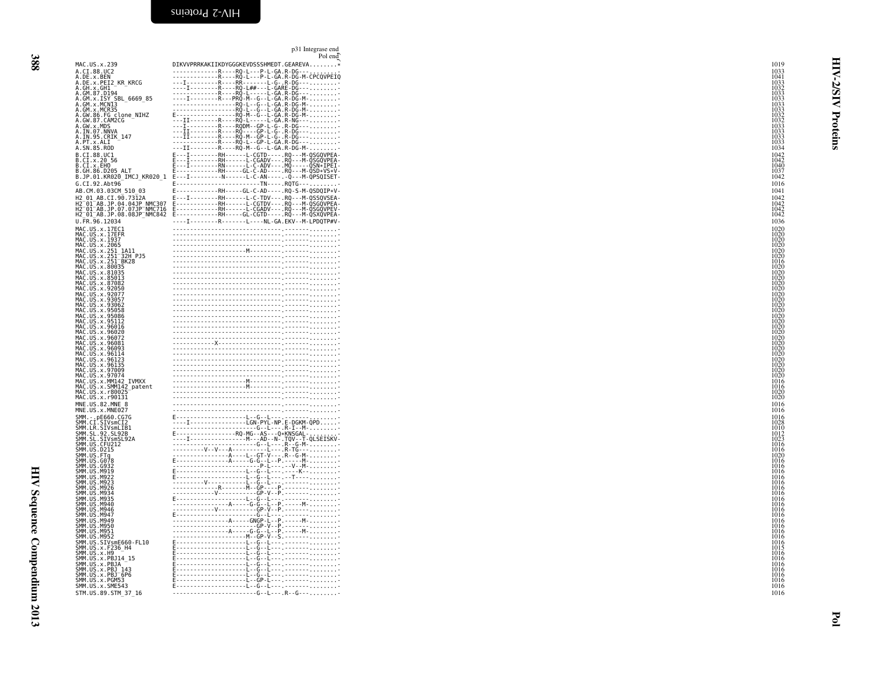```
                                                                     p31 Integrase end
                                                                               Pol end
MAC.US.x.239                   DIKVVPRRKAKIIKDYGGGKEVDSSSHMEDT.GEAREVA.........*     1019
A.CI.88.UC2                    -------------R----RQ-L---P-L-GA.R-DG---.........     1033
A.DE.x.BEN                     -------------R----RQ-L---P-L-GA.R-DG-M-CPCQVPEIQ     1041
A.DE.x.PEI2_KR_KRCG            ---I---------R----RR-------L-G-.R-DG---.........     1033
A.GH.x.GH1                     ---I---------R----RQ-L##---L-GARE-DG---.........     1032
A.GM.87.D194                   -------------R----RQ-L-----L-GA.R-DG---.........     1033
A.GM.x.ISY_SBL_6669_85         ---I---------R----PRQ-M--G--L-GA.R-DG-M-.........     1033
A.GM.x.MCN13                   ------------------RQ-L--G--L-GA.R-DG-M-.........     1033
A.GM.x.MCR35                   ------------------RQ-L--G--L-GA.R-DG-M-.........     1033
A.GW.86.FG_clone_NIHZ          E-----------------RQ-M--G--L-GA.R-DG-M-.........     1032
A.GW.87.CAM2CG                 ---II--------R----RQ-L-----L-GA.R-NG---.........     1032
A.GW.x.MDS                     ---I---------R----RQDM--GP-L-G-.R-DG---.........     1033
A.IN.07.NNVA                   ---II--------R----RQ----GP-L-G-.R-DG---.........     1033
A.IN.95.CRIK_147               ---II--------R----RQ-M--GP-L-G-.R-DG---.........     1033
A.PT.x.ALI                     -------------R----RQ-L--GP-L-GA.R-DG---.........     1033
A.SN.85.ROD                    ---II--------R----RQ-M--G--L-GA.R-DG-M-.........     1034
B.CI.88.UC1                    E---I--------RH-------L-CGTD-----.RQ---M-QSGQVPEA-   1042
B.CI.x.20_56                   E---I--------RH-------L-CGADV----.RQ---M-QSGQVPEA-   1042
B.CI.x.EHO                     E---I--------RN-------L-C-ADV----.MQ-----QSN*IPEI-   1040
B.GH.86.D205_ALT               E------------RH------GL-C-AD-----.RQ---M-QSD*VS*V-   1037
B.JP.01.KR020_IMCJ_KR020_1     E---I---------N-------L-C-AN-----.-Q---M-QPSQISET-   1042
G.CI.92.Abt96                  E--------------------------TN-----.RQTG---.........   1016
AB.CM.03.03CM_510_03           E------------RH------GL-C-AD-----.RQ-S-M-QSDQIP*V-   1041
H2_01_AB.CI.90.7312A           E---I--------RH-------L-C-TDV----.RQ---M-QSSQVSEA-   1042
H2_01_AB.JP.04.04JP_NMC307     E------------RH-------L-CGTDV----.RQ---M-QSGQVPEA-   1042
H2_01_AB.JP.07.07JP_NMC716     E------------RH-------L-CGADV----.RQ---M-QSGQVPEV-   1042
H2_01_AB.JP.08.08JP_NMC842     E------------RH------GL-CGTD-----.RQ---M-QSXQVPEA-   1042
U.FR.96.12034                  ----I--------R--------L----NL-GA.EKV--M-LPDQTP#V-   1036
MAC.US.x.17EC1                 -------------------------------.-------.........     1020
MAC.US.x.17EFR                 -------------------------------.-------.........     1020
MAC.US.x.1937                  -------------------------------.-------.........     1020
MAC.US.x.2065                  -------------------------------.-------.........     1020
MAC.US.x.251_1A11              ---------------------M---------.-------.........     1020
MAC.US.x.251_32H_PJ5           -------------------------------.-------.........     1020
MAC.US.x.251_BK28              -------------------------------.-------.........     1016
MAC.US.x.80035                 -------------------------------.-------.........     1020
MAC.US.x.81035                 -------------------------------.-------.........     1020
MAC.US.x.85013                 -------------------------------.-------.........     1020
MAC.US.x.87082                 -------------------------------.-------.........     1020
MAC.US.x.92050                 -------------------------------.-------.........     1020
MAC.US.x.92077                 -------------------------------.-------.........     1020
MAC.US.x.93057                 -------------------------------.-------.........     1020
MAC.US.x.93062                 -------------------------------.-------.........     1020
MAC.US.x.95058                 -------------------------------.-------.........     1020
MAC.US.x.95086                 -------------------------------.-------.........     1020
MAC.US.x.95112                 -------------------------------.-------.........     1020
MAC.US.x.96016                 -------------------------------.-------.........     1020
MAC.US.x.96020                 -------------------------------.-------.........     1020
MAC.US.x.96072                 -------------------------------.-------.........     1020
MAC.US.x.96081                 ------------X------------------.-------.........     1020
MAC.US.x.96093                 -------------------------------.-------.........     1020
MAC.US.x.96114                 -------------------------------.-------.........     1020
MAC.US.x.96123                 -------------------------------.-------.........     1020
MAC.US.x.96135                 -------------------------------.-------.........     1020
MAC.US.x.97009                 -------------------------------.-------.........     1020
MAC.US.x.97074                 -------------------------------.-------.........     1020
MAC.US.x.MM142_IVMXX           ---------------------M---------.-------.........     1016
MAC.US.x.SMM142_patent         ---------------------M---------.-------.........     1016
MAC.US.x.r80025                -------------------------------.-------.........     1020
MAC.US.x.r90131                -------------------------------.-------.........     1020
MNE.US.82.MNE_8                -------------------------------.-------.........     1016
MNE.US.x.MNE027                -------------------------------.-------.........     1016
SMM.-.pE660.CG7G               E--------------------L--G--L---.-------.........     1016
SMM.CI.SIVsmCI2                ----I----------------LGN-PYL-NP.E-DGKM-QPD......     1028
SMM.LR.SIVsmLIB1               ----------------------G--L----.R-I--M-.........     1010
SMM.SL.92.SL92B                E-----------------RQ-MG--AS---Q*KNSGAL-.........     1012
SMM.SL.SIVsmSL92A              ----I----------------M---AD--N-.TQV--T-QLSEISKV-     1023
SMM.US.CFU212                  ----------------------G--L----.R--G-M-.........     1016
SMM.US.D215                    ---------V--V---A---------L----.R-TG---.........     1016
SMM.US.FTq                     ----------------A----L--GT-V---.R--G-M-.........     1020
SMM.US.G078                    E---------------A-----G-G--L--P.-----M-.........     1016
SMM.US.G932                    ------------------------P-L----.--V--M-.........     1016
SMM.US.M919                    E--------------------L--G--L---.----K--.........     1016
SMM.US.M922                    E--------------------L--G--L---.--T----.........     1016
SMM.US.M923                    ---------V-----------L--G--L---.-------.........     1016
SMM.US.M926                    -------------R-------M--GP----P.-------.........     1016
SMM.US.M934                    --------------V---------GP-V--P.-------.........     1016
SMM.US.M935                    E--------------------L--G--L---.-------.........     1016
SMM.US.M940                    ----------------A-----G-G--L--P.-----M-.........     1016
SMM.US.M946                    --------------V---------GP-V--P.-------.........     1016
SMM.US.M947                    E-----------------------G--L---.-------.........     1016
SMM.US.M949                    ----------------A-----GNGP-L--P.-----M-.........     1016
SMM.US.M950                    ------------------------GP-V--P.-------.........     1016
SMM.US.M951                    ----------------A-----G-G--L--P.-----M-.........     1016
SMM.US.M952                    ---------------------M--GP-V--S.-------.........     1016
SMM.US.SIVsmE660-FL10          E--------------------L--G--L---.-------.........     1016
SMM.US.x.F236_H4               E--------------------L--G--L---.-------.........     1015
SMM.US.x.H9                    E--------------------L--G--L---.-------.........     1016
SMM.US.x.PBJ14_15              E--------------------L--G--L---.-------.........     1016
SMM.US.x.PBJA                  E--------------------L--G--L---.-------.........     1016
SMM.US.x.PBJ_143               E--------------------L--G--L---.-------.........     1016
SMM.US.x.PBJ_6P6               E--------------------L--G--L---.-------.........     1016
SMM.US.x.PGM53                 E--------------------L--GP-L---.-------.........     1016
SMM.US.x.SME543                E--------------------L--G--L---.-------.........     1016
STM.US.89.STM_37_16            ------------------------G--L---.R--G---.........     1016
```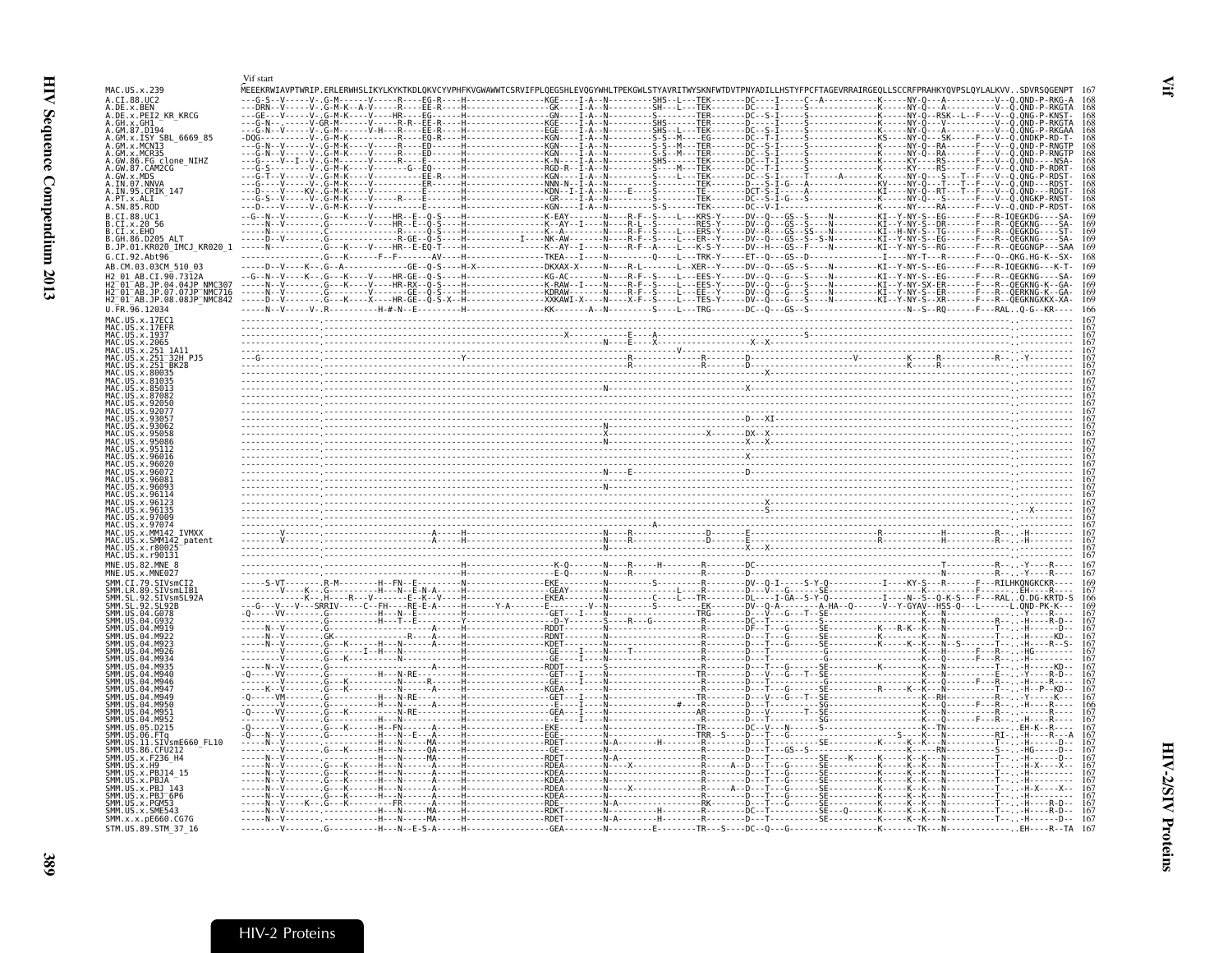Vif start

```
MAC.US.x.239                  MEEEKRWIAVPTWRIP.ERLERWHSLIKYLKYKTKDLQKVCYVPHFKVGWAWWTCSRVIFPLQEGSHLEVQGYWHLTPEKGWLSTYAVRITWYSKNFWTDVTPNYADILLHSTYFPCFTAGEVRRAIRGEQLLSCCRFPRAHKYQVPSLQYLALKVV..SDVRSQGENPT  167
A.CI.88.UC2                   168
A.DE.x.BEN                    168
A.DE.x.PEI2_KR_KRCG           168
A.GH.x.GH1                    168
A.GM.87.D194                  168
A.GM.x.ISY_SBL_6669_85        168
A.GM.x.MCN13                  168
A.GM.x.MCR35                  168
A.GW.86.FG_clone_NIHZ         168
A.GW.87.CAM2CG                168
A.GW.x.MDS                    168
A.IN.07.NNVA                  168
A.IN.95.CRIK_147              168
A.PT.x.ALI                    168
A.SN.85.ROD                   168
B.CI.88.UC1                   169
B.CI.x.20_56                  169
B.CI.x.EHO                    169
B.GH.86.D205_ALT              169
B.JP.01.KR020_IMCJ_KR020_1    169
G.CI.92.Abt96                 168
AB.CM.03.03CM_510_03          169
H2_01_AB.CI.90.7312A          169
H2_01_AB.JP.04.04JP_NMC307    169
H2_01_AB.JP.07.07JP_NMC716    169
H2_01_AB.JP.08.08JP_NMC842    169
U.FR.96.12034                 166
MAC.US.x.17EC1                167
MAC.US.x.17EFR                167
MAC.US.x.1937                 167
MAC.US.x.2065                 167
MAC.US.x.251_1A11             167
MAC.US.x.251_32H_PJ5          167
MAC.US.x.251_BK28             167
MAC.US.x.80035                167
MAC.US.x.81035                167
MAC.US.x.85013                167
MAC.US.x.87082                167
MAC.US.x.92050                167
MAC.US.x.92077                167
MAC.US.x.93057                167
MAC.US.x.93062                167
MAC.US.x.95058                167
MAC.US.x.95086                167
MAC.US.x.95112                167
MAC.US.x.96016                167
MAC.US.x.96020                167
MAC.US.x.96072                167
MAC.US.x.96081                167
MAC.US.x.96093                167
MAC.US.x.96114                167
MAC.US.x.96123                167
MAC.US.x.96135                167
MAC.US.x.97009                167
MAC.US.x.97074                167
MAC.US.x.MM142_IVMXX          167
MAC.US.x.SMM142_patent        167
MAC.US.x.r80025               167
MAC.US.x.r90131               167
MNE.US.82.MNE_8               167
MNE.US.x.MNE027               167
SMM.CI.79.SIVsmCI2            169
SMM.LR.89.SIVsmLIB1           167
SMM.SL.92.SIVsmSL92A          166
SMM.SL.92.SL92B               169
SMM.US.04.G078                167
SMM.US.04.G932                167
SMM.US.04.M919                167
SMM.US.04.M922                167
SMM.US.04.M923                167
SMM.US.04.M926                167
SMM.US.04.M934                167
SMM.US.04.M935                167
SMM.US.04.M940                167
SMM.US.04.M946                167
SMM.US.04.M947                167
SMM.US.04.M949                167
SMM.US.04.M950                166
SMM.US.04.M951                167
SMM.US.04.M952                167
SMM.US.05.D215                167
SMM.US.06.FTq                 167
SMM.US.11.SIVsmE660_FL10      167
SMM.US.86.CFU212              167
SMM.US.x.F236_H4              167
SMM.US.x.H9                   167
SMM.US.x.PBJ14_15             167
SMM.US.x.PBJA                 167
SMM.US.x.PBJ_143              167
SMM.US.x.PBJ_6P6              167
SMM.US.x.PGM53                167
SMM.US.x.SME543               167
SMM.x.x.pE660.CG7G            167
STM.US.89.STM_37_16           167
```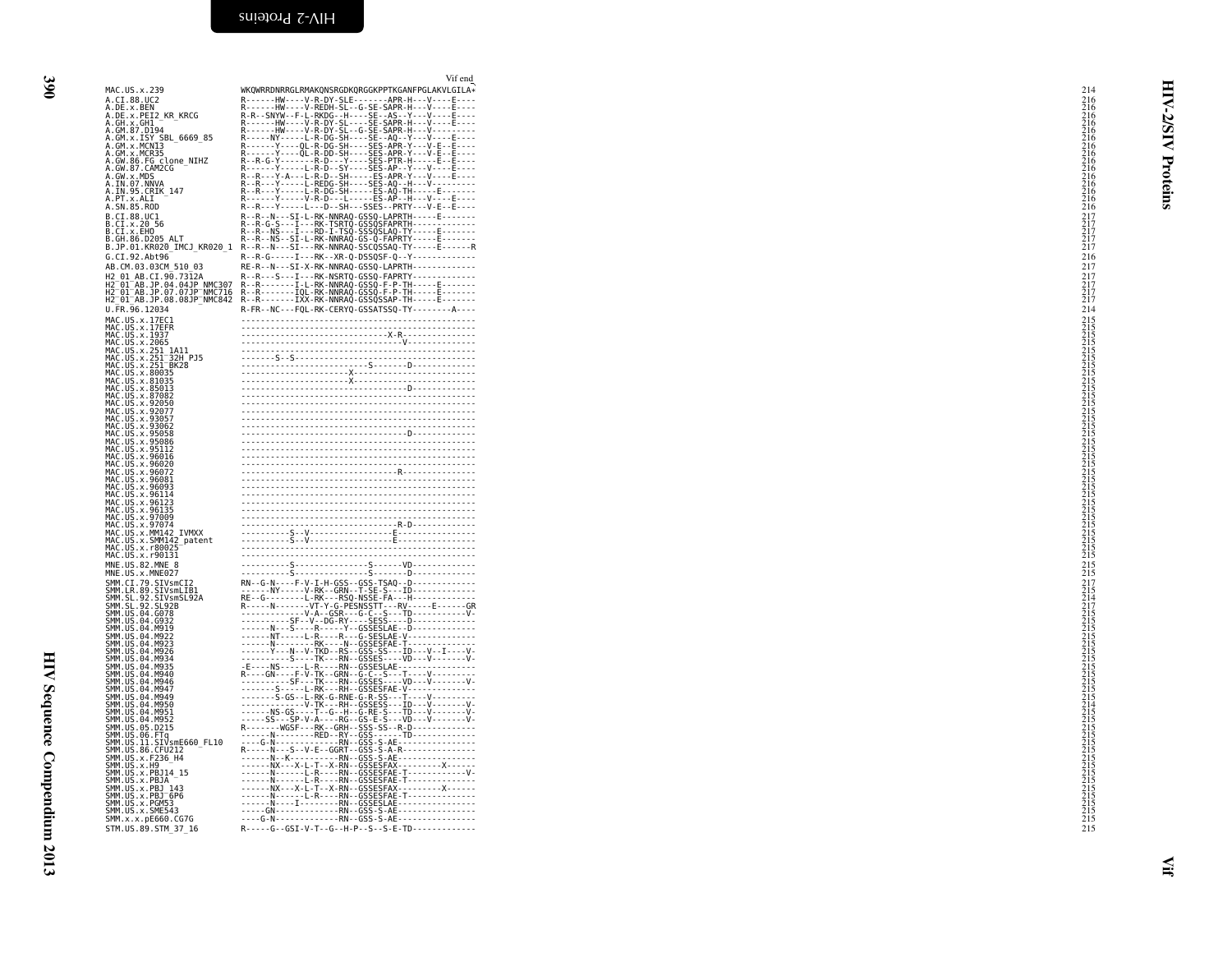Vif end

```
MAC.US.x.239                  WKQWRRDNRRGLRMAKQNSRGDKQRGGKPPTKGANFPGLAKVLGILA*   214
A.CI.88.UC2                   R------HW----V-R-DY-SLE-------APR-H---V----E----   216
A.DE.x.BEN                    R------HW----V-REDH-SL--G-SE-SAPR-H---V----E----   216
A.DE.x.PEI2_KR_KRCG           R-R--SNYW--F-L-RKDG--H----SE--AS--Y---V----E----   216
A.GH.x.GH1                    R------HW----V-R-DY-SL----SE-SAPR-H---V----E----   216
A.GM.87.D194                  R------HW----V-R-DY-SL--G-SE-SAPR-H---V---------   216
A.GM.x.ISY_SBL_6669_85        R-----NY-----L-R-DG-SH----SE--AQ--Y---V----E----   216
A.GM.x.MCN13                  R------Y-----QL-R-DG-SH----SES-APR-Y---V-E--E----   216
A.GM.x.MCR35                  R------Y-----QL-R-DD-SH----SES-APR-Y---V-E--E----   216
A.GW.86.FG_clone_NIHZ         R--R-G-Y-------R-D---Y----SES-PTR-H-----E--E----   216
A.GW.87.CAM2CG                R------Y-----L-R-D--SY----SES-AP--Y---V----E----   216
A.GW.x.MDS                    R--R---Y-A---L-R-D--SH-----ES-APR-Y---V----E----   216
A.IN.07.NNVA                  R--R---Y-----L-REDG-SH----SES-AQ--H---V---------   216
A.IN.95.CRIK_147              R--R---Y-----L-R-DG-SH-----ES-AQ-TH-----E-------   216
A.PT.x.ALI                    R------Y-----V-R-D---L-----ES-AP--H---V----E----   216
A.SN.85.ROD                   R--R---Y-----L---D--SH---SSES--PRTY---V-E--E----   216
B.CI.88.UC1                   R--R--N---SI-L-RK-NNRAQ-GSSQ-LAPRTH-----E-------   217
B.CI.x.20_56                  R--R-G-S---I---RK-TSRTQ-GSSQSFAPRTH-------------   217
B.CI.x.EHO                    R--R--NS---I---RD-I-TSQ-SSSQSLAQ-TY-----E-------   217
B.GH.86.D205_ALT              R--R--NS--SI-L-RK-NNRAQ-GS-Q-FAPRTY-----E-------   217
B.JP.01.KR020_IMCJ_KR020_1    R--R--N---SI---RK-NNRAQ-SSCQSSAQ-TY-----E------R   217
G.CI.92.Abt96                 R--R-G-----I---RK--XR-Q-DSSQSF-Q--Y-------------   216
AB.CM.03.03CM_510_03          RE-R--N---SI-X-RK-NNRAQ-GSSQ-LAPRTH-------------   217
H2_01_AB.CI.90.7312A          R--R---S---I---RK-NSRTQ-GSSQ-FAPRTY-------------   217
H2_01_AB.JP.04.04JP_NMC307    R--R-------I-L-RK-NNRAQ-GSSQ-F-P-TH-----E-------   217
H2_01_AB.JP.07.07JP_NMC716    R--R-------IQL-RK-NNRAQ-GSSQ-F-P-TH-----E-------   217
H2_01_AB.JP.08.08JP_NMC842    R--R-------IXX-RK-NNRAQ-GSSQSSAP-TH-----E-------   217
U.FR.96.12034                 R-FR--NC---FQL-RK-CERYQ-GSSATSSQ-TY-------A-----   214
MAC.US.x.17EC1                ------------------------------------------------   215
MAC.US.x.17EFR                ------------------------------X-R---------------   215
MAC.US.x.1937                 ----------------------------------V-------------   215
MAC.US.x.2065                 ------------------------------------------------   215
MAC.US.x.251_1A11             ------------------------------------------------   215
MAC.US.x.251_32H_PJ5          -------S--S-------------------------------------   215
MAC.US.x.251_BK28             ---------------------------S-------D------------   215
MAC.US.x.80035                ----------------------X-------------------------   215
MAC.US.x.81035                ----------------------X-------------------------   215
MAC.US.x.85013                -----------------------------------D------------   215
MAC.US.x.87082                ------------------------------------------------   215
MAC.US.x.92050                ------------------------------------------------   215
MAC.US.x.92077                ------------------------------------------------   215
MAC.US.x.93057                ------------------------------------------------   215
MAC.US.x.93062                ------------------------------------------------   215
MAC.US.x.95058                -----------------------------------D------------   215
MAC.US.x.95086                ------------------------------------------------   215
MAC.US.x.95112                ------------------------------------------------   215
MAC.US.x.96016                ------------------------------------------------   215
MAC.US.x.96020                ------------------------------------------------   215
MAC.US.x.96072                ---------------------------------R--------------   215
MAC.US.x.96081                ------------------------------------------------   215
MAC.US.x.96093                ------------------------------------------------   215
MAC.US.x.96114                ------------------------------------------------   215
MAC.US.x.96123                ------------------------------------------------   215
MAC.US.x.96135                ------------------------------------------------   215
MAC.US.x.97009                ------------------------------------------------   215
MAC.US.x.97074                ---------------------------------R-D------------   215
MAC.US.x.MM142_IVMXX          ----------S--V-----------------E----------------   215
MAC.US.x.SMM142_patent        ----------S--V-----------------E----------------   215
MAC.US.x.r80025               ------------------------------------------------   215
MAC.US.x.r90131               ------------------------------------------------   215
MNE.US.82.MNE_8               ----------S---------------S------VD-------------   215
MNE.US.x.MNE027               ----------S---------------S-------D-------------   215
SMM.CI.79.SIVsmCI2            RN--G-N----F-V-I-H-GSS--GSS-TSAQ--D-------------   217
SMM.LR.89.SIVsmLIB1           ------NY-----V-RK--GRN--T-SE-S---ID-------------   215
SMM.SL.92.SIVsmSL92A          RE--G-------L-RK---RSQ-NSSE-FA---H--------------   214
SMM.SL.92.SL92B               R----N-------VT-Y-G-PESNSSTT---RV-----E------GR   217
SMM.US.04.G078                -------------V-A--GSR---G-C--S---TD-----------V-   215
SMM.US.04.G932                ---------SF--V--DG-RY----SESS----D--------------   215
SMM.US.04.M919                ------N---S----R-----Y--GSSESLAE--D-------------   215
SMM.US.04.M922                ------NT-----L-R----R---G-SESLAE-V--------------   215
SMM.US.04.M923                ------N--------RK----N--GSSESFAE-T--------------   215
SMM.US.04.M926                ------Y---N--V-TKD--RS--GSS-SS---ID---V--I----V-   215
SMM.US.04.M934                -----------S----TK---RN--GSSES----VD---V-------V-   215
SMM.US.04.M935                -E----NS-----L-R----RN--GSSESLAE----------------   215
SMM.US.04.M940                R----GN----F-V-TK--GRN--G-C--S---T-----V--------   215
SMM.US.04.M946                ---------SF---TK---RN--GSSES----VD---V-------V-   215
SMM.US.04.M947                -------S-------L-RK---RH--GSSESFAE-V------------   215
SMM.US.04.M949                -------S-GS--L-RK-G-RNE-G-R-SS---T-----V--------   215
SMM.US.04.M950                -------------V-TK---RH--GSSESS---ID---V-------V-   214
SMM.US.04.M951                ------NS-GS----T--G--H--G-RE-S---TD---V-------V-   215
SMM.US.04.M952                -----SS---SP-V-A----RG--GS-E-S---VD---V-------V-   215
SMM.US.05.D215                R-------WGSF---RK--GRH--SSS-SS--R-D-------------   215
SMM.US.06.FTq                 ------N--------RED--RY--GSS------TD-------------   215
SMM.US.11.SIVsmE660_FL10      ----G-N------------RN--GSS-S-AE----------------   215
SMM.US.86.CFU212              R-----N---S--V-E--GGRT--GSS-S-A-R---------------   215
SMM.US.x.F236_H4              ------N--K---------RN--GSS-S-AE----------------   215
SMM.US.x.H9                   ------NX---X-L-T--X-RN--GSSESFAX---------X------   215
SMM.US.x.PBJ14_15             ------N------L-R----RN--GSSESFAE-T------------V-   215
SMM.US.x.PBJA                 ------N------L-R----RN--GSSESFAE-T--------------   215
SMM.US.x.PBJ_143              ------NX---X-L-T--X-RN--GSSESFAX---------X------   215
SMM.US.x.PBJ_6P6              ------N------L-R----RN--GSSESFAE-T--------------   215
SMM.US.x.PGM53                ------N-----I-------RN--GSSESLAE----------------   215
SMM.US.x.SME543               -----GN-------------RN--GSS-S-AE----------------   215
SMM.x.x.pE660.CG7G            ----G-N-------------RN--GSS-S-AE----------------   215
STM.US.89.STM_37_16           R-----G--GSI-V-T--G--H-P--S--S-E-TD-------------   215
```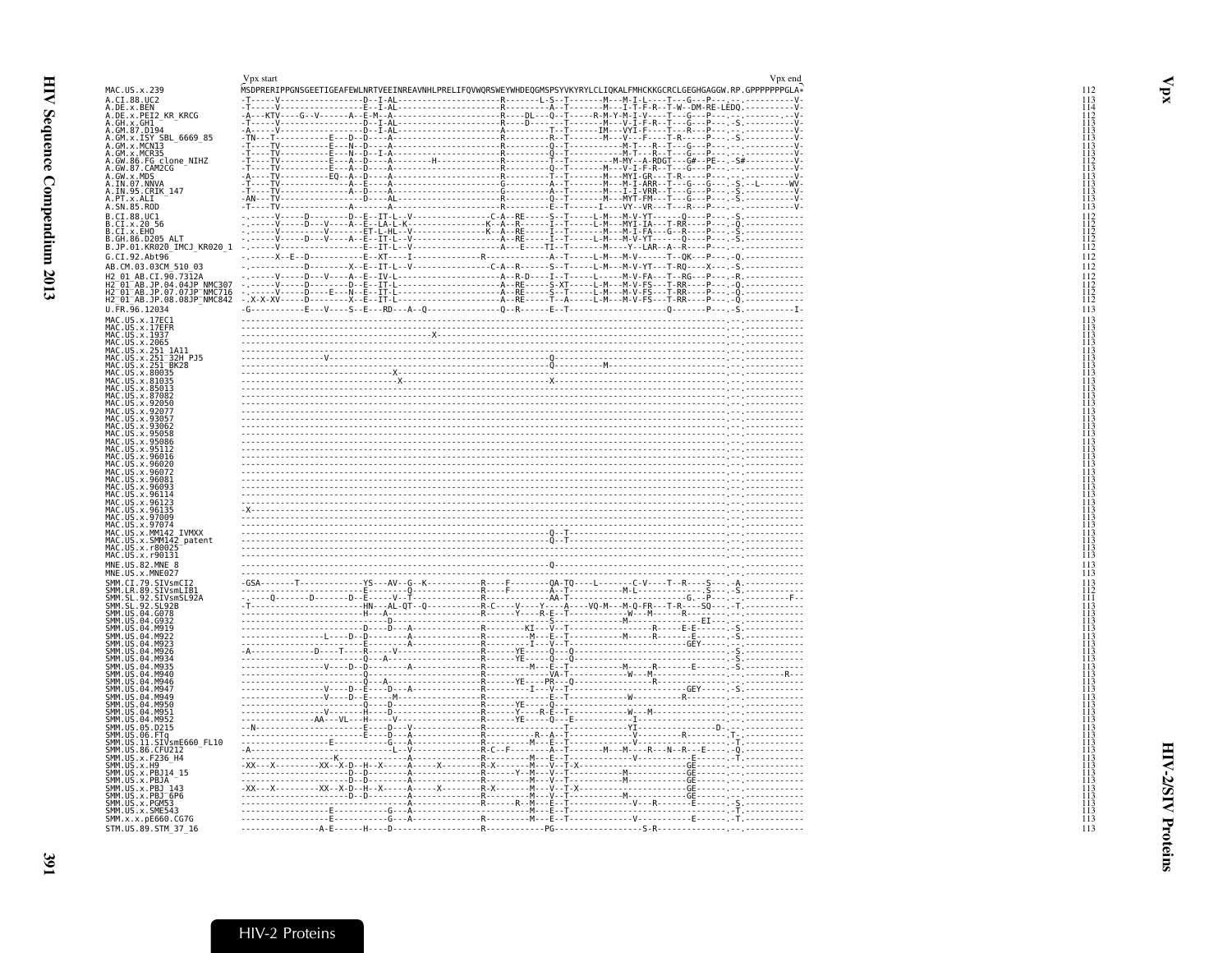```
                               Vpx start                                                                                              Vpx end
MAC.x.x.239                    MSDPRERIPPGNSGEETIGEAFEWLNRTVEEINREAVNHLPRELIFQVWQRSWEYWHDEQGMSPSYVKYRYLCLIQKALFMHCKKGCRCLGEGHGAGGW.RP.GPPPPPPPGLA*   112
A.CI.88.UC2                    -T-----V------------------D--I-AL----------------------R--------L-S--T-------M---M-I-L----T---G---P----.-----------V-   113
A.DE.x.BEN                     -T-----V------------------E--I-AL----------------------R---------A--T-------M---I-T-F-R--T-W--DM-RE-LEDQ.-----------V-   114
A.DE.x.PEI2_KR_KRCG            -A---KTV-----G--V-------A--E-M--A----------------------R-----DL----Q--T-----R-M-Y-M-I-V----T---G---P----.-.---------V-   112
A.GH.x.GH1                     -T-----V------------------D--I-AL----------------------R-----D----------T-------M---V-I-F-R--T---G---P----.-S.---------V-   113
A.GM.87.D194                   -A-----V------------------D--I-AL----------------------A---------T--T-------IM---VYI-F----T---R---P----.-.-----------V-   113
A.GM.x.ISY_SBL_6669_85         -TN---T-----------E---D--D-----A-----------------------R---------R--T-------M---V-F----T-R----P----.-S.----------V-   113
A.GM.x.MCN13                   -T----TV----------E---N--D-----A-----------------------R---------Q--T-----------M-T---R---T---G---P----.-.-----------V-   113
A.GM.x.MCR35                   -T----TV----------E---N--D--I-A------------------------R---------Q--T-----------M-T---R---T---G---P----.-.-----------V-   113
A.GW.86.FG_clone_NIHZ          -T----TV----------E---A--D-----A---------H-------------R---------T--T------M-MY--A-RDGT---G#--PE-.-S#---------V-   113
A.GW.87.CAM2CG                 -T----TV----------E---A--D-----A-----------------------R---------Q--T-------M---V-I-F-R--T---G---P----.-S.---------V-   113
A.GW.x.MDS                     -A----TV----------EQ--A--D-----A-----------------------R---------T--T-------M---MYI-GR---T-R----P----.-.-----------V-   113
A.IN.07.NNVA                   -T----TV----------A--E-----A-----------------------G---------A--T-------M---M-I-ARR---T---G---G----.-S--L--------WV-   113
A.IN.95.CRIK_147               -T----TV----------A--D-----A-----------------------G---------A--T-------M---I-I-VRR--T---G---P----.-S.---------V-   113
A.PT.x.ALI                     -AN---TV---------------D-----AL----------------------R---------Q--T-------M---MYT-FM---T---G---P----.-S.---------V-   113
A.SN.85.ROD                    -T----TV---------------A-----A-----------------------R---------E--T-------I----VY--VR---T---R---P----.-.-----------V-   113
B.CI.88.UC1                    -.------V-----D----------D--E--IT-L--V----------------C-A--RE-----S--T-----L-M---M-V-YT------Q----P----.-S.------------   112
B.CI.x.20_56                   -.------V-----D---V-----A--E--LA-L-K-----------------K--A--R------I--T-----L-M---MYI-IA---T-RR----P----.-Q.------------   112
B.CI.x.EHO                     -.------V----------V-----ET-L-HL--V-----------------K--A--RE------I--T-------M---M-I-FA---G--R----P----.-S.------------   112
B.GH.86.D205_ALT               -.------V-----D---V-----A--E--IT-L--V-------------------A--RE------I--T-----L-M---M-V-YT------Q----P----.-S.------------   112
B.JP.01.KR020_IMCJ_KR020_1     -.------V------------------E--IT-L--V-------------------A---E----TI--T----------M----Y--LAR--A--R----P----.-.------------   112
G.CI.92.Abt96                  -.------X--E--D-----------E--XT----I------------R---------------A--T-----L-M---M-V------T--QK---P----.-Q.------------   112
AB.CM.03.03CM_510_03           -.-------------D---------X--E--IT-L--V-----------------C-A--R------S--T-----L-M---M-V-YT---T-RQ----X----.-S.------------   112
H2_01_AB.CI.90.7312A           -.------V-----D---V-----A--E--IV-L-------------------------A--R-D------I--T-----L-----M-V-FA---T--RG---P----.-R.------------   112
H2_01_AB.JP.04.04JP_NMC307     -.------V-----D-------------D--E--IT-L-------------------A--RE-----S-XT-----L-M---M-V-FS---T-RR----P----.-Q.------------   112
H2_01_AB.JP.07.07JP_NMC716     -.------V-----D----E---N--E--IT-L-------------------A--RE-----S--T-----L-M---M-V-FS---T-RR----P----.-Q.------------   112
H2_01_AB.JP.08.08JP_NMC842     -.X-X-XV-----D---------X--E--IT-L-------------------A--RE------T--A-----L-M---M-V-FS---T-RR----P----.-Q.------------   112
U.FR.96.12034                  -G-----------E---V----S--E---RD---A--Q------------------Q--R-------E--T--------------------Q--------P----.-S.----------I-   113
MAC.US.x.17EC1                 --------------------------------------------------------------------------------------------------.--.-------------   113
MAC.US.x.17EFR                 --------------------------------------------------------------------------------------------------.--.-------------   113
MAC.US.x.1937                  -----------------------------------X----------------------------------------------------------------.--.-------------   113
MAC.US.x.2065                  --------------------------------------------------------------------------------------------------.--.-------------   113
MAC.US.x.251_1A11              --------------------------------------------------------------------------------------------------.--.-------------   113
MAC.US.x.251_32H_PJ5           ------------------V----------------------------------------------Q-------------------------------.--.-------------   113
MAC.US.x.251_BK28              -------------------------------------------------------------------Q--------M---------------------.--.-------------   113
MAC.US.x.80035                 -----------------------------X----------------------------------------------------------------.--.-------------   113
MAC.US.x.81035                 --------------------------------X-------------------------X-------------------------------------.--.-------------   113
MAC.US.x.85013                 --------------------------------------------------------------------------------------------------.--.-------------   113
MAC.US.x.87082                 --------------------------------------------------------------------------------------------------.--.-------------   113
MAC.US.x.92050                 --------------------------------------------------------------------------------------------------.--.-------------   113
MAC.US.x.92077                 --------------------------------------------------------------------------------------------------.--.-------------   113
MAC.US.x.93057                 --------------------------------------------------------------------------------------------------.--.-------------   113
MAC.US.x.93062                 --------------------------------------------------------------------------------------------------.--.-------------   113
MAC.US.x.95058                 --------------------------------------------------------------------------------------------------.--.-------------   113
MAC.US.x.95086                 --------------------------------------------------------------------------------------------------.--.-------------   113
MAC.US.x.95112                 --------------------------------------------------------------------------------------------------.--.-------------   113
MAC.US.x.96016                 --------------------------------------------------------------------------------------------------.--.-------------   113
MAC.US.x.96020                 --------------------------------------------------------------------------------------------------.--.-------------   113
MAC.US.x.96072                 --------------------------------------------------------------------------------------------------.--.-------------   113
MAC.US.x.96081                 --------------------------------------------------------------------------------------------------.--.-------------   113
MAC.US.x.96093                 --------------------------------------------------------------------------------------------------.--.-------------   113
MAC.US.x.96114                 --------------------------------------------------------------------------------------------------.--.-------------   113
MAC.US.x.96123                 --------------------------------------------------------------------------------------------------.--.-------------   113
MAC.US.x.96135                 -X------------------------------------------------------------------------------------------------.--.-------------   113
MAC.US.x.97009                 --------------------------------------------------------------------------------------------------.--.-------------   113
MAC.US.x.97074                 --------------------------------------------------------------------------------------------------.--.-------------   113
MAC.US.x.MM142_IVMXX           ----------------------------------------------------------------Q--T----------------------------.--.-------------   113
MAC.US.x.SMM142_patent         ----------------------------------------------------------------Q--T----------------------------.--.-------------   113
MAC.US.x.r80025                --------------------------------------------------------------------------------------------------.--.-------------   113
MAC.US.x.r90131                --------------------------------------------------------------------------------------------------.--.-------------   113
MNE.US.82.MNE_8                ------------------------------------------------------------------Q-----------------------------.--.-------------   113
MNE.US.x.MNE027                --------------------------------------------------------------------------------------------------.--.-------------   113
SMM.CI.79.SIVsmCI2             -GSA-------T--------------YS---AV--G--K-----------R----F----------QA-TQ----L-------C-V----T--R----S----.-A.------------   113
SMM.LR.89.SIVsmLIB1            --------------------------E-----------Q------------R----F----------A--T----------M-L---------------S----.-S.------------   112
SMM.SL.92.SIVsmSL92A           -------Q--------D--------D--E-----V--T------------R------------AA-T-------------------------G.-P----.-.-----------F--   111
SMM.SL.92.SL92B                -T----------------------HN---AL-QT--Q-----------R-C----V----Y----A----VQ-M---M-Q-FR---T-R---SQ----.-T.------------   113
SMM.US.04.G078                 ------------------------H---A-----------------------R------Y----R-E--T------------W---M-------R--------.-.------------   113
SMM.US.04.G932                 --------------------------D------------------------------------S--T------------M------------------EI--.-.------------   113
SMM.US.04.M919                 ------------------------D----D---A-------------R---------KI----V--T---------------------R------E-E-------.-S.------------   113
SMM.US.04.M922                 -------------L----D--D-----------A-------------R------------M---E--T------------M-------R---------E--------.-S.------------   113
SMM.US.04.M923                 --------------------------E--------A-------------R----------I----V--T---------------------------GEY--------.-.------------   113
SMM.US.04.M926                 -A-----------D-----T-----R-------V---------------R------YE-------Q---Q-------------------------------------.-S.------------   113
SMM.US.04.M934                 ---------------------------Q---A--------------------------YE------Q---Q-----------------------------------.-S.------------   113
SMM.US.04.M935                 ----------------V-----D--D----------A-------------R------------M---E--T------------M-------R---------E--------.-S.------------   113
SMM.US.04.M940                 --------------------------Q---------------------R-----------VA-T-----------W---M----------------------.----------R---   113
SMM.US.04.M946                 --------------------------Q---A-----------------R------YE-----PR---Q---------------R------------------.-.------------   113
SMM.US.04.M947                 ----------------V-----D--E-----D---A-------------R-----------I---V--T----------------------------GEY------.-S.------------   113
SMM.US.04.M949                 ----------------V-----D--E-----M-------------------R----------E--T---------W-------------R----------.-.------------   113
SMM.US.04.M950                 --------------------------Q-----D-----------------R------YE------Q-----------------------------------.-.------------   113
SMM.US.04.M951                 ----------------V-----H-----D-------------------R------Y----R-E--T---------W---M-----------------------.-.------------   113
SMM.US.04.M952                 ---------------AA---VL---H-------V----------------R------YE------Q----E-------------I-----------------------.-.------------   113
SMM.US.05.D215                 --N------------------------E-----D---V-------------R---------------------T-------------YI------------------D-.-.------------   113
SMM.US.06.FTq                  ---------------------------E-----D---A-------------R------------R--A--T-------------V-----------------------.-T.------------   113
SMM.US.11.SIVsmE660_FL10       ------------------E----------G----A-------------R---------M---E--T-------------V-----------R--------.-T.------------   113
SMM.US.86.CFU212               -A------------------------------L--V------------R-C--F-------------A--T-------M---M-----R---N--R---E-------.-Q.------------   113
SMM.US.x.F236_H4               -------------K-----------------A-------------------R----------M---E--T------------V------------E------.-T.------------   113
SMM.US.x.H9                    -XX---X---------XX--X-D--H--X-------A-------X---------R-X-------M---V--T-X---------------------GE-------.-.------------   113
SMM.US.x.PBJ14_15              -------------------------D--D-------A----------------R--------Y--M---V--T-------------M-----------GE-------.-.------------   113
SMM.US.x.PBJA                  -------------------------D--D-------A----------------R-------------M---V--T-------------M-----------GE-------.-.------------   113
SMM.US.x.PBJ_143               -XX---X---------XX--X-D--H--X-------A-------X---------R-X-------M---V--T-X---------------------GE-------.-.------------   113
SMM.US.x.PBJ_6P6               -------------------------D--D-------A----------------R-------------M---V--T-------------M-----------GE-------.-.------------   113
SMM.US.x.PGM53                 -------------------------D--------A----------------R-----R--M---E--T---------------V----R--------E---------.-S.------------   113
SMM.US.x.SME543                ------------------E-----------G----A-------------R----------M---E--T-----------------------------------.-T.------------   113
SMM.x.x.pE660.CG7G             ------------------E-----------G----A-------------R----------M---E--T-----------------V-----------E-------.-T.------------   113
STM.US.89.STM_37_16            ----------------A-E-------H----D------------------R------------PG-------------------S-R-----------------.-.------------   113
```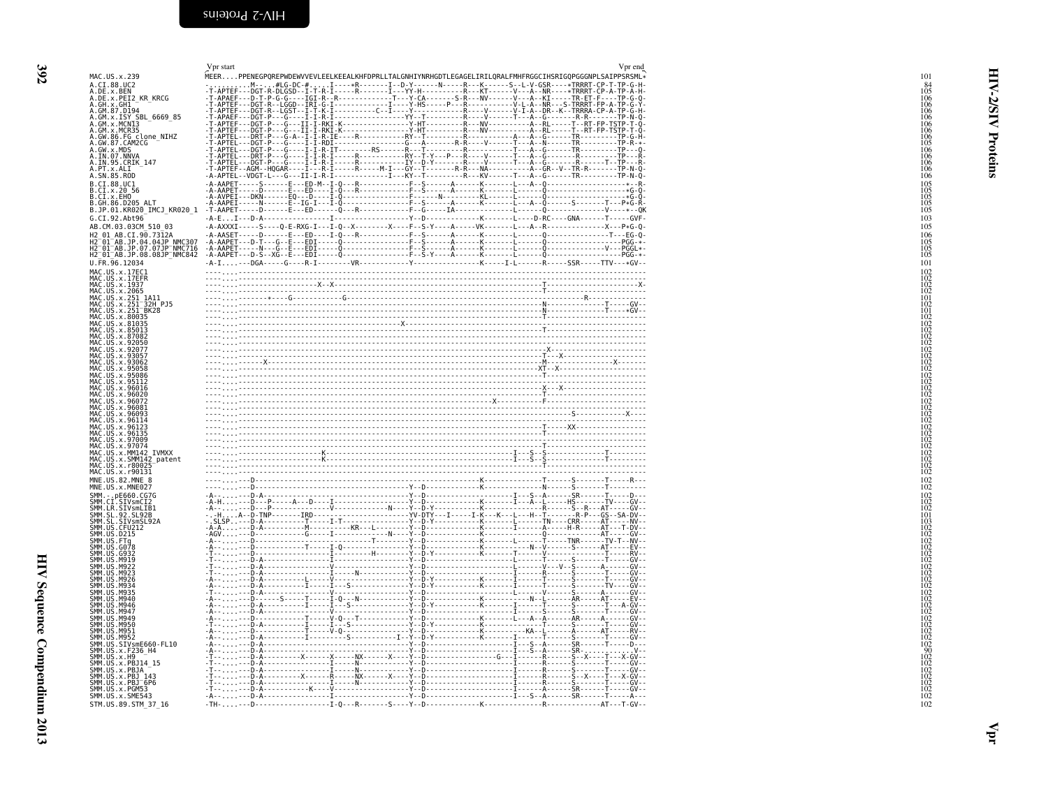```
                  Vpr start                                                                                                Vpr end
MAC.US.x.239      MEER....PPENEGPQREPWDEWVVEVLEELKEEALKHFDPRLLTALGNHIYNRHGDTLEGAGELIRILQRALFMHFRGGCIHSRIGQPGGGNPLSAIPPSRSML*    101
A.CI.88.UC2       -..........M----.#LG-DC-#.....I-----*R---------I--D-Y-------N------R---K-------S--L-V-GSR-----*TRRRT-CP-T-TP-G-H-    84
A.DE.x.BEN        -T-APTEF---DGT-R-DLGSD--I-T-R-I------R---------I---YY-H-----------R----KT-------V---A--NR-----*TRRRT-CP-A-TP-A-H-    105
A.DE.x.PEI2_KR_KRCG -T-APAEF---D-T-P-G-G---IGI-R--R--------------T----Y-CA---------S-R----NV-------V---A--KI------TR-ET-F-----TP-G-Q-    106
A.GH.x.GH1        -T-APTEF---DGT-R--LGGD--IRI-G-I-----------------I-----Y-HS------P---R------------V-L-A--NR---S-TRRRT-FP-A-TP-G-Y-    106
A.GM.87.D194      -T-APTEF---DGT-R--LGST--I-T-K-I-------------C--I-----Y-------------R------V-------V-I-A--DR--K--TRRRA-CP-A-TP-G-H-    106
A.GM.x.ISY_SBL_6669_85 -T-APAEF---DGT-P---G----I-R-I---------------------YY--T------------R------V--------T---A--G-------R-R-------TP-N-Q-    106
A.GM.x.MCN13      -T-APTEF---DGT-P---G---II-I-RKI-K-------------------Y-HT-----------R-----NV-------------A--RL------T--RT-FP-TSTP-T-Q-    106
A.GM.x.MCR35      -T-APTEF---DGT-P---G---II-I-RKI-K-------------------Y-HT-----------R-----NV-------------A--RL------T--RT-FP-TSTP-T-Q-    106
A.GW.86.FG_clone_NIHZ -T-APTEL---DRT-P---G-A--I-I-R-IE-----R-----------RY--T----------R--------------A---A--G-------TR-----------TP-G-H-    106
A.GW.87.CAM2CG    -T-APTEL---DGT-P---G----I-I-RDI------------------G----A--------R-R------V-------T---A--N-------TR-----------TP-R-*-    105
A.GW.x.MDS        -T-APTEL---DGT-P---G----I-I-R-IT---------RS-------R----T-----------R--------------T---A--G-------TR-----------TP----Q-    106
A.IN.07.NNVA      -T-APTEL---DRT-P---G----I-I-R-I------R-----------RY--T-Y---P------R------V-------T---A--G-------R----------TP---R-    106
A.IN.95.CRIK_147  -T-APTEL---DGT-P---G----I-I-R-I------R-----------IY--D-Y---------R------V-------T---A--G-------R------T--TP---R-    106
A.PT.x.ALI        -T-APTEF--AGM--HQGAR----I---R-I------R-----M-I---GY--T---------R-R----NA-----------A--GR--V--TR-R--------TP-N-Q-    106
A.SN.85.ROD       -A-APTEL---VDGT-L---G---II-I-R-I------------------I---KY--T---------R----KV-------T---A--G-------TR-----------TP-N-Q-    106
B.CI.88.UC1       -A-AAPET-----S-------E---ED-M--I-Q---R-------------F--S-------A-------K--------L---A--Q-----------------------*--R-    105
B.CI.x.20_56      -A-AAPET-----D-------E---ED----I-Q---R-------------F--S-------A-------K--------L-------Q---------------------*G-Q-    105
B.CI.x.EHO        -A-AVPEI---DKN-------EQ---D----I-Q-----------------F--------N-------KL-------L-------Q---------------------*G-Q-    105
B.GH.86.D205_ALT  -A-AAPEI-----N-------E--IG-I---I-Q-----------------F--S-------A-------K--------L---A--Q-------S-------T---P*G-R-    105
B.JP.01.KR020_IMCJ_KR020_1 -T-AAPET-----D-------E---ED-----Q---R---------------F--G-------IA--------------L-------Q---------------V-----*--QK    105
G.CI.92.Abt96     -A-E...I---D-A---------------------I---------------------Y--D-------------K--------L----D-RC-----GNA-------T------GVF-    103
AB.CM.03.03CM_510_03 -A-AXXXI-----S-----Q-E-RXG-I---I-Q--X----------X-----F--S-Y-----A------VK---------L---A--R----------------X---P*G-Q-    105
H2_01_AB.CI.90.7312A -A-AASET-----D-------E---ED----I-Q---R-------------F--S-------A-------K--------L-------Q-----------------T---EG-Q-    106
H2_01_AB.JP.04.04JP_NMC307 -A-AAPET---D-T---G--E---EDI-----Q------------------F--S-------A-------K--------L-------Q---------------------PGG-*-    105
H2_01_AB.JP.07.07JP_NMC716 -A-AAPET-----N---G--E---EDI-----Q------------------F--S-------A-------K--------L-------Q---------------V----PGGL*-    105
H2_01_AB.JP.08.08JP_NMC842 -A-AAPET---D-S--XG--E---EDI-----Q------------------F--S-Y-----A-------K--------L-------Q---------------------PGG-*-    105
U.FR.96.12034     -A-I.....---DGA-----G----R-I---------VR----------------Y-------------------K-------I-L--------R-------SSR-------TTV----*GV-    101
MAC.US.x.17EC1    ----....-----------------------------------------------------------------------------------------------------------    102
MAC.US.x.17EFR    ----....-----------------------------------------------------------------------------------------------------------    102
MAC.US.x.1937     ----....--------------------X--X-------------------------------------------------T-------------------------------X-    102
MAC.US.x.2065     ----....-------------------------------------------------------------------------T------------------------------------    102
MAC.US.x.251_1A11 ----....--------*-----G-----------------------G-------------------------------------------------R-------------    101
MAC.US.x.251_32H_PJ5 ----....----------------------------------------------------------------------------N------------------T------GV--    102
MAC.US.x.251_BK28 ----....----------------------------------------------------------------------------N------------------T------*GV-    101
MAC.US.x.80035    ----....-------------------------------------------------------------------------T------------------------------------    102
MAC.US.x.81035    ----....---------------------------------------------X-------------------------------------------------------------    102
MAC.US.x.85013    ----....-------------------------------------------------------------------------T------------------------------------    102
MAC.US.x.87082    ----....---------------------------------------------------------------------------------------------------------------    102
MAC.US.x.92050    ----....---------------------------------------------------------------------------------------------------------------    102
MAC.US.x.92077    ----....--------------------------------------------------------------------------X-------------------------------------    102
MAC.US.x.93057    ----....-------------------------------------------------------------------------T---X---------------------------------    102
MAC.US.x.93062    ----....-------X-----------------------------------------------------------------M---------------------X--------    102
MAC.US.x.95058    ----....-------------------------------------------------------------------------XT--X----------------------------------    102
MAC.US.x.95086    ----....-------------------------------------------------------------------------T------------------------------------    102
MAC.US.x.95112    ----....---------------------------------------------------------------------------------------------------------------    102
MAC.US.x.96016    ----....-------------------------------------------------------------------------X---X-----------------------------------    102
MAC.US.x.96020    ----....-------------------------------------------------------------------------T------------------------------------    102
MAC.US.x.96072    ----....---------------------------------------------------------------X-------F-----------------------------------    102
MAC.US.x.96081    ----....---------------------------------------------------------------------------------------------------------------    102
MAC.US.x.96093    ----....---------------------------------------------------------------------------------------S---------------X----    102
MAC.US.x.96114    ----....---------------------------------------------------------------------------------------------------------------    102
MAC.US.x.96123    ----....-------------------------------------------------------------------------T------XX-------------------------------    102
MAC.US.x.96135    ----....-------------------------------------------------------------------------T------------------------------------    102
MAC.US.x.97009    ----....---------------------------------------------------------------------------------------------------------------    102
MAC.US.x.97074    ----....-------------------------------------------------------------------------T------------------------------------    102
MAC.US.x.MM142_IVMXX ----....--------------------K-----------------------------------------------I---S--S-----------------T----------    102
MAC.US.x.SMM142_patent ----....--------------------K-----------------------------------------------I---S--S-----------------T----------    102
MAC.US.x.r80025   ----....-------------------------------------------------------------------------T------------------------------------    102
MAC.US.x.r90131   ----....---------------------------------------------------------------------------------------------------------------    102
MNE.US.82.MNE_8   ----....---D-----------------------------------------------------K----------------T--------S----------T------R---    102
MNE.US.x.MNE027   ----....---D-----------------------------------------Y--D-----------K----------------N--------S----------T-----------    102
SMM.-.pE660.CG7G  -A--....---D-A-------------------------------------Y--D---------------------I---S--A--------SR--------T------D---    102
SMM.CI.SIVsmCI2   -A-H....---D---P------A---D-----I-------------------Y--D--------------K--------I---A--L--------HS--------TV-----GV--    102
SMM.LR.SIVsmLIB1  -A--....---D---P--------------V---------------N-----Y--D-Y-------------K---------R--------S--R----AT-----GV--    102
SMM.SL.92.SL92B   -.-H....A--D-TNP----------IRD---------------------YV-DTY---I-----I-K---K---L----H--T----------R-P----GS--SA-DV--    101
SMM.SL.SIVsmSL92A -.SLSP..---D-A-------------T-----I-T---------------Y--D-Y------------K---------L--------TN-----CRR-----AT-----NV--    103
SMM.US.CFU212     -A-A....---D-A-------------M---------KR---L---------Y--D-----------K---------I--------A------H-R------AT----T-DV--    102
SMM.US.D215       -AGV....---D-------------G-----I-----------N--------Y--D-----------K---------------------Q-------------AT-----GV--    102
SMM.US.FTq        -A--....---D--------------------------------T------Y--D-----------K---------L-------T-------TNR-------TV-T--NV--    102
SMM.US.G078       -A--....---D--------------T-----I-Q---------------Y--D-----------K--------N--V-------S-----------AT-----EV--    102
SMM.US.G932       -T--....---D----------------------I--------H-------Y--D-Y----------K---------T--------V--------------T------RV--    102
SMM.US.M919       -T--....---D-A-------------------I------------------Y--D------------------------L--------T--------S----------T------GV--    102
SMM.US.M922       -T--....---D-A-------------------I------------------Y--D------------------------L-------V--V--S--------A-------GV--    102
SMM.US.M923       -T--....---D-A-------------------I------N------------Y--D------------------------I--------R--------S----------T------GV--    102
SMM.US.M926       -A--....---D-A------------L------V-------------------Y--D-Y---------K---------I--------T--------S----------T------GV--    102
SMM.US.M934       -A--....---D-A------------I-----S--------------------Y--D-Y---------K---------I--------T--------S----------TV-----GV--    102
SMM.US.M935       -T--....---D-A-------------------V------------------Y--D----------------------L--------V--------S----------A------GV--    102
SMM.US.M940       -A--....---D-------S------T------I-Q---N-------------Y--D----------K---------------N--L--------AR-------AT-----EV--    102
SMM.US.M946       -A--....---D-A-------------I-----I--S----------------Y--D-Y---------K---------I--------T--------S----------T--A-GV--    102
SMM.US.M947       -A--....---D-A-------------------V------------------Y--D------------------------I--------S--------S----------T------GV--    102
SMM.US.M949       -A--....---D--------------T------V-Q---T-----------Y--D-----------K---------L---A--A--------AR-------A-------GV--    102
SMM.US.M950       -T--....---D-A-------------I-----I--S---------------Y--D-Y---------K-------------------T--------S----------T------GV--    102
SMM.US.M951       -A--....---D--------------T------V-Q-----------------Y--D-----------K-------------KA--L--------A-------AT-----RV--    102
SMM.US.M952       -A--....---D-A-------------I-----------S-----------I--Y--D-Y--------K---------I--------T--------S----------T------GV--    102
SMM.US.SIVsmE660-FL10 -A--....---D-A-------------------------------------Y--D-----------------------I---S--A--------SR-------T------D---    102
SMM.US.x.F236_H4  -A--....---D-A-------------------------------------Y--D-----------------------I---S--A--------SR-........--.V--    90
SMM.US.x.H9       -T--....---D-A---------X-------X-----NX-------X-----Y--D-----------------G----I--------R--------S--X----T---X-GV--    102
SMM.US.x.PBJ14_15 -T--....---D-A-------------------I------N------------Y--D------------------------I--------R--------S----------T------GV--    102
SMM.US.x.PBJA     -T--....---D-A-------------------I------N------------Y--D------------------------I--------R--------S----------T------GV--    102
SMM.US.x.PBJ_143  -T--....---D-A---------X-------R-----NX-------X-----Y--D------------------------I--------R--------S--X----T---X-GV--    102
SMM.US.x.PBJ_6P6  -T--....---D-A-------------------I------N------------Y--D------------------------I--------R--------S----------T------GV--    102
SMM.US.x.PGM53    -T--....---D-A-------------K------V-------------------Y--D------------------------I--------A--------SR-------T------GV--    102
SMM.US.x.SME543   -A--....---D-A-------------------I------------------Y--D-----------------------I---S--A--------SR-------T------A---    102
STM.US.89.STM_37_16 -TH-....---D-----------------I-Q---R--------S-----Y--D-------------K---------------R--------------AT---T-GV--    102
```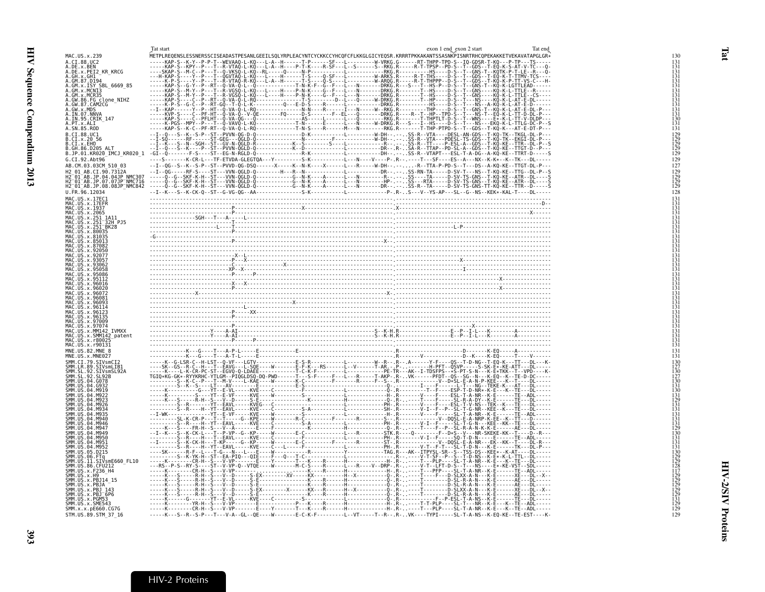```
                              Tat start                                                                                                              exon 1 end exon 2 start            Tat end
MAC.US.x.239                  METPLREQENSLESSNERSSCISEADASTPESANLGEEILSQLYRPLEACYNTCYCKKCCYHCQFCFLKKGLGICYEQSR.KRRRTPKKAKANTSSASNKPISNRTRHCQPEKAKKETVEKAVATAPGLGR*   130
A.CI.88.UC2                   -----KAP-S--K-Y--P-P-T--WEVAAQ-L-KQ---L-A--H------T-P------SF---L---------W-VRKG.G------RT-THPP-TPD-S--IQ-GDSR-T-KQ---P-TP---TS-----   131
A.DE.x.BEN                    -----KAP-S--KPY--P---T--R-VTAQ-L-KQ---L-A--H----P-T-K----R-SF---L--S------S--RKG.R-----R-T-TPSP--PD-S--T--GDS--T-EQ-K-S-AT-V-TC---Q-   131
A.DE.x.PEI2_KR_KRCG           ----SKAP-S--M-C--P---T--Q-VKSQ-L-KQ--RL------Q------N-P-----------L-----------RKG.R---------HS----D-S--T--GNS-T--KQTK-P-T-LE--R---Q-   131
A.GH.x.GH1                    ---H-KAP-S----Y--P---T--QGVTAQ-L-KQ---L----H------T-S-----Q-SF---L---------W-ARKS.R-----R-T-THS----D-S--T--GDS--T-EQ-K-T-TTMV-TCS----   131
A.GM.87.D194                  -----K-P-S----Y--P---T--R-VTAQ-R-KQ---L-A--H------T-S-----Q-S----L---------W-ARQG.R-----R-T-THPPP--D-S--T--GDS--T-EQ-K-P-TT-VS-C---H-   131
A.GM.x.ISY_SBL_6669_85        -----KAP-S--G-Y--P--RT--Q-VA-Q-L--Q------------T-N-K-F--G--F----L---N------DRKG.R----S---T--HS-P--D-S--T--GNS-T--KQ-K-LGTTLEAD-----   131
A.GM.x.MCN13                  -----KAP-S--M-Y--P---T--R-VGSQ-L-KQ---L----H------P-N-K---G--F----L---N------DRKG.R---------T--HS----D-S--T--GNS-----KQ-K-L-TTLE--R-----   131
A.GM.x.MCR35                  -----KAP-S--M-Y--P---T--R-VGSQ-L-KQ---L----H------P-N-K---G--F----L---N------DRKG.R---------T--HS----D-S--T--GNS-----KQ-K-L-TTLE--CS----   131
A.GW.86.FG_clone_NIHZ         -----KAP-S----C--PF-RT--Q-VA-Q-L-RQ------------T-S---------D--L----Q-------W-DRKG.R---------T--HP----D-S--T--NS-----KQ-K-L-AT-E-DL-----   131
A.GW.87.CAM2CG                -----K-P-S--G-C--P--RT-GQ--T-Q-L-K-------------Q---E-D-S----R-------L----------DRKG.R------------HS----D-S--T--NS--A-KQ-K-L-AT-E-D-----   131
A.GW.x.MDS                    --I--KAP------Y--P--HT--Q-VA-Q-L-RQ-------------N-N----R------I----N------W--RKG.R---------T--THP----D-S--T--GNS-T-KQ-K-L-AT-E-DL-P---   131
A.IN.07.NNVA                  -----KVP-S----C--PF-HT--Q-VA-Q---V-QE-------FQ------D-S------F--EL---Q-------DRKG.R---R--T--HP-TPD-S--T--NS-T--EQ-K-L-TT-D-DL-P---   131
A.IN.95.CRIK_147              -----KAP-S----C--PFLHT--Q-VA-QG---Q--------------AS--------L--------Q---------RKG.R---------T-THPTLT-D-S--T--WNS----E*-K-L-TT-V-DLDP---   130
A.PT.x.ALI                    -----K-PGS--MPY--P---T--Q-VAVQ-L-KQ------------T-N-------E------L----N------W-DRKG.R---S---I--HS----D-S--T--NS---EKQ-K-L-TTLG-DC-P--S   131
A.SN.85.ROD                   -----KAP-S--K-C--PF-RT--Q-VA-Q-L-RQ------------T-N-S----R----H----N----------RKG.R------T-THP-PTPD-S--T--GDS--T-KQ-K---AT-E-DT-P---   131
B.CI.88.UC1                   --I-Q---S--K--S-P--ST--PVVN-QG-D-Q-------------D-K-----------L---------W-DH---.-.SS-R--VTA----DESL-AN-GDS--T-KQ-TK--TKGL-DL-P---   129
B.CI.x.20_56                  --I-SQ------RF------ST-GEG---QGLD-Q-------------N---------F------------W-DH--.-.SS-R--VTA----PDESL-TS-GDS--T-KQ-TK--EKGI-DL-P---   129
B.CI.x.EHO                    --I--K---S--N--SGH--ST--GV-N-QGLD-R-------------K--S---------S----L---------R--.-.SS-R--TT----P-ESL-A--GDS--T-KQ-KE--TTR--DL-P--S   129
B.GH.86.D205_ALT              --I--Q---S--K----P--ST--PVVN-QGLD-Q-------------K--D----------------------DR--.R-.SA-R--TTAP--PD-SL-A--GDS--T-KQ-KE--TTGT-D--P---   129
B.JP.01.KR020_IMCJ_KR020_1    -GI--Q-------F-S----ST--EG-N-RGLD-Q-------------R-K---------------------DH--.-.SS-R--VTAPT---ESL-T-A-DG--A-KQ-KE--TTRT-D-----S   129
G.CI.92.Abt96                 ----S-------K-CR-L---TF-ETVDA-GLEGTQA---Y----------S-K------------L---N-----V----P-.R-.-----T---SF----ES--A---NX--K-K*--K--TK---DL-----   129
AB.CM.03.03CM_510_03          --I--QG--S--K--S-P--ST--PVVD-QG-DSQ-------X------K--N-K----X------L----R-----W-DH--.-.------R--TTA-P-PD-S--T---DS--A-KQ-KE--TTGT-DL-P---   127
H2_01_AB.CI.90.7312A          --I--QG-----RF-S----ST--VVN-QGLD-Q--------H----R--N-------------L-----------DR-.-.SS-RN-TA-----D-SV-T---NS--T-KQ-KE--TTG--DL-P--S   129
H2_01_AB.JP.04.04JP_NMC307    -----Q--G--SKF-K-H--ST---VVN-QGLD-Q-------------G--N-K------A------L---N------R-.-.SS---TA-----D-SV-TS-GNS--T-KQ-KE--ATR--DL----S   129
H2_01_AB.JP.07.07JP_NMC716    -----Q--G--SKF-K-H--ST---VVN-QGLD-Q-------------G--N-K------A------L---N------HP-.-.SS---RTA-----D-SV-TS-GNS--T-KQ-KE--ATR--DL----S   129
H2_01_AB.JP.08.08JP_NMC842    -----Q--G--SKF-K-H--ST---VVN-QGLD-Q-------------G--N-K------A------L---N------DR-.-.SS-R--TA-----D-SV-TS-GNS-TT-KQ-KE--TTR--D-----S   129
U.FR.96.12034                 --I--K---S--K-CK-Q--ST--G-VG-QG--AA-------------S-K------------L------------P-.R-.S---V--YS-AP---SL--G--NS--KEK*-KAL-T-----DL------   128
MAC.US.x.17EC1                ---------------------------------------------------------------------------------.----------------------------------------------   131
MAC.US.x.17EFR                ---------------------------------------------------------------------------------.--------------------------------------------D--   131
MAC.US.x.1937                 ---------------------P-----------------X----------------------------------------.X---------------------------------------------   131
MAC.US.x.2065                 ---------------------P-----------------------------------------------------------.---------------------------------------X-----   131
MAC.US.x.251_1A11             ---------------SGH---T---A-----L-----------------------------------------------.----------------------------------------------   131
MAC.US.x.251_32H_PJ5          ---------------------T-----------------------------------------------------------.----------------------------------------------   131
MAC.US.x.251_BK28             -----------------L---T-----------------------------------------------------------.-------------------L-P------------------------   131
MAC.US.x.80035                ---------------------------------------------------------------------------------.----------------------------------------------   131
MAC.US.x.81035                -G-------------------------------------------------------------------------------.----------------------------------------------   131
MAC.US.x.85013                ---------------------P-----------------------------------------------------------X-.--------------------------------------------   131
MAC.US.x.87082                ---------------------------------------------------------------------------------.----------------------------------------------   131
MAC.US.x.92050                ---------------------------------------------------------------------------------.----------------------------------------------   131
MAC.US.x.92077                ---------------------X--L--------------------------------------------------------.----------------------------------------------   131
MAC.US.x.93057                ---------------------P---X-------------------------------------------------------.---------------X-----------------------------   131
MAC.US.x.93062                ---------------------C------------------X----------------------------------------.----------------------------------------------   131
MAC.US.x.95058                ---------------------XP--X-------------------------------------------------------.----------------I-----------------------------   131
MAC.US.x.95086                ---------------------P------P----------------------------------------------------.----------------------------------------------   131
MAC.US.x.95112                ---------------------------------------------------------------------------------.------------------------------------X---------   131
MAC.US.x.96016                ---------------------X---X-------------------------------------------------------.----------------------------------------------   131
MAC.US.x.96020                ---------------------P-----------------------------------------------------------.------------------------------------X---------   131
MAC.US.x.96072                ---------------X-----------------------------------------------------------------X-.--------------------------------------------   131
MAC.US.x.96081                ---------------------------------------------------------------------------------.----------------------------------------------   131
MAC.US.x.96093                ---------------------------------------X-----------------------------------------.----------------------------------------------   131
MAC.US.x.96114                --------------------------L------------------------------------------------------.----------------------------------------------   131
MAC.US.x.96123                ---------------------P-----XX----------------------------------------------------.----------------------------------------------   131
MAC.US.x.96135                ---------------------P-----------------------------------------------------------.----------------------------------------------   131
MAC.US.x.97009                ---------------------------------------------------------------------------------.----------------------------------------------   131
MAC.US.x.97074                ---------------------P-----------------------------------------------------------.-------------------------X--------------------   131
MAC.US.x.MM142_IVMXX          ------------------Y-----A-AI-----------------------------------------S--K-H.R---------------E--P--I-L---K--------A-----------   131
MAC.US.x.SMM142_patent        ------------------Y-----A-AI-----------------------------------------S--K-H.R---------------E--P--I-L---K--------A-----------   131
MAC.US.x.r80025               ---------------------P-----P-----------------------------------------------------.----------------------------------------------   131
MAC.US.x.r90131               ---------------------------------------------------------------------------------.----------------------------------------------   131
MNE.US.82.MNE_8               -----------K---G----T---A-P-L-----E-------------E----------------------------.R---------------------D-------K-EQ------A-----------   131
MNE.US.x.MNE027               -----------K---G----T---A-T-L-----E--------------------------------------------.R-------V---------------D--K---K-EQ-----T----V-----   131
SMM.CI.79.SIVsmCI2            -----K--G-LSR-C--H-LST--Q-VF---LGTV-----------E-S-R-------------W--R---R-.A------Y-F----QS--T-D-NG--T-EQ-K---TT---DL---K-   130
SMM.LR.89.SIVsmLIB1           ----SK--GS--R-C--H---T--EAVG---L-SQE----W-------E-F-K---RS-------L--V-----T-AR.-.P-.---------H-PFT--QSVP-----S-SK-E*-KE-ATT---DL----   127
SMM.SL.92.SIVsmSL92A          ----K----L-K-CR-PC-ST--EGVQ-Q-LDAEE-------------T-C-K-F----------------PE-TR-.AK--I-TDSFPS--*S-PT-S-N---K-E*TKK--T--VPD----K-   130
SMM.SL.92.SL92B               TGIQ*KG-GK*-RYYKRHC-YTLGM--PIQGLDSQ-DQ-PWD------T---S-F-----F---L---R-----T-AKP-.R-.VK------PFDT--QS--SG--N---K-EQ--K-TE-D-DC-----   127
SMM.US.04.G078                ---------S--K-C--P---T--M-V----L-KAE----W-------K-C----------F-------R-----F--S--.R------------V--D*SL-E-A-N-P-KEE---K--T----DL------   130
SMM.US.04.G932                ---------S--K--S---LT---AV---Q-------------------E-S------------------------Q---.R------I------F-----L-T---NG--TEKE-K---AT---DL-----   131
SMM.US.04.M919                -----K---------G---YT--E-VL-----KVE-----C-----------------L-----------------Q--.R--------T--F-----ESP-T-D-NR*-K-E---K--TE---DL-----   130
SMM.US.04.M922                -----K---------S----YT--E-VF-----KVE----W-----------S---------------------H--.R--------V-----F-----ESL-T-A-NR--K-E--------TE--ADL-----   131
SMM.US.04.M923                -----K---S-----R-H--S---V--D-----S-E--------------K---------------------Q--.R--------T-----F-----SL-R-A-DY--K-E--------TE---DL-----   129
SMM.US.04.M926                ---------S--R------YT--EAVL-----KVEG----C-------------------L---------------PH-.R--------V-----F-----ESL-T-V-NS--TEK--K---TE---DL-----   131
SMM.US.04.M934                ---------S--R----H--YT--EAVL-----KVE----C--------S-A----------------------SH--.R-------V-I--F--P--SL-T-G-NR--KEE--K---TE---DL-----   131
SMM.US.04.M935                --I-WK-------------YT--E-VF-----KVE----W--------------------L---------------H--.R--------V-----F-----SL-T-A-NR--K-E--------TE--ADL-----   131
SMM.US.04.M940                ----------SL-K-CR-P---T--T-----G--KPE----W--------R-C---------F--------R------S---R-----------V--DQSL-E-A-NRP-K-EE--K--TT----D-----   131
SMM.US.04.M946                ---------S--R----H--YT--EAVL-----KVE----C--------S-A----------------------PH-.R-------V-I--F-----SL-T-G-N---KEE--KK--TE---DL-----   131
SMM.US.04.M947                -----K---S---FR-H--S---V--A-----S-E--------------K---------------------Q--.R------T-----F--P--SL-R-A-N-K-K-E-------AE---DL-----   129
SMM.US.04.M949                --I--K---S--K-CK-L---T--P-VP--G--KP-----W-------E-C-------------L---R-------STK.R----Q-------F--D*S--V---NR-SKEKE-KK--T----D--R---   130
SMM.US.04.M950                ---------S--R----H---T--EAVL-----KVE----C-------F-----------------------PH-.R-------V-I--F------SQ-T-D-N----------E------TE--ADL-----   131
SMM.US.04.M951                --I------S--K-CK-H---T--KP-----G--KP----W-------E-C---------F------R-------ST-.R------------V--DQSL-E-A-NR---EK--KK--T----DL-R---   131
SMM.US.04.M952                ---------S--R----H--YT--EAVL-----KVE----C---L-----F---------------------PH-.R-------V-T--F-T--SL-T-D-N---K-E--------TK---DL-P---   131
SMM.US.05.D215                ----SK-------R-F--L---T-G---N---L----E----W--------R----------Y----------TAG.R---AK--ITPYSL-SR--S--TSS-DS--KEE*--K-AT----DL-----   130
SMM.US.06.FTq                 --------S--K-YK-H--ST--EA-PIQ----QIE----F----Q--T-C-----------------------R-.------V-T-SF--P--S--T-D-NS--K-E*-K-L-TTL---DL-----   129
SMM.US.11.SIVsmE660_FL10      -----K---------CR-H--S---V-VP-------E----Y------T---K----R------H---------------H-.R-.------T-----PLP-----SL-T-A-NR--K-E---K--TE---DL-----   129
SMM.US.86.CFU212              ---RS--P-S--RY-S----ST--V-VP-Q--VTQE----W-------M-C-S-----R-------L---R----V--DRP-.R-.------V-T--LFT-D-S--T----NS----E*-KE-VST--SDL-----   128
SMM.US.x.F236_H4              -----K--------CR-H--S---V-VP---------------------E-----------R-----H---------H-.R-.------T---PFP-----SL-T-A-NR--K-E------TE--ADL-----   117
SMM.US.x.H9                   -----K---S-----R-H--S---V--D-----S-EX-----------XV------KX---------H--X-------Q-.R-.------T-----F---D-SLXX-A-N---K-E-------XE---DL--X--   129
SMM.US.x.PBJ14_15             -----K---S-----R-H--S---V--D-----S-E---------------------K-----R------H---------Q-.R-.------T---------D-SL-R-A-N---K-E-------AE---DL-----   129
SMM.US.x.PBJA                 -----K---S-----R-H--S---V--D-----S-E---------------------K-----R------H---------Q-.R-.------T---------D-SL-R-A-N---K-E-------AE---DL-----   129
SMM.US.x.PBJ_143              -----K---S-----R-H--S---V--D-----S-EX-------X-------KX-----R------H--X----------Q-.R-.------T---------D-SLXX-A-N---K-E-------XE---DL--X--   129
SMM.US.x.PBJ_6P6              -----K---S-----R-H--S---V--D-----S-E---------------------K-----R------H---------Q-.R-.------T---------D-SL-R-A-N---K-E-------AE---DL-----   129
SMM.US.x.PGM53                -----K--------G------YT--E-VL-----KVE----C---------S---------------L------------Q-.R-----------F--P-ESL-T-A-NS--K-E-------TE---DL-----   131
SMM.US.x.SME543               -----K--------YR-H--S---V-VP---------------------P-----K-----R------H---------------H-.R-.------T-T-PLP-----SL-T---NR--K-E---K--TE--ADL-----   129
SMM.x.x.pE660.CG7G            -----K--------CR-H--S---V-VP---------E----Y------T---K----R------H---------------H-.R-.------T---PLP-----SL-T-A-NR--K-E---K--TE--ADL-----   129
STM.US.89.STM_37_16           -----K---S--R--S-P---T---V-A--GL--QE----W-------E-C-K-F---------L--VT-----T--R-.R-.VK-----TYPI------SL-T-A-NS--K-EQ-KE--TE-EST----K-   129
```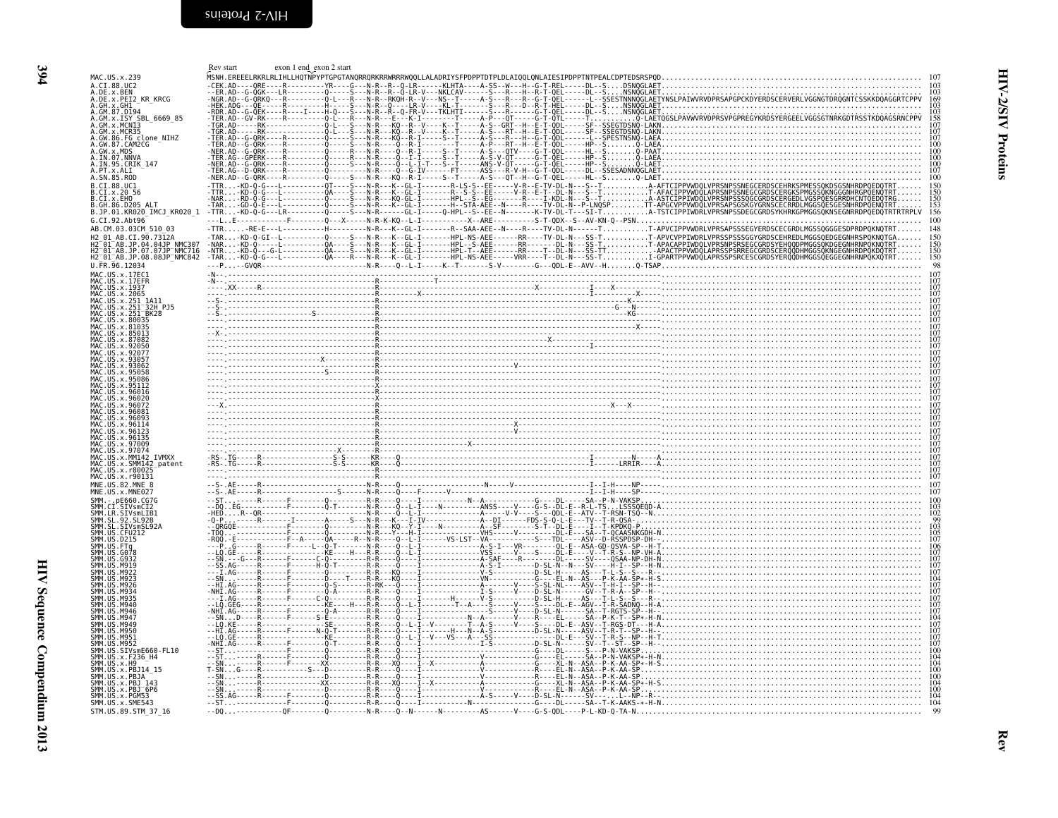```
              Rev start          exon 1 end exon 2 start
MAC.US.x.239                   MSNH.EREEELRKRLRLIHLLHQTNPYPTGPGTANQRRQRKRRWRRRWQQLLALADRIYSFPDPPTDTPLDLAIQQLQNLAIESIPDPPTNTPEALCDPTEDSRSPQD......................................... 107
A.CI.88.UC2                    -CEK.AD----QRE----R---------YR-----G---N-R--R--Q-LR------KLHTA-----A-SS--W---H--G-T-REL-----DL--S....DSNQGLAET......................................... 103
A.DE.x.BEN                     --ER.AD--G-QGK---LR---------Q-----S---N-R--R--Q-LR-V---NKLCAV------S---R---H-R-T-QEL-----DL--S....NSNQGLAET......................................... 103
A.DE.x.PEI2_KR_KRCG            -NGR.AD--G-QRKQ---R---------Q-L---R---N-R--RKQH-R--V---NS--T------A-S---R---R--G-T-QEL------L--SSESTNNNQGLAETYNSLPAIWVRVDPRSAPGPCKDYERDSCERVERLVGGNGTDRQGNTCSSKKDQAGGRTCPPV 169
A.GH.x.GH1                     -HEK.ADG---QE-----R---------H-----S---N-R--Q-----LR-V----KL-T------S---R---D--R-T-HEL-----DL--S....NSNQGLAET......................................... 103
A.GM.87.D194                   -RDR.AD--G-QEK----R----I----H-Q---S---N-R--R--Q-FR-V---TKLHTI------S---R-------G-T-QEL-----DL--S....NSNQGLAET......................................... 103
A.GM.x.ISY_SBL_6669_85         -TER.AD--GV-RK----R---------Q-L---R---N-R---E---K-I---------T------A-P---QT------G-T-QTL-----T....S....Q-LAETQGSLPAVWVRVDPRSVPGPREGYKRDSYERGEELVGGSGTNRKGDTRSSTKDQAGSRNCPPV 158
A.GM.x.MCN13                   -TGR.AD-----RK--------------Q-L---S---N-R---KQ--R--V---K--T------A-S--GRT--H--E-T-QDL-----SF--SSEGTDSNQ-LAKN......................................... 107
A.GM.x.MCR35                   -TGR.AD-----RK--------------Q-L---S---N-R---KQ--R--V---K--T------A-S---RT--H--E-T-QDL-----SF--SSEGTDSNQ-LAKN......................................... 107
A.GW.86.FG_clone_NIHZ          -TER.AD--G-QRK----R---------Q-----S---N-R---KQ--R-I----K--T------A-S---R---H--G-T-QDL------L--SPESTNSNQ-LAEA......................................... 107
A.GW.87.CAM2CG                 -TER.AD--G-QRK----R---------Q-----S---N-R---Q--R-I----------T------A-P---RT--H--E-T-QEL-----HP--S.......Q-LAEA......................................... 100
A.GW.x.MDS                     -NER.AD--G-QRK----R---------Q-----R---N-R---Q--R-I-------S--T------A-S---QTV----G-T-QDL-----HL--S.......Q-PAAT......................................... 100
A.IN.07.NNVA                   -TER.AG--GPERK----R---------Q-----R---N-R---Q--I-I-------S--T------A-S-V-QT-----G-T-QDL-----HP--S.......Q-LAEA......................................... 100
A.IN.95.CRIK_147               -NER.AD--G-QRK----R---------Q-----S---N-R---Q--L-I-T---S--T------ANS-V-QT-----G-T-QEL-----HP--S.......Q-LAET......................................... 100
A.PT.x.ALI                     -TER.AG--D-QRK----R---------Q---------N-R---Q--G-IV------FT------ASS---R-V-H--G-T-QDL-----DL--SSESADNNQGLAET......................................... 107
A.SN.85.ROD                    -NER.AD--G-QRK----R---------Q-----S---N-R---KQ--R-I------S--T------A-S---QT--H--G-T-QEL-----HL--S.......Q-LAET......................................... 100
B.CI.88.UC1                    -TTR....KD-Q-G---L----------QT----S---N-R---K--GL-I--------R-LS-S--EE-----V-R--E-TV-DL-N---S--T..........A-AFTCIPPVWDQLVPRSNPSSNEGCERDSCEHRKSPMESSQKDSGSNHRDPQEDQTRT...... 150
B.CI.x.20_56                   -TTR....KD-Q-G---L----------QA----S---N-R---K--GL-I--------R--S-S--EE-----V-R--E-T--DL-N---S--T..........T-AFACIPPVWDQLAPRSNPSSNEGCGRDSCERGKSPMGSSQKNGGGNHRGPQENQTRT...... 150
B.CI.x.EHO                     -NAR....RD-Q-G---L----------Q-----S---N-R---KQ-GL-I--------HPL--S--EG-----R----I-KDL-N---S--T..........A-ASTCIPPIWDQLVPRSNPSSSQGCGRDSCERGEDLVGSPQESGRRDHCNTQEDQTRG...... 150
B.GH.86.D205_ALT               -TAR....GD-Q-E---L----------Q-----S---N-R---K--GL-I--------H--STA-AEE--N----R----TV-DL-N--P-LNQSP......TT-APGCVPPVWDQLVPRSAPSGSKGYGRNSCECRRDLMGGSQESGESNHRDPQENQTRT...... 153
B.JP.01.KR020_IMCJ_KR020_1     -TTR....KD-Q-G---LR---------Q-----S---N-R---------GL-I------Q-HPL--S--EE--N-------K-TV-DL-T---SI-T..........A-TSTCIPPIWDRLVPRSNPSSDEGCGRDSYKHRKGPMGGSQKNSEGNRRDPQEDQTRTRTRPLV 156
G.CI.92.Abt96                  ---L..E-----------F--------Q---X-----N-R-K-KQ--L-I-----------X--ARE---------S-T-QDX--S--AV-KN-Q--PSN.............................................. 100
AB.CM.03.03CM_510_03           -TTR.....-RE-E----L---------H---------N-R---K--GL-I--------R--SAA-AEE--N----R----TV-DL-N------T..........T-APVCIPPVWDRLVPRSAPSSSEGYERDSCECGRDLMGSSQGGGESDPRDPQKNQTRT...... 148
H2_01_AB.CI.90.7312A           -TAR....KD-Q-GI--L----------Q-----S---N-R---K--GL-I--------HPL-NS-AEE------RR----TV-DL-N---SS-T..........T-APVCVPPIWDRLVPRSSPSSSGGYGRDSCEHREDLMGGSQEDGEGNHRSPQKNQTGA...... 150
H2_01_AB.JP.04.04JP_NMC307     -NAR....KD-Q-----L----------QA----S---N-R---K--GL-I--------HPL--S-AEE------RR-------DL-N---SS-T..........T-APACAPPIWDQLVPRSNPSRSEGCGRDSYEHQQDPMGGSQKDGEGNHRNPQKNQTRT...... 150
H2_01_AB.JP.07.07JP_NMC716     -NTR....KD-Q---G-L----------QA----S---N-R---K--GL-I--------HPL-T-AEE------RR----T--DL-N---SS-TT..........-APACTPPVWDQLAPRSSPSRREGCGRDSCERQQDHMGGSQKNGEGNHRDPQKDQTRT...... 150
H2_01_AB.JP.08.08JP_NMC842     -TAR....KD-Q-G---L----------QA----R---N-R---K--GL-I--------HPL-NS-AEE-----VRR----T--DL-N---SS-T..........I-GPARTPPVWDQLAPRSSPSRCESCGRDSYERQQDHMGGSQEGGEGNHRNPQKXQTRT...... 150
U.FR.96.12034                  ---P.....GVQR-------------------------N-R----Q--L-I-----K--T-------S-V-------G---QDL-E--AVV--H.........Q-TSAP.................................... 98
MAC.US.x.17EC1                 -N--.................................................................................................................................................... 107
MAC.US.x.17EFR                 -N--.......................................R..................T........................................................................................ 107
MAC.US.x.1937                  -----.XX-----R-------------------------R-------------------------------------------X-----------I-----X--------.......................................... 107
MAC.US.x.2065                  ----.----------------------------------R----------X----------------------------------------------I---------X--......................................... 107
MAC.US.x.251_1A11              --S-.----------------------------------R-----------------------------------------------------------------K-................................................... 107
MAC.US.x.251_32H_PJ5           --S-.----------------------------------R---------------------------------------------------------G---N--...................................................... 107
MAC.US.x.251_BK28              --S-.----------------S-----------------R--------------------------------------------------------------KG-.................................................... 107
MAC.US.x.80035                 ----.----------------------------------R-------------------------------------------------------------------................................................... 107
MAC.US.x.81035                 ----.----------------------------------R------------------------------------------------------------X--.................................................... 107
MAC.US.x.85013                 --X-.----------------------------------R-------------------------------------------------------------------................................................... 107
MAC.US.x.87082                 ----.----------------------------------R-------------------------------------X-------------------------................................................... 107
MAC.US.x.92050                 ----.----------------------------------R-------------------------------------------------I-------------................................................... 107
MAC.US.x.92077                 ----.----------------------------------R-------------------------------------------------------------------................................................... 107
MAC.US.x.93057                 ----.----------------X-----------------R-------------------------------------------------------------------................................................... 107
MAC.US.x.93062                 ----.----------------------------------R---------------------------------V-----------------------------................................................... 107
MAC.US.x.95058                 ----.----------------S-----------------R-------------------------------------------------------------------................................................... 107
MAC.US.x.95086                 ----.----------------------------------R-------------------------------------------------------------------................................................... 107
MAC.US.x.95112                 ----.----------------------------------X-------------------------------------------------------------------................................................... 107
MAC.US.x.96016                 ----.----------------------------------R-------------------------------------------------------------------................................................... 107
MAC.US.x.96020                 ----.----------------------------------X-------------------------------------------------------------------................................................... 107
MAC.US.x.96072                 ---X.----------------------------------R------------------------------------------------------X----X-------................................................... 107
MAC.US.x.96081                 ----.----------------------------------R-------------------------------------------------------------------................................................... 107
MAC.US.x.96093                 ----.----------------------------------R-------------------------------------------------------------------................................................... 107
MAC.US.x.96114                 ----.----------------------------------R------------------------------------X---------------------------................................................... 107
MAC.US.x.96123                 ----.----------------------------------R-------------------------------------V--------------------------................................................... 107
MAC.US.x.96135                 ----.----------------------------------R-------------------------------------------------------------------................................................... 107
MAC.US.x.97009                 ----.----------------------------------R--------------------------X----------------------------------------................................................... 107
MAC.US.x.97074                 ----.----------------X-----------------R-------------------------------------------------------------------................................................... 107
MAC.US.x.MM142_IVMXX           -RS-.TG-----R-----------------S-S------KR----Q-----------------------------------------------I-----------N-----A.......................................... 107
MAC.US.x.SMM142_patent         -RS-.TG-----R-----------------S-S------KR----Q-----------------------------------------------I-------LRRIR----A.......................................... 107
MAC.US.x.r80025                ----.----------------------------------R-------------------------------------------------------------------................................................... 107
MAC.US.x.r90131                ----.----------------------------------R-------------------------------------------------------------------................................................... 107
MNE.US.82.MNE_8                --S-.AE-----R--------------------------N-R----Q------------------------N-----V-------------I--I-H----NP-........................................... 107
MNE.US.x.MNE027                --S-.AE-----R-----------------S--------N-R----Q-----F-------V-----------------------------I--I-H----SP-........................................... 107
SMM.-.pE660.CG7G               --ST.-------R-------F-------Q--------R-R----Q----I-----------N--A-------------G----DL----SA--P-N-VAKSP............................................. 100
SMM.CI.SIVsmCI2                --DQ..EG-----------F--------Q-T-------N-R----Q--L-I------N---------ANSS----V----G-S--DL-E--R-L-TS...LSSSQEQD-A..................................... 103
SMM.LR.SIVsmLIB1               -HED....R--QR-------------------------N-R----Q--L-I--------------------A-----V-V-----S----QDL-E--ATV--T-RSN-TSQ--N.................................. 102
SMM.SL.92.SL92B                -Q-P.-------R------I--------A-----S---N-R---K---I-IV------------A--DI-------FDS-S-Q-L-E---TV--T-R-QSA--.......................................... 99
SMM.SL.SIVsmSL92A              --QRGQE-----------F---------Q---------N-R---KQ--Y-I------N---------A--SF--------S-T--DL-E---I--T-KPDKQ-P........................................... 103
SMM.US.CFU212                  -TDQ.AG-----------F---------Q---------N-R---Y---H-I--------------VHS---------V------DL-E---SA--T-QCAASNKGDH-N...................................... 105
SMM.US.D215                    -RQQ.-E-----------F--A-----QA-----R--N-R----Q--L-I--------VS-LST--VA--------S---TDL----ASV--D-RSSPDSP-DH-......................................... 107
SMM.US.FTq                     ----P..G-----R------F-------L--Q-T--------N-R----Q--L-I----------------A-S-I---VR-------QL-E--ASA-GD-QSVA-SP--H-T.................................. 106
SMM.US.G078                    --LQ.GE-----R-------F-------Q-----H--R-R----Q--L-I--------------VSS-----V-----S----DL-E---V--T-R-S--NP-VH-A...................................... 107
SMM.US.G932                    --SN.---G---R-------F-------C-Q-----------R-R----Q----I------------A-SAF----R--------DL-----SV----QSAA-NP-DH-N.................................... 107
SMM.US.M919                    --SS.AG-----R-------F-------H-Q-T---------R-R----Q----I------------A-S-I-----------D-SL-N--N---SV----H-I--SP--H-N.................................. 107
SMM.US.M922                    --I.AG------R-------F-------Q-------------R-R----KQ---I-------------V-S---------D-SL-H-----AS----T-L-S--S---R-..................................... 107
SMM.US.M923                    --SN.-------R-------F-------Q-----T-------R-R----KQ---I-------------VN----------G-----EL-N--AS---P-K-AA-SP+-H-S.................................. 104
SMM.US.M926                    --HI.AG-----R-------F-------Q-S-----------R-RK----Q----I------------A-----V-----S-SL-NL-----ASV--T-H-I--SP--H-..................................... 107
SMM.US.M934                    -NHI.AG-----R-------F-------Q-A-----------R-R----Q----I-----------I-S-----V-----D-SL-N-----GV--T-R-A--SP--H-..................................... 107
SMM.US.M935                    ---I.AG-----R-------F-------C-Q-----------R-R----Q----I-------H------V-S---------D-SL-H-----AS----T-L-S--S---R-..................................... 107
SMM.US.M940                    --LQ.GEG----R-------F-------KE---H---R-R----Q--L-I----------T--A------S-----V-----S----DL-E--AGV--T-R-SADNQ--H-A.................................. 107
SMM.US.M946                    -NHI.AG-----R-------F-------Q-A-----------R-R----Q----I----------------S-----V-----D-SL-N-----SA--T-RGTS-SP--H-................................... 107
SMM.US.M947                    --SN..D-----R-------F-------S-E-----------R-R----Q----I------------N--A-------R--------EL-----SA--P-K-T--SP+-H-N.................................. 104
SMM.US.M949                    --LQ.KE-----R-------------SE---------R-R----Q--L-I--V-------T--A-S-------V-----S----DL-E--ASV--T-RGS-DT---H-A.................................... 107
SMM.US.M950                    --HI.AG-----R-------F-------N-Q-T---------R-R----Q----I-------H--N--A-S-------D-SL-N-----ASV--T-R-T--SP--H-..................................... 107
SMM.US.M951                    --LQ.GE-----R-------------KE---------R-R----Q--L-I--V---VS---A--SS-----------DL-E---SV--T-R-S--NP--H-T.................................. 107
SMM.US.M952                    -NHI.AG-----R-------F-------Q-T-----------R-R----Q----I----------------I-S--------D-SL-N-----SV--T--ST--SP--H-..................................... 107
SMM.US.SIVsmE660-FL10          --ST.-------R-------F-------Q-------------R-R----Q----I-------------------------G----DL-----S---P-N-VAKSP......................................... 100
SMM.US.x.F236_H4               --ST.-------R-------F-------Q-------------R-R----Q----I-------------V-----------G----EL-----SA--P-N-VAKSP+-H-N.................................. 104
SMM.US.x.H9                    --SN.-------R-------F-------XX------------R-R----XQ---I--X-----------A-------------G----XL-N--ASA--P-K-AA-SP+-H-S.................................. 104
SMM.US.x.PBJ14_15              T-SN..G-----R-------------S--D-----------R-R----Q----I-----------------A-------------R----EL-N--ASA--P-K-AA-SP-.................................. 100
SMM.US.x.PBJA                  --SN.-------R-------------D-------------R-R----Q----I-------------V-----------R----EL-N--ASA--P-K-AA-SP-...................................... 100
SMM.US.x.PBJ_143               --SN.-------R-------------XX------------R-R----XQ---I--X-----------A-------------G----XL-N--ASA--P-K-AA-SP+-H-S.................................. 104
SMM.US.x.PBJ_6P6               --SN.-------R-------------D-------------R-R----Q----I-------------V-----------R----EL-N--ASA--P-K-AA-SP-...................................... 100
SMM.US.x.PGM53                 --SS.AG-----R-------F-------Q-------------R-R----Q----I-------------------A-S-----V-----D-SL-N-----SV---.L--NP--R-................................... 104
SMM.US.x.SME543                --ST.-------R-------F-------Q-------------R-R----Q----I-----------N------------G----DL-----SA--T-K-AAKS-+-H-N.................................. 104
STM.US.89.STM_37_16            --DQ.-------------QF--------Q---------N-R----Q--N------N--------AS------V----G-S-QDL----P-L-KD-Q-TA-N......................................... 99
```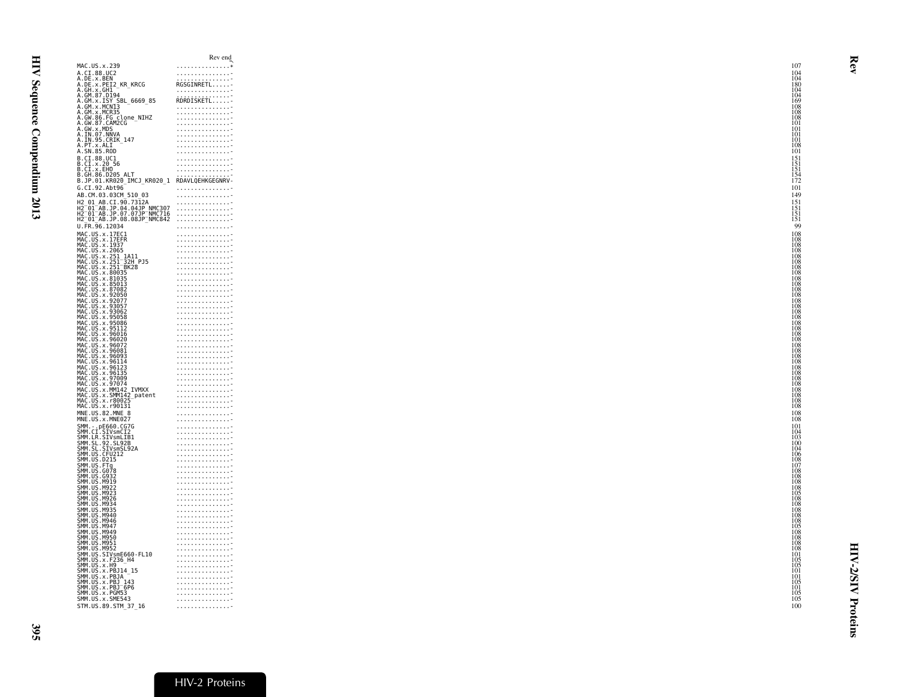| | Rev end | |
|---|---|---|
| MAC.US.x.239 | ...............* | 107 |
| A.CI.88.UC2 | ...............- | 104 |
| A.DE.x.BEN | ...............- | 104 |
| A.DE.x.PEI2_KR_KRCG | RGSGINRETL.....- | 180 |
| A.GH.x.GH1 | ...............- | 104 |
| A.GM.87.D194 | ...............- | 104 |
| A.GM.x.ISY_SBL_6669_85 | RDRDISKETL.....- | 169 |
| A.GM.x.MCN13 | ...............- | 108 |
| A.GM.x.MCR35 | ...............- | 108 |
| A.GW.86.FG_clone_NIHZ | ...............- | 108 |
| A.GW.87.CAM2CG | ...............- | 101 |
| A.GW.x.MDS | ...............- | 101 |
| A.IN.07.NNVA | ...............- | 101 |
| A.IN.95.CRIK_147 | ...............- | 101 |
| A.PT.x.ALI | ...............- | 108 |
| A.SN.85.ROD | ...............- | 101 |
| B.CI.88.UC1 | ...............- | 151 |
| B.CI.x.20_56 | ...............- | 151 |
| B.CI.x.EHO | ...............- | 151 |
| B.GH.86.D205_ALT | ...............- | 154 |
| B.JP.01.KR020_IMCJ_KR020_1 | RDAVLQEHKGEGNRV- | 172 |
| G.CI.92.Abt96 | ...............- | 101 |
| AB.CM.03.03CM_510_03 | ...............- | 149 |
| H2_01_AB.CI.90.7312A | ...............- | 151 |
| H2_01_AB.JP.04.04JP_NMC307 | ...............- | 151 |
| H2_01_AB.JP.07.07JP_NMC716 | ...............- | 151 |
| H2_01_AB.JP.08.08JP_NMC842 | ...............- | 151 |
| U.FR.96.12034 | ...............- | 99 |
| MAC.US.x.17EC1 | ...............- | 108 |
| MAC.US.x.17EFR | ...............- | 108 |
| MAC.US.x.1937 | ...............- | 108 |
| MAC.US.x.2065 | ...............- | 108 |
| MAC.US.x.251_1A11 | ...............- | 108 |
| MAC.US.x.251_32H_PJ5 | ...............- | 108 |
| MAC.US.x.251_BK28 | ...............- | 108 |
| MAC.US.x.80035 | ...............- | 108 |
| MAC.US.x.81035 | ...............- | 108 |
| MAC.US.x.85013 | ...............- | 108 |
| MAC.US.x.87082 | ...............- | 108 |
| MAC.US.x.92050 | ...............- | 108 |
| MAC.US.x.92077 | ...............- | 108 |
| MAC.US.x.93057 | ...............- | 108 |
| MAC.US.x.93062 | ...............- | 108 |
| MAC.US.x.95058 | ...............- | 108 |
| MAC.US.x.95086 | ...............- | 108 |
| MAC.US.x.95112 | ...............- | 108 |
| MAC.US.x.96016 | ...............- | 108 |
| MAC.US.x.96020 | ...............- | 108 |
| MAC.US.x.96072 | ...............- | 108 |
| MAC.US.x.96081 | ...............- | 108 |
| MAC.US.x.96093 | ...............- | 108 |
| MAC.US.x.96114 | ...............- | 108 |
| MAC.US.x.96123 | ...............- | 108 |
| MAC.US.x.96135 | ...............- | 108 |
| MAC.US.x.97009 | ...............- | 108 |
| MAC.US.x.97074 | ...............- | 108 |
| MAC.US.x.MM142_IVMXX | ...............- | 108 |
| MAC.US.x.SMM142_patent | ...............- | 108 |
| MAC.US.x.r80025 | ...............- | 108 |
| MAC.US.x.r90131 | ...............- | 108 |
| MNE.US.82.MNE_8 | ...............- | 108 |
| MNE.US.x.MNE027 | ...............- | 108 |
| SMM.-.pE660.CG7G | ...............- | 101 |
| SMM.CI.SIVsmCI2 | ...............- | 104 |
| SMM.LR.SIVsmLIB1 | ...............- | 103 |
| SMM.SL.92.SL92B | ...............- | 100 |
| SMM.SL.SIVsmSL92A | ...............- | 104 |
| SMM.US.CFU212 | ...............- | 106 |
| SMM.US.D215 | ...............- | 108 |
| SMM.US.FTq | ...............- | 107 |
| SMM.US.G078 | ...............- | 108 |
| SMM.US.G932 | ...............- | 108 |
| SMM.US.M919 | ...............- | 108 |
| SMM.US.M922 | ...............- | 108 |
| SMM.US.M923 | ...............- | 105 |
| SMM.US.M926 | ...............- | 108 |
| SMM.US.M934 | ...............- | 108 |
| SMM.US.M935 | ...............- | 108 |
| SMM.US.M940 | ...............- | 108 |
| SMM.US.M946 | ...............- | 108 |
| SMM.US.M947 | ...............- | 105 |
| SMM.US.M949 | ...............- | 108 |
| SMM.US.M950 | ...............- | 108 |
| SMM.US.M951 | ...............- | 108 |
| SMM.US.M952 | ...............- | 108 |
| SMM.US.SIVsmE660-FL10 | ...............- | 101 |
| SMM.US.x.F236_H4 | ...............- | 105 |
| SMM.US.x.H9 | ...............- | 105 |
| SMM.US.x.PBJ14_15 | ...............- | 101 |
| SMM.US.x.PBJA | ...............- | 101 |
| SMM.US.x.PBJ_143 | ...............- | 105 |
| SMM.US.x.PBJ_6P6 | ...............- | 101 |
| SMM.US.x.PGM53 | ...............- | 105 |
| SMM.US.x.SME543 | ...............- | 105 |
| STM.US.89.STM_37_16 | ...............- | 100 |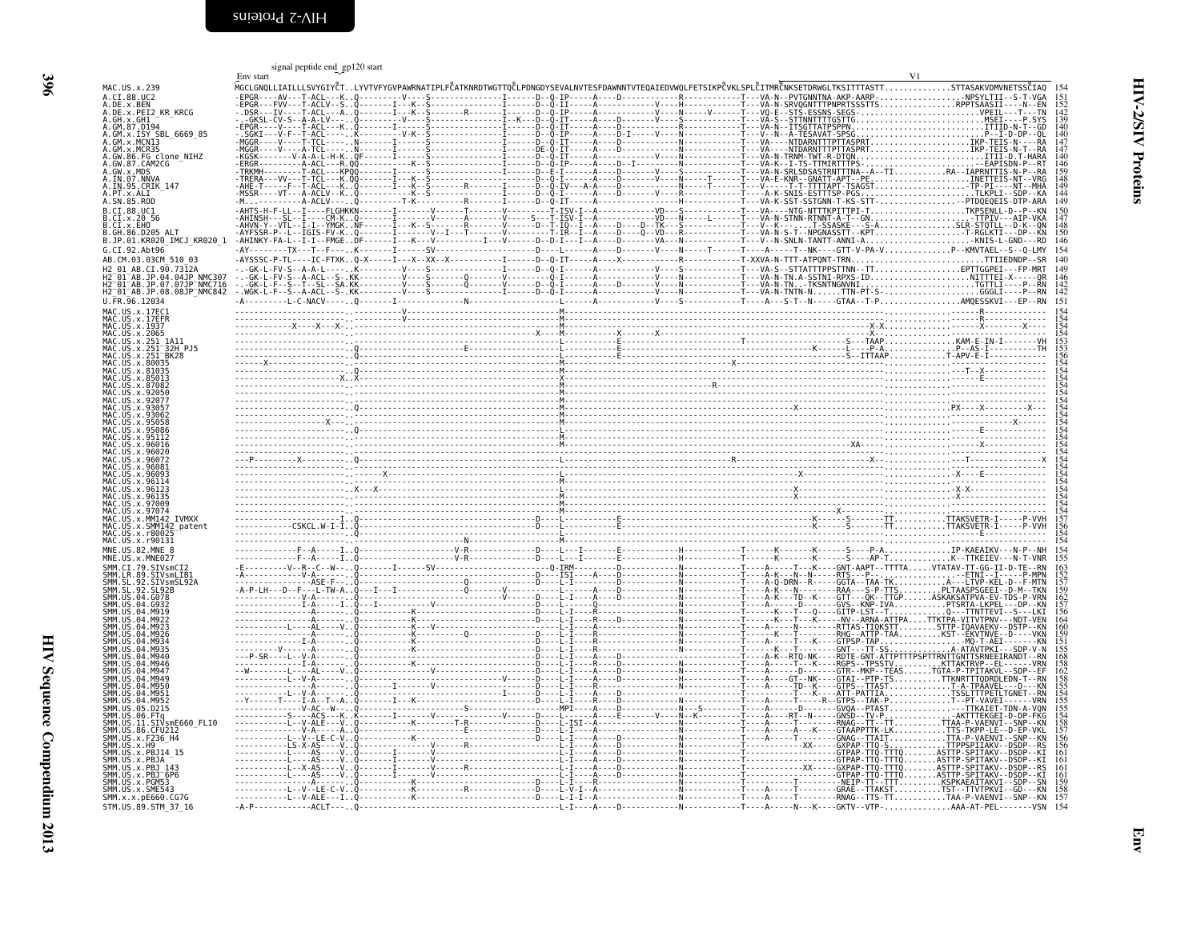```
                    signal peptide end  gp120 start
                   Env start                                                                                                      V1
MAC.US.x.239                     MGCLGNQLLIAILLLSVYGIYC..LYVTVFYGVPAWRNATIPLFCATKNRDTWGTTQCLPDNGDYSEVALNVTESFDAWNNTVTEQAIEDVWQLFETSIKPCVKLSPLCITMRCNKSETDRWGLTKSITTTASTT..............STTASAKVDMVNETSSCIAQ  154
A.CI.88.UC2                      -EPGR----AV---T-ACL---K..Q---------V----S---------------I------D--Q-IP-----A----D-----------R-----------T---VA-N--PVTGNNTNA-AKP-AARP-................-NPSYLTII--S-T-VGA  151
A.DE.x.BEN                       -EPGR---FVV---T-ACLV--S..Q---------I---K--S---------------I------D--Q-II-----A-----------V----H----------T---VA-N-SRVQGNTTTPNPRTSSSTTS...............RPPTSAASII----N--EN  152
A.DE.x.PEI2_KR_KRCG              -.DSR---IV----T-ACL---A..Q---------I---K--S------R--------I------D--Q-IP-----A-----------V----N-----V------T---VQ-E--STS-ESSNS-SEGS-........................VPEIL---T---TN  142
A.GH.x.GH1                       -.-GKSL-CV-S--A-A-LV---.Q----------V---S-------------I--K---D--Q-IT-----A-----------V----S----------T---VA-S--STTNNTTTTGSTTG..........................MSEI----P.SYS  139
A.GM.87.D194                     -EPGR----V----T-ACL---K..Q---------I---S----------------I------D--Q-IT-----A----D-----------N-----------T---VA-N--ITSGTTATPSPPN.............................ITIID-N-T--GD  140
A.GM.x.ISY_SBL_6669_85           -.SGKI---V-F--T-ACL---..Q---------V-K--S-----------------I------D--Q-IP-----A----D-I------V----N----------T---N--A-TESAVAT-SPSG...............................P--I-D-DP--QL  140
A.GM.x.MCN13                     -MGGR----V----T-TCL---..N---------I------S---------------I------D--Q-IT-----A----D----------N-----------T---VA----NTDARNTTTPTTASPRT............................IKP-TEIS-N----RA  147
A.GM.x.MCR35                     -MGGR----V----A-TCL---..N---------I------S---------------I------DE-Q-IT-----A----D----------N-----------T---VA----NTDARNTTTPTTASPRT............................IKP-TEIS-N-T--RA  147
A.GW.86.FG_clone_NIHZ            -KGSK-------V-A-A-L-H-K..QF--------I------S---------------I------D--Q-IT-----A-----------V----N----------T---VA-N-TRNM-TWT-R-DTQN.............................ITII-D-T-HARA  140
A.GW.87.CAM2CG                   -ERGR---------A-ACL---R.QQ---------K--S------------------I------D--Q-IP-----A----D--I---------N------------T---VA-K--I-TS-TTMIRTTTPS-...........................EAPISDN-P--RT  146
A.GW.x.MDS                       -TRKMH--------T-ACL---KPQQ---------I------S---------------I------D--E-I-----A----D----------V----S----------T---VA-N-SRLSDSASTRNTTTNA--A--TI...........RA--IAPRNTTIS-N-P--RA  159
A.IN.07.NNVA                     -TRERA---VV---T-TCL---K.QQ---------I---K--S---------------I------D--Q-I-----A----D-----------V-----N----T------T---VA-E-KNR--GNATT-APT--PE.........................INETTEIS-NT--VRG  148
A.IN.95.CRIK_147                 -AHE-T-----F--T-ACL---K.Q----------I---K--S------R--------I------D--Q-IV---A-A----D------------N-----T------T---V-----T-T-TTTTAPT-TSAGST.......................TP-PI----NT--MHA  139
A.PT.x.ALI                       -MSSR----VT---A-ACLV--K.Q----------K--S------------------I------D--Q-I-----A----D-----------V----R----------T---A-K-SNIS-ESTTTSP-PGS............................TLKPLI--SDP--KA  144
A.SN.85.ROD                      -M.-----------A-ACLV---.Q----------T-K---------R----------I------D--Q-IT-----A----D-------------N-------------T---VA-K-SST-SSTGNN-T-KS-STT.....................-PTDQEQEIS-DTP-ARA  149
B.CI.88.UC1                      -AHTS-H-F-LL--I----FLGHKKN----------I-------V------T------V-------T-ISV-I--A---------VD---S------------T---VA----NTG-NTTTKPITTPI-T..........................TKPSENLL-D--P--KN  150
B.CI.x.20_56                     -AHINSH---SL--I----CM-K..Q--------I-------V-----A--------V------S---T-ISV-I--A---------VD---N------L------T---VA-N-STNN-RTNNT-A-T--GN.............................TTPIV---AIP-VKA  147
B.CI.x.EHO                       -AHVN-Y--VTL--I-I--YMGK..NF--------I---K--S-------R-------V------D--T-IQ--I--A----D----D--TK---S-----------T---V---K-.....T-SSASKE---S-A.................SLR-STQTLL--D-K--QN  148
B.GH.86.D205_ALT                 -AYFSSR-P--L--IGIS-FV-K..Q--------I-------V--I---T-------V-------T-IR--I--A----D-----Q--VD---R----------T---VA-N-S-T--NPGNASSTT--KPT..........................-T-RGLKTI---DP--KN  150
B.JP.01.KR020_IMCJ_KR020_1       -AHINKY-FA-L--I-I--FMGE..DF--------I---K--V---------I---V-------D--D-I---I--A----D-----------VA---N----------T---V--N-SNLN-TANTT-ANNI-A.........................-KNIS-L-GND---RD  146
G.CI.92.Abt96                    -AY--------TX---T--F---..K--------I------SV-----------------------D----L-----A----D---------V----N-------T------T---A-----T--NK-----GTT-V-PA-V..............P--KMVTAEL--S--Q-LMY  154
AB.CM.03.03CM_510_03             -AYSSSC-P-TL----IC-FTXK..Q-X-------I---X--XX--X---------I------D--Q-IT-----A-----X----------R--------------T-XXVA-N-TTT-ATPQNT-TRN...........................TTIIEDNDP--SR  140
H2_01_AB.CI.90.7312A             -.-GK-L-FV-S--A-A-L-----.K---------V-------S--------------I------D--Q-I------A----------------V---S----------T---VA-S--STTATTTPPSTTNN--TT..................EPTTGGPEI---FP-MRT  149
H2_01_AB.JP.04.04JP_NMC307       -.-GK-L-FV-S--I-A-ACL--S-.KK--------V-----S-------Q--------V------Q-I-------A---------------V---N-----------T---VA-N-TN.A-SSTNI-RPXS-ID.........................NITTTEI-X----QR  146
H2_01_AB.JP.07.07JP_NMC716       -.-GK-L-F--S--T--SL--SA.KK--------V-----S-------Q--------V------D--Q-I-------A----D-----------V---N-----------T---VA-N-TN..-TKSNTNGNVNI.........................TGTTLI----P--RN  142
H2_01_AB.JP.08.08JP_NMC842       -.WGK-L-F--S--A-ACL---S-.KK--------V-----S-------Q--------I------D--Q-I-------A--------------V---N-----------T---VA-N-TNTN-N.....TTN-PT-S.....................GGGLI----P--RN  142
U.FR.96.12034                    -A---------L-C-NACV----..Q--------I--------------N----------------------L-----A----------------V---S--------------T---A---S-T--N------GTAA--T-P...............AMQESSKVI---EP--RN  151
MAC.US.x.17EC1                   ----------------------..----------V---------------------------M----------------------------------------------------------------------------------------R-----------  154
MAC.US.x.17EFR                   ----------------------..----------V---------------------------M----------------------------------------------------------------------------------------R-----------  154
MAC.US.x.1937                    ------------X----X---X-..-----------------------------------------M-------------------------------------------------------------------------X-X..............-X----------X----  154
MAC.US.x.2065                    ----------------------..------------------------------------X----M-----------X-------X--------------------------------------------------------X-.............----------------  154
MAC.US.x.251_1A11                ----------------------..-----------------------------------------L--------E------------------------------T------------------------S---TAAP..............KAM-E-IN-I-------VH  153
MAC.US.x.251_32H_PJ5             ----------------------..Q---------------E-----------------------L---------E-----------------------------------------K-----L-----P-A................P--AS-I-------------TH  153
MAC.US.x.251_BK28                ----------------------..Q-----------------------------------------L---------E---------------------------------------------------S--ITTAAP.............T-APV-E-I----------  156
MAC.US.x.80035                   ------X---------------..----------------------------------------M---------------------------------X-------------------------------------------------------------------  154
MAC.US.x.81035                   ----------------------..Q-----------------------------------------M-----------------------------------------------------------------------------T--X---------------  154
MAC.US.x.85013                   ---------------------X.X------------------------------------------M-------------------------------------------------------------------------------E----------------  154
MAC.US.x.87082                   ----------------------..----------------------------------------M-----------------------R-------------------------------------------------------------------------------  154
MAC.US.x.92050                   ----------------------..----------------------------------------M-----------------------------------------------------------------------------------------------------  154
MAC.US.x.92077                   ----------------------..----------------------------------------M-----------------------------------------------------------------------------------------------------  154
MAC.US.x.93057                   ----------------------..Q---------------------------------------M-------------------------------------------------------------------------PX----X---------X---  154
MAC.US.x.93062                   ----------------------..----------------------------------------M-----------------------------------------------------------------------------------------------------  154
MAC.US.x.95058                   ---------------X------..----------------------------------------M-------------------------------------------------------------------------------------------X------  154
MAC.US.x.95086                   ----------------------..Q---------------------------------------M---------------------------------------------------------------------------------E--------------  154
MAC.US.x.95112                   ----------------------..----------------------------------------M-----------------------------------------------------------------------------------------------------  154
MAC.US.x.96016                   ----------------------..Q---------------------------------------M---------------------------------------------------------------XA-----------------------------  154
MAC.US.x.96020                   ----------------------..----------------------------------------M-----------------------------------------------------------------------------------------------------  154
MAC.US.x.96072                   ---P--------X---------..Q---------------------------------------L------------------------------R-------------------------X----------------T--------------X  154
MAC.US.x.96081                   ----------------------..----------------------------------------M-----------------------------------------------------------------------------------------------------  154
MAC.US.x.96093                   ----------------------..------X----------------------------------L---------------------------------------------X----------------------------X-----E----------  154
MAC.US.x.96114                   ----------------------..----------------------------------------M-----------------------------------------------------------------------------------------------------  154
MAC.US.x.96123                   ---------------X---X--..----------------------------------------M-----------------------------------------X------------------------------X-X-----------------  154
MAC.US.x.96135                   ----------------------..Q---------------------------------------M-----------------------------------------X------------------------------X--------------------  154
MAC.US.x.97009                   ----------------------..----------------------------------------M-----------------------------------------------------------------------------------------------------  154
MAC.US.x.97074                   ----------------------..----------------------------------------M----------------------------------------------------------------X--------------------------  154
MAC.US.x.MM142_IVMXX             --------------------I-..Q--------------------------------D------L--------E----------------------------------K-----S-------TT............TTAKSVETR-I-----P-VVH  157
MAC.US.x.SMM142_patent           ----------CSKCL.W-I-I-..Q--------------------------------D------L--------E----------------------------------K-----S-------TT............TTAKSVETR-I-----P-VVH  157
MAC.US.x.r80025                  ----------------------..----------------------------------------M----------------------------------------------------------------------------------E--------------  154
MAC.US.x.r90131                  ----------------------..---------------N---------------------------------------------------------------------------------------------------------------------  154
MNE.US.82.MNE_8                  ------------F--A-----I..Q-----------------V-R-------------D-----L---I-------E------------H---------T-------K-------K-----S----P-A..............IP-KAEAIKV---N-P--NH  154
MNE.US.x.MNE027                  ------------F--A-----I..Q-----------------V-R-------------D-----L---I-------E------------H---------T-------K-------K-----S----AP-T...............K--TTKEIEV---N-T-VNR  155
SMM.CI.79.SIVsmCI2               -E---------V--R--C--W--..Q--------I------SV-----------------------Q-IRM-------D------------N--------T-----A---T--K----GNT-AAPT--TTTTA.....VTATAV-TT-GG-II-D-TE--RN  163
SMM.LR.89.SIVsmLIB1              -A-------------V-A----..Q---------------------------------D----ISI----A-----D-----------N--------T-----A-K---N--N-----RTS---P-.................-ETNI--I-----P-MPN  152
SMM.SL.92.SIVsmSL92A             ----------------ASE-F--..Q------------------------Q--------D----L-I-----A----D------------N--------T-----A-Q-DRN--R-----GGTA--TAA-TK...........A---LTVP-KEL-D--P-MTN  157
SMM.SL.92.SL92B                  -A-P-LH---D--F----L-TW-A..Q---I--I----------------Q-------V----------L-------A----D------------N--------T-----A-K---N-------RAA---S-P-TTS..........PLTAASPSGEEI--D-M--TKN  159
SMM.US.04.G078                   ----------------V-A----..Q---------------------------------V-----D---L-I-----A----D------------N--------T-----A-K---TD--K----GTT---QK--TTGP......ASKAKSATPVA-EV-TDS-P-VRN  162
SMM.US.04.G932                   ----------------I-A-----I..Q--I---------------V-----------------D---L-I-----A----D------------N--------T-----A------D------GVS--KNP-IVA...........PTSRTA-LKPEL---DP--KN  157
SMM.US.04.M919                   ----------------A-------..Q-----------K-------------------------D---L-I-----R---D------------N--------T-----K---T---------GITP-LST--T..............Q---TTNTTEVI--S---LKI  156
SMM.US.04.M922                   ----------------A-------..Q-----------K-------------------------D---L-I-----R---D------------N--------T-----K---T---K------NV--ARNA-ATTPA.....TTKTPA-VITVTPNV---NDT-VEN  164
SMM.US.04.M923                   ----------L----AL-----V..Q-----------K-------------V-------------D---L-I-----A----D------------N--------T-----A---N---------RTTAS-TIQKSTT.........STTP-IQAVAEKV--DSTP--KN  159
SMM.US.04.M926                   ----------------A-------..Q-----------K-------------Q------------D---L-I-----R---D------------N--------T-----A---K---T--------RHG---ATTP-TAA...........KST--EKVTNVE--D-----VKN  159
SMM.US.04.M934                   ----------------I-A-----..Q-----------K-------------------------D---L-I-----R---D------------N--------T-----A-----T---K------GTPSP-TAP.................MQ-T-AEI--------KN  151
SMM.US.04.M935                   ----------V-------------..Q-----------K-------------------------D---L-I-----R---D------------N--------T-----A--------------GNT---TT-SS..............A-ATAVTPKI-----SDP-V-N  155
SMM.US.04.M940                   ---P-SR----L--V-A-------..Q-----------------------------------D---L-I-----A----D------------N--------T-----A-K--RTQ-NK-----RDTE-GNT-ATTPTTTPSPTTRNTTGNTTSRNEEIRANDT--RN  168
SMM.US.04.M946                   ----------------I-A-----..Q-----------K-------------------------D---L-I-----A----D------------N--------T-----A---------T---K-----RGPS--TPSSTV..........KTTAKTRVP--EL------VRN  158
SMM.US.04.M947                   --W---------L---AL------V..Q--------------------V------------D---L-I-----A----D------------N--------T-----A-----------D-----GTR--MKP--TEAS........TGTA-P-TPITAKVL--SDP--EF  162
SMM.US.04.M949                   ------------L--V-A------..Q--------------------------V------D---L-I-----A----D------------N--------T-----A----GT--NK-----GTAI--PTP-TS.........TTKNRTTTQDRDLEDN-T--RN  158
SMM.US.04.M950                   ----------------A-------..Q--------I------V-----------------D---L-I-----A----D------------N--------T-----A----TD--K-----GTPS--TTAST..............T-A-TPAAVEL---D---KN  155
SMM.US.04.M951                   -----------L--V-A-------..Q-----------------------I----------D---L-I-----A----D------------N--------T-----A-----T---K-----ATT-PATTIA..............TSSLTTTPETLTGNET--RN  154
SMM.US.04.M952                   --Y------T----I-A--T--A..Q--------I---K--------------------------D---L-I-----R---D------------N--------T-----A-------T-----R--GTPS--TAK-P..............T--PT-VAVEI------VRN  155
SMM.US.05.D215                   ----------------V-AC--W--..Q------------------S-----------------MPI------A----D--------------N--S--------T-----A----D---------GVQA--PTAST..............--TTKAIET-TDN-A-VQN  155
SMM.US.06.FTq                    -----------S----ACS---K.K-------------I------------V-----------D---L-I-----A----E----------V---N--K-----------T-----A--RT-N-----GNSD--TV-P............--AKTTTEKGEI-D-DP-FKG  154
SMM.US.11.SIVsmE660_FL10         ------------L--V-ALE---V..Q--------------K-------T-R------------D---L-ISI--A----D------------N--------T-----A-----T--------RNAG--TT--TT.........TTAA-P-VAENVI--SNP--KN  158
SMM.US.86.CFU212                 ----------------V-A-----A..Q-------------------E-----------------D---L-I-----A----D------------N--------T-----A-----A---K-----GTAAPPTTK-LK..........TTS-TKPP-LE--D-EP-VKL  157
SMM.US.x.F236_H4                 ------------L--V-LE-C-V..Q------------K--------------------------D---L-I-----A----D------------N--------T-----A----T---------GNAG--TTAIT...........TTA-P-VAENVI--SNP--KN  156
SMM.US.x.H9                      ------------LS-X-AS----V..Q-------------V-------------------------L-I-----A----D---------------------------------------XX-----GXPAP-TTQ-S..........TTPPSPIIAKV--DSDP--RS  156
SMM.US.x.PBJ14_15                ------------L----AS----V..Q-------I--------V--------------------L-I-----A----D------------N--------T-------------------------GTPAP-TTQ-TTTQ.......ASTTP-SPITAKV--DSDP--KI  161
SMM.US.x.PBJA                    ------------L----AS----V..Q-------I--------V--------------------L-I-----A----D------------N--------T-------------------------GTPAP-TTQ-TTTQ.......ASTTP-SPITAKV--DSDP--KI  161
SMM.US.x.PBJ_143                 ------------L--X-AS----V..Q-------I--------V-------R------------L-I-----A----D------------N--------T---------------XX-----GXPAP-TTQ-TTTQ.......ASTTP-SPITAKV--DSDP--RS  161
SMM.US.x.PBJ_6P6                 ------------L----AS----V..Q-------I--------V--------------------L-I-----A----D------------N--------T-------------------------GTPAP-TTQ-TTTQ.......ASTTP-SPITAKV--DSDP--KI  161
SMM.US.x.PGM53                   ----------------A-------..Q-----------K-------------------------D---L-I-----R---D------------N--------T-------------T-----NEIP-TT--TTT..........KSPKAEAITAKVI--SDP--SN  159
SMM.US.x.SME543                  ------------L--V-LE-C-V..Q------------K-------------------------D---L-V-I--A----D------------N--------T-----A-----T---------GRAE--TTAKST..........TST--TTVTPKVI--GD---KN  158
SMM.x.x.pE660.CG7G               ------------L--V-ALE---I..Q------------K-------------------------D---L-I-I--A----D------------N--------T-----A-----T--------RNAG--TTS-TT..........TAA-P-VAENVI--SNP--KN  157
STM.US.89.STM_37_16              -A-P------------ACLT---..Q----------------------------------------L-I----A----D------------N--------T-----A------N---K-----GKTV--VTP-..............AAA-AT-PEL-------VSN  154
```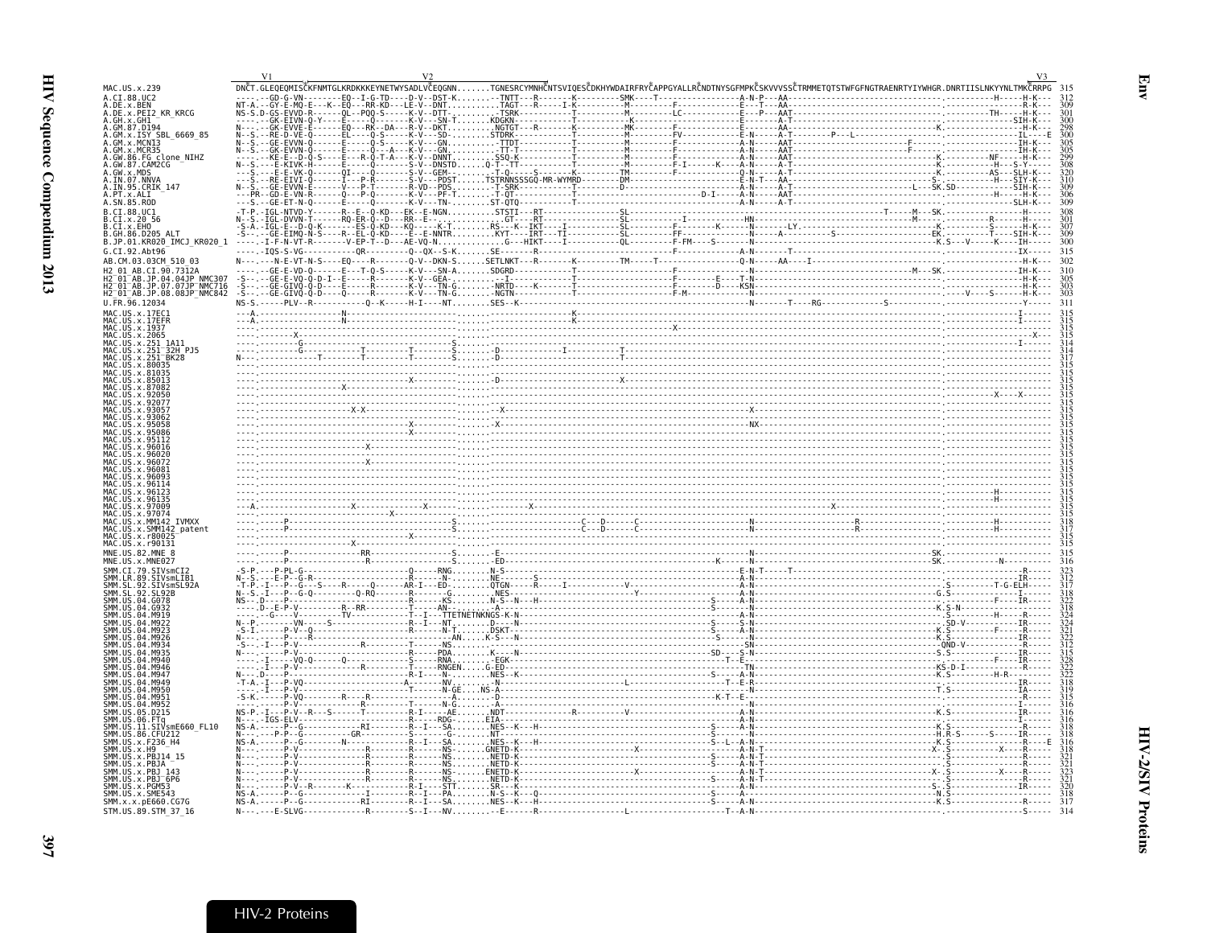```
                                  V1                          V2                                                                                                                   V3
MAC.US.x.239                DNCT.GLEQEQMISCKFNMTGLKRDKKKEYNETWYSADLVCEQGNN.......TGNESRCYMNHCNTSVIQESCDKHYWDAIRFRYCAPPGYALLRCNDTNYSGFMPKCSKVVVSSCTRMMETQTSTWFGFNGTRAENRTYIYWHGR.DNRTIISLNKYYNLTMKCRRPG  315
A.CI.88.UC2                 ----.--GD-G-VN--------EQ--I-G-TD---D-V--DST-K.......--TNTT---R-------K---------SMK----T----------------A-N-P---AA--------------------------------.-----------H------H-K---  312
A.DE.x.BEN                  NT-A.--GY-E-MQ-E---K--EQ---RR-KD---LE-V--DNT........TAGT---R-----I-K---------M---------F-------------E---T---AA--------------------------------.--------------------R-K---  309
A.DE.x.PEI2_KR_KRCG         NS-S.D-GS-EVVD-R------QL--PQQ-S-----K-V--DTT.......-TSRK-----------T---------M---------LC-------------E---P---AAT-------------------------------.-----------TH------H-K---  301
A.GH.x.GH1                  ----.--GK-EIVN-Q-Y----E-----Q-------K-V---SN-T.....KDGKN-------------T---------------K-------------------E------A-T-------------------------------.--------------------SIH-K---  300
A.GM.87.D194                N--.----GK-EVVE-E-----EQ---RK--DA---R-V--DKT.........NGTGT---R-------K---------MK---------F-------------E------AA--------------------------------K.--------------------H-K---  298
A.GM.x.ISY_SBL_6669_85      N--S.---RE-D-VE-Q-----EL----Q-S-----K-V---SD--......STDRK-----------T---------M---------FV------------E-N------A-T--------P---L------------------.--------------------IL----E  300
A.GM.x.MCN13                N--S.--GE-EVVN-Q------E-----Q-S-----K-V---GN........--TTDT----------T---------M---------F-------------A-N------AAT-------------------------------F.--------------------IH-K---  305
A.GM.x.MCR35                N--S.--GK-EVVN-Q------E-----Q---A---K-V---GN........--TT-T----------T---------M---------F-------------A-N------AAT-------------------------------F.--------------------IH-K---  305
A.GW.86.FG_clone_NIHZ       ----.--KE-E--D-Q-S----E---R-Q-T-A---K-V--DNNT.......SSQ-K-----------T---------M---------F-------------A-N------AAT-------------------------------K.-------------NF-----H-K---  299
A.GW.87.CAM2CG              N--S.---E-KIVK-H------E-----Q-------S-V--DNSTD......Q-T--TT---------T---------M---------F-I-------K----A-N------A-T-------------------------------K.------------H----S-Y-----  308
A.GW.x.MDS                  ---S.---E-E-VK-Q------QI----Q-------S-V--GEM--.......-T-Q-----S-----K---------TM--------F-------------Q-N------A-T-------------------------------K.------------AS---SLH-K---  320
A.IN.07.NNVA                ---S.---RE-EIVI-Q-----I---P-R-------S-V---PDST......TSTRNNSSSGQ-MR-WYMRD------DM--------------------E-N-T----AA---------------------------------S.--------------------H---SIY-K---  310
A.IN.95.CRIK_147            N--S.--GE-EVVN-E------V---P-T-------R-VD--PDS.......-T-SRK-----------T---------D---------------------------A-N------A-T-------------------------L----SK.SD------------SIH-K---  309
A.PT.x.ALI                  ---PR--GD-E-VN-R------Q---P-Q-------K-V---PF-T......-T-QT-----------T------------------------D-I------A-N------AAT-------------------------------.--------------------H-K---  306
A.SN.85.ROD                 ---S.--GE-ET-N-Q------E-----Q-------K-V---TN-.......ST-QTQ----------T---------------------------------A-N------A-T-------------------------------.--------------------SLH-K---  309
B.CI.88.UC1                 -T-P.-IGL-NTVD-Y------R--E--Q-KD---EK--E-NGN........STSTI---RT----------------SL----------------------------T-------M---SK.----------------H-----  308
B.CI.x.20_56                N--S.-IGL-DVVN-T------RQ-ER-Q--D---RR--E--..........GT----RT----------------SL---------I-----------HN-------------------M------------R-----H-----  301
B.CI.x.EHO                  -S-A.-IGL-E--D-Q-K----ES-Q-KD---KQ-----K-T.......RS---K--IKT----I----------SL---------F---------K-----N------LY.-----------------------------K.---------S-----H-K---  307
B.GH.86.D205_ALT            -S-.---GE-EIMQ-N-S----R--EL-Q-KD---E--E-NNTR.......KYT----IRT---TI----------SL---------FF--------N------A-----------S------------------------EK.--------T----SIH-K---  309
B.JP.01.KR020_IMCJ_KR020_1  -----.-I-F-N-VT-R-----V-EP-T--D---AE-VQ-N..............G---HIKT----I----------QL---------F-FM---S-------N--------------------------------------K.S---V-----K----IH-----  300
G.CI.92.Abt96               -----.-IQS-S-VG-----------QR--------Q--QX--S-K.......SE-------R--------------------------F-----------A-N------T-------------------------------.--------------------IX-----  315
AB.CM.03.03CM_510_03        N---.---N-E-VT-N-S----EQ----R-------Q-V--DKN-S......SETLNKT---R-------K---------TM-----T--------------Q-N------AA----I--------------------------.--------------------H-K---  302
H2_01_AB.CI.90.7312A        ----.--GE-E-VD-Q------E---T-Q-S-----K-V---SN-A......SDGRD-----------T---------------------F---------------N-----------------------------M-----SK.----------------IH-K---  310
H2_01_AB.JP.04.04JP_NMC307  -S--.--GE-E-VQ-Q-D-I--E-----R-------K-V---GEA-.........-I-----------T---------------------F--------E---T-N-------------------------------------.--------------------H-K---  305
H2_01_AB.JP.07.07JP_NMC716  -S--.--GE-GIVQ-Q-D----E-----R-------K-V---TN-G.......-NRTD----K-------T---------------------F--------D----KSN-----------------------------------.--------------------H-K---  303
H2_01_AB.JP.08.08JP_NMC842  -S--.--GE-GIVQ-Q-D----Q-----R-------K-V---TN-G.......-NGTN-----------T---------------------F-M---------N------------------------------------------.----V----S-----H-K---  303
U.FR.96.12034               NS-S.----PLV--R----------Q--K-----H-I----NT.........SES--K-------------------------------------------N-------T----RG-----------S-----------------.--------------------Y-----  311
MAC.US.x.17EC1              ---A.-----------------N-----------------------.......-------------------K----------------------------------------------------------------------.--------------------I-----  315
MAC.US.x.17EFR              ---A.-----------------N-----------------------.......-------------------K----------------------------------------------------------------------.--------------------I-----  315
MAC.US.x.1937               ----.------------------------------------------.......------------------------------------X-------------------------------------------------------.-------------------------  315
MAC.US.x.2065               ----.-------X---------------------------------.......-----------------------------------------------------------------------------------------------.--------------------X--  315
MAC.US.x.251_1A11           ----.--------G------------------------------.......------------------------------------------------------------------------------------------------.--------------------I-----  314
MAC.US.x.251_32H_PJ5        ----.--------G--------T---------T--------S.......-D-------------I----------T----------------------------------------------------------------------.-------------------------  314
MAC.US.x.251_BK28           N---.---------------T---------T--------S.......-D-----------------------T----------------------------------------------------------------------.-------------------------  317
MAC.US.x.80035              ----.------------------------------------------.......--------------------------------------------------------------------------------------------.-------------------------  315
MAC.US.x.81035              ----.------------------------------------------.......--------------------------------------------------------------------------------------------.-------------------------  315
MAC.US.x.85013              ----.-------------------------X---------------.......-D-----------------------X-----------------------------------------------------------------.-------------------------  315
MAC.US.x.87082              ----.---------------X-------------------------.......--------------------------------------------------------------------------------------------.-------------------------  315
MAC.US.x.92050              ----.------------------------------------------.......--------------------------------------------------------------------------------------------.--------------X----X-----  315
MAC.US.x.92077              ----.------------------------------------------.......--------------------------------------------------------------------------------------------.-------------------------  315
MAC.US.x.93057              ----.------------------X-X--------------------.......--X----------------------------------------X-----------------------------------------------.-------------------------  315
MAC.US.x.93062              ----.------------------------------------------.......--------------------------------------------------------------------------------------------.-------------------------  315
MAC.US.x.95058              ----.-------------------------X---------------.......-X-----------------------------------------NX-----------------------------------------------.-------------------------  315
MAC.US.x.95086              ----.-------------------------X---------------.......--------------------------------------------------------------------------------------------.-------------------------  315
MAC.US.x.95112              ----.------------------------------------------.......--------------------------------------------------------------------------------------------.-------------------------  315
MAC.US.x.96016              ----.-------------------X---------------------.......--------------------------------------------------------------------------------------------.-------------------------  315
MAC.US.x.96020              ----.------------------------------------------.......--------------------------------------------------------------------------------------------.-------------------------  315
MAC.US.x.96072              ----.-------------------X---------------------.......--------------------------------------------------------------------------------------------.-------------------------  315
MAC.US.x.96081              ----.------------------------------------------.......--------------------------------------------------------------------------------------------.-------------------------  315
MAC.US.x.96093              ----.------------------------------------------.......--------------------------------------------------------------------------------------------.-------------------------  315
MAC.US.x.96114              ----.------------------------------------------.......--------------------------------------------------------------------------------------------.-------------------------  315
MAC.US.x.96123              ----.------------------------------------------.......--------------------------------------------------------------------------------------------.--------------H----------  315
MAC.US.x.96135              ----.------------------------------------------.......--------------------------------------------------------------------------------------------.--------------H----------  315
MAC.US.x.97009              ---A.-----------------X---------X-------------.......-------X---------------------------------------------------X-------------------------------.-------------------------  315
MAC.US.x.97074              ----.-----------------------X-----------------.......--------------------------------------------------------------------------------------------.-------------------------  315
MAC.US.x.MM142_IVMXX        ----.-----P---------------------------------S.......------------------C---D-----C----------------------N--------------R---------------------------.--------------H----------  318
MAC.US.x.SMM142_patent      ----.-----P---------------------------------S.......------------------C---D-----C----------------------N--------------R---------------------------.--------------H----------  317
MAC.US.x.r80025             ----.-------------------------X---------------.......--------------------------------------------------------------------------------------------.-------------------------  315
MAC.US.x.r90131             ----.----------------X------------------------.......--------------------------------------------------------------------------------------------.-------------------------  315
MNE.US.82.MNE_8             ----.-----P--------------RR-----------------S.......-E-------------------------------------N-------------------------------------------------SK.-------------------------  315
MNE.US.x.MNE027             ----.-----P--------------RR-----------------S.......-ED-------------------------------K-----N-------------------------------------------------SK.-------------N-----------  316
SMM.CI.79.SIVsmCI2          -S-P.---P-PL-G---------------------Q-----RNG.......N-S-----------------------------------------E-N-T-----T-------------------------------------.--------------------I------  323
SMM.LR.89.SIVsmLIB1         N--S.---E-P--G-R----------------R-----N-........NE---------S----------------------------------A-N-------------------------------------------.--------------------IR-----  312
SMM.SL.92.SIVsmSL92A        -T-P.-I---P--G---S----R-----Q------AR-I---ED-.......QTGN------R-----I----------V--------------A-N-----------------------------------------S.-------------T-G-ELH-----  317
SMM.SL.92.SL92B             N--S.-I---P-G-Q-------Q-RQ-------R------G.......NES--------------------------Y--------------A-N-----------------------------------------G.S----------------I------  318
SMM.US.04.G078              NS--.D----P--------------------R-----KS.......N-S--N---H--------------------S-----A-N-------------------------------------------.----------------F----IR-----  322
SMM.US.04.G932              ----.-D-E-P-V-------R--RR--------T-----AN-.......-S------------------------------S------A-N-----------------------------------------K.S-N--------------------  318
SMM.US.04.M919              ----.---G----V---------TV------------T--I---TTETNETNKNGS-K-N--------------------------------A-N-----------------------------------------S.------------H-----R-----  324
SMM.US.04.M922              N--P.--------VN------S------------R--I---NT........D----N----------------------------------S-N-----------------------------------------SD-V-------------IR-----  324
SMM.US.04.M923              -S-I.-------P-V-Q-------------------R-----N-T.......DSKT--------------------------S------A-N-----------------------------------------K.S--------------F----R-----  321
SMM.US.04.M926              N---.-------P-----R------------------------AN.......K-S----N-----------------------------S-----N-----------------------------------------K.S----------------IR-----  322
SMM.US.04.M934              -S--.-I---P-V------------R---------T-----NS.......---------------------------------------SN-----------------------------------------QND-V--------------R-----  312
SMM.US.04.M935              N---.-------P-V---------------------R-----PDA.......K----N-----------------------------SD-----S-N-----------------------------------------S.S---------------------R-----  315
SMM.US.04.M940              ----.--I-----VQ-Q------Q----------------S-----RNA.......-EGK-----------------------------------T--E-----------------------------------------.S---------------F----IR-----  328
SMM.US.04.M946              ----.--I---P-V------------R---------T-----RNGEN.....G-ED-----------------------------------TN-----------------------------------------KS-D-I--------------R-----  322
SMM.US.04.M947              N---.-D-----P------------------------R-I---N-.......NES--K---------------------------S------A-N-----------------------------------------K.S---------H-R-----------  322
SMM.US.04.M949              -T-A.-I---P-VQ---------------------A-------NV.......-N----------------------L----------------T--E-R-----------------------------------------.--------------------IR-----  318
SMM.US.04.M950              ----.--I---P-V-----------------------T------N-GE...NS-A----------------------------------------R-----------------------------------------T.S----------------IA-----  319
SMM.US.04.M951              -S-K.-------P-VQ-------R-----R-----------------A.......-D-----------------------------------K-T--E-----------------------------------------.--------------------R-----  315
SMM.US.04.M952              ----.-------P-V----------------------T-----N-G.......-A-----------------------------------------R-----------------------------------------.--------------------I------  316
SMM.US.05.D215              NS-P.-I---P-V--R---S------T-----------R-I----AE.......NDT----------------R----------V----------------A-N-----------------------------------------K.S----------------IR-----  316
SMM.US.06.FTq               N---.-IGS-ELV-------------------------R-----RDG-.......EIA-----------------------------------------A-N-----------------------------------------.--------------------I------  316
SMM.US.11.SIVsmE660_FL10    NS-A.-------P--G-----------RI---------R--I---SA.......NES--K---H------------------------S------A-N-----------------------------------------K.S---------------------R-----  318
SMM.US.86.CFU212            N---.-----P-P--G---------GR------------S-------G-.......NT-----------------------------------------S-----N-----------------------------------------H.R-S-------S-----IR-----  318
SMM.US.x.F236_H4            NS-A.-----P--G-------N----------------R-I---SA.......NES--K---H------------------------S--L--A-N-----------------------------------------K.S---------------------R----E  316
SMM.US.x.H9                 N---.-------P-V---------------R--------R-----NS-.......GNETD-K-----------------------X--------------A-N-T-----------------------------------------X-.S------------X-----R-----  318
SMM.US.x.PBJ14_15           N---.-------P-V---------------R--------R-----NS.......NETD-K-----------------------------S-----A-N-T-----------------------------------------.S---------------------R-----  321
SMM.US.x.PBJA               N---.-------P-V---------------R--------R-----NS.......NETD-K-----------------------------S-----A-N-T-----------------------------------------.S---------------------R-----  321
SMM.US.x.PBJ_143            N---.-------P-V---------------R--------R-----NS-.......ENETD-K-----------------------X--------------A-N-T-----------------------------------------X-.S------------X-----R-----  323
SMM.US.x.PBJ_6P6            N---.-------P-V---------------R--------R-----NS.......NETD-K-----------------------------S-----A-N-T-----------------------------------------.S---------------------R-----  321
SMM.US.x.PGM53              N---.-------P-V--R--------K-----------R-I-----STT.......SR---K-----------------------------------------A-N-----------------------------------------S.S---------------------R-----  320
SMM.US.x.SME543             NS-A.-----P--G---------------I--------R--I---PA.......N-S--K---Q------------------------S------A-------------------------------------------N.S---------------------R-----  318
SMM.x.x.pE660.CG7G          NS-A.-----P--G------------RI---------R--I---SA.......NES--K---H------------------------S------A-N-----------------------------------------K.S---------------------R-----  317
STM.US.89.STM_37_16         N---.---E-SLVG-------------R---------S--I---NV........-E------R--------------L-----------------T--A-N-----------------------------------------.--------------------S-----  314
```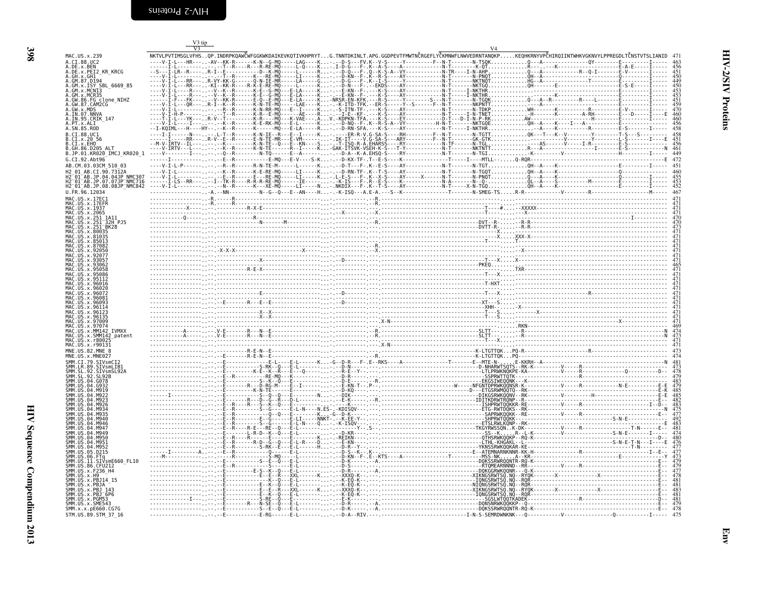| Sequence | V3 tip / V3 … V4 | Length |
|---|---|---|
| MAC.US.x.239 | NKTVLPVTIMSGLVFHS..QP.INDRPKQAWCWFGGKWKDAIKEVKQTIVKHPRYT...G.TNNTDKINLT.APG.GGDPEVTFMWTNCRGEFLYCKMNWFLNWVEDRNTANQKP.....KEQHKRNYVPCHIRQIINTWHKVGKNVYLPPREGDLTCNSTVTSLIANID | 471 |
| A.CI.88.UC2 | | 463 |
| A.DE.x.BEN | | 456 |
| A.DE.x.PEI2_KR_KRCG | | 451 |
| A.GH.x.GH1 | | 450 |
| A.GM.87.D194 | | 449 |
| A.GM.x.ISY_SBL_6669_85 | | 450 |
| A.GM.x.MCN13 | | 453 |
| A.GM.x.MCR35 | | 453 |
| A.GW.86.FG_clone_NIHZ | | 451 |
| A.GW.87.CAM2CG | | 459 |
| A.GW.x.MDS | | 470 |
| A.IN.07.NNVA | | 460 |
| A.IN.95.CRIK_147 | | 460 |
| A.PT.x.ALI | | 456 |
| A.SN.85.ROD | | 458 |
| B.CI.88.UC1 | | 458 |
| B.CI.x.20_56 | | 451 |
| B.CI.x.EHO | | 456 |
| B.GH.86.D205_ALT | | 461 |
| B.JP.01.KR020_IMCJ_KR020_1 | | 449 |
| G.CI.92.Abt96 | | 472 |
| AB.CM.03.03CM_510_03 | | 451 |
| H2_01_AB.CI.90.7312A | | 460 |
| H2_01_AB.JP.04.04JP_NMC307 | | 455 |
| H2_01_AB.JP.07.07JP_NMC716 | | 453 |
| H2_01_AB.JP.08.08JP_NMC842 | | 452 |
| U.FR.96.12034 | | 467 |
| MAC.US.x.17EC1 | | 471 |
| MAC.US.x.17EFR | | 471 |
| MAC.US.x.1937 | | 471 |
| MAC.US.x.2065 | | 471 |
| MAC.US.x.251_1A11 | | 470 |
| MAC.US.x.251_32H_PJ5 | | 470 |
| MAC.US.x.251_BK28 | | 473 |
| MAC.US.x.80035 | | 471 |
| MAC.US.x.81035 | | 471 |
| MAC.US.x.85013 | | 471 |
| MAC.US.x.87082 | | 471 |
| MAC.US.x.92050 | | 471 |
| MAC.US.x.92077 | | 471 |
| MAC.US.x.93057 | | 471 |
| MAC.US.x.93062 | | 465 |
| MAC.US.x.95058 | | 471 |
| MAC.US.x.95086 | | 471 |
| MAC.US.x.95112 | | 471 |
| MAC.US.x.96016 | | 471 |
| MAC.US.x.96020 | | 471 |
| MAC.US.x.96072 | | 471 |
| MAC.US.x.96081 | | 471 |
| MAC.US.x.96093 | | 471 |
| MAC.US.x.96114 | | 471 |
| MAC.US.x.96123 | | 471 |
| MAC.US.x.96135 | | 471 |
| MAC.US.x.97009 | | 471 |
| MAC.US.x.97074 | | 469 |
| MAC.US.x.MM142_IVMXX | | 474 |
| MAC.US.x.SMM142_patent | | 473 |
| MAC.US.x.r80025 | | 471 |
| MAC.US.x.r90131 | | 471 |
| MNE.US.82.MNE_8 | | 473 |
| MNE.US.x.MNE027 | | 474 |
| SMM.CI.79.SIVsmCI2 | | 481 |
| SMM.LR.89.SIVsmLIB1 | | 473 |
| SMM.SL.92.SIVsmSL92A | | 478 |
| SMM.SL.92.SL92B | | 479 |
| SMM.US.04.G078 | | 483 |
| SMM.US.04.G932 | | 479 |
| SMM.US.04.M919 | | 485 |
| SMM.US.04.M922 | | 485 |
| SMM.US.04.M923 | | 482 |
| SMM.US.04.M926 | | 483 |
| SMM.US.04.M934 | | 475 |
| SMM.US.04.M935 | | 477 |
| SMM.US.04.M940 | | 492 |
| SMM.US.04.M946 | | 483 |
| SMM.US.04.M947 | | 481 |
| SMM.US.04.M949 | | 474 |
| SMM.US.04.M950 | | 480 |
| SMM.US.04.M951 | | 476 |
| SMM.US.04.M952 | | 477 |
| SMM.US.05.D215 | | 477 |
| SMM.US.06.FTq | | 473 |
| SMM.US.11.SIVsmE660_FL10 | | 479 |
| SMM.US.86.CFU212 | | 479 |
| SMM.US.x.F236_H4 | | 477 |
| SMM.US.x.H9 | | 478 |
| SMM.US.x.PBJ14_15 | | 481 |
| SMM.US.x.PBJA | | 481 |
| SMM.US.x.PBJ_143 | | 483 |
| SMM.US.x.PBJ_6P6 | | 481 |
| SMM.US.x.PGM53 | | 481 |
| SMM.US.x.SME543 | | 479 |
| SMM.x.x.pE660.CG7G | | 478 |
| STM.US.89.STM_37_16 | | 475 |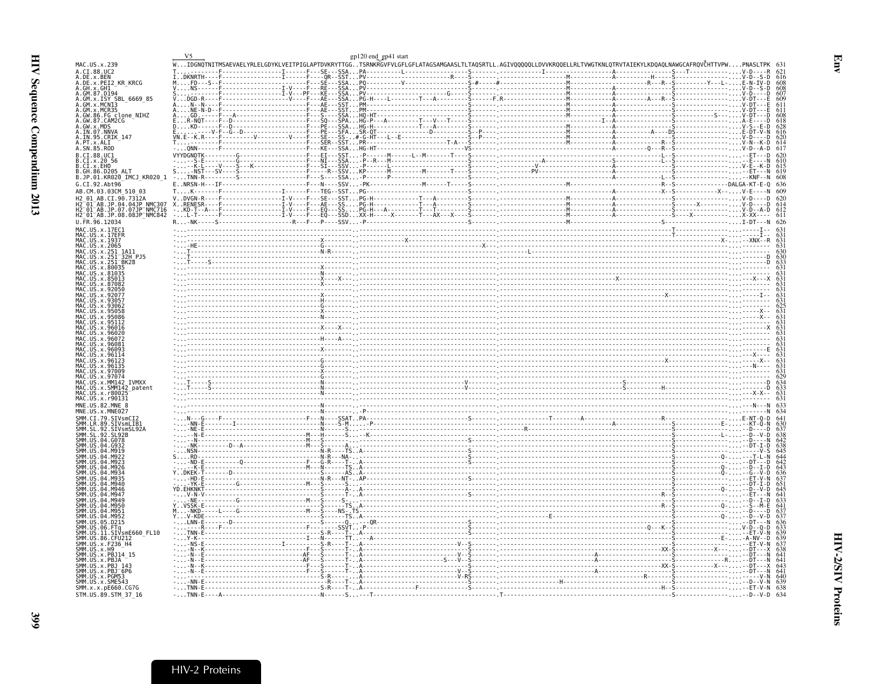```
                V5                                  gp120 end gp41 start
MAC.US.x.239                 W...IDGNQTNITMSAEVAELYRLELGDYKLVEITPIGLAPTDVKRYTTGG..TSRNKRGVFVLGFLGFLATAGSAMGAASLTLTAQSRTLLAGIVQQQQQLLDVVKRQQELLRLTVWGTKNLQTRVTAIEKYLKDQAQLNAWGCAFRQVCHTTVPW....PNASLTPK  631
A.CI.88.UC2                                                                                                                                                                   621
A.DE.x.BEN                                                                                                                                                                    616
A.DE.x.PEI2_KR_KRCG                                                                                                                                                           608
A.GH.x.GH1                                                                                                                                                                    608
A.GM.87.D194                                                                                                                                                                  607
A.GM.x.ISY_SBL_6669_85                                                                                                                                                        609
A.GM.x.MCN13                                                                                                                                                                  611
A.GM.x.MCR35                                                                                                                                                                  611
A.GW.86.FG_clone_NIHZ                                                                                                                                                         608
A.GW.87.CAM2CG                                                                                                                                                                618
A.GW.x.MDS                                                                                                                                                                    628
A.IN.07.NNVA                                                                                                                                                                  616
A.IN.95.CRIK_147                                                                                                                                                              620
A.PT.x.ALI                                                                                                                                                                    614
A.SN.85.ROD                                                                                                                                                                   617
B.CI.88.UC1                                                                                                                                                                   620
B.CI.x.20_56                                                                                                                                                                  610
B.CI.x.EHO                                                                                                                                                                    615
B.GH.86.D205_ALT                                                                                                                                                              619
B.JP.01.KR020_IMCJ_KR020_1                                                                                                                                                    608
G.CI.92.Abt96                                                                                                                                                                 636
AB.CM.03.03CM_510_03                                                                                                                                                          609
H2_01_AB.CI.90.7312A                                                                                                                                                          620
H2_01_AB.JP.04.04JP_NMC307                                                                                                                                                    614
H2_01_AB.JP.07.07JP_NMC716                                                                                                                                                    612
H2_01_AB.JP.08.08JP_NMC842                                                                                                                                                    611
U.FR.96.12034                                                                                                                                                                 626
MAC.US.x.17EC1                                                                                                                                                                631
MAC.US.x.17EFR                                                                                                                                                                631
MAC.US.x.1937                                                                                                                                                                 631
MAC.US.x.2065                                                                                                                                                                 631
MAC.US.x.251_1A11                                                                                                                                                             630
MAC.US.x.251_32H_PJ5                                                                                                                                                          630
MAC.US.x.251_BK28                                                                                                                                                             633
MAC.US.x.80035                                                                                                                                                                631
MAC.US.x.81035                                                                                                                                                                631
MAC.US.x.85013                                                                                                                                                                631
MAC.US.x.87082                                                                                                                                                                631
MAC.US.x.92050                                                                                                                                                                631
MAC.US.x.92077                                                                                                                                                                631
MAC.US.x.93057                                                                                                                                                                631
MAC.US.x.93062                                                                                                                                                                625
MAC.US.x.95058                                                                                                                                                                631
MAC.US.x.95086                                                                                                                                                                631
MAC.US.x.95112                                                                                                                                                                631
MAC.US.x.96016                                                                                                                                                                631
MAC.US.x.96020                                                                                                                                                                631
MAC.US.x.96072                                                                                                                                                                631
MAC.US.x.96081                                                                                                                                                                631
MAC.US.x.96093                                                                                                                                                                631
MAC.US.x.96114                                                                                                                                                                631
MAC.US.x.96123                                                                                                                                                                631
MAC.US.x.96135                                                                                                                                                                631
MAC.US.x.97009                                                                                                                                                                631
MAC.US.x.97074                                                                                                                                                                629
MAC.US.x.MM142_IVMXX                                                                                                                                                          634
MAC.US.x.SMM142_patent                                                                                                                                                        633
MAC.US.x.r80025                                                                                                                                                               631
MAC.US.x.r90131                                                                                                                                                               631
MNE.US.82.MNE_8                                                                                                                                                               633
MNE.US.x.MNE027                                                                                                                                                               634
SMM.CI.79.SIVsmCI2                                                                                                                                                            641
SMM.LR.89.SIVsmLIB1                                                                                                                                                           630
SMM.SL.92.SIVsmSL92A                                                                                                                                                          637
SMM.SL.92.SL92B                                                                                                                                                               638
SMM.US.04.G078                                                                                                                                                                642
SMM.US.04.G932                                                                                                                                                                638
SMM.US.04.M919                                                                                                                                                                645
SMM.US.04.M922                                                                                                                                                                644
SMM.US.04.M923                                                                                                                                                                642
SMM.US.04.M926                                                                                                                                                                643
SMM.US.04.M934                                                                                                                                                                636
SMM.US.04.M935                                                                                                                                                                637
SMM.US.04.M940                                                                                                                                                                651
SMM.US.04.M946                                                                                                                                                                645
SMM.US.04.M947                                                                                                                                                                641
SMM.US.04.M949                                                                                                                                                                633
SMM.US.04.M950                                                                                                                                                                641
SMM.US.04.M951                                                                                                                                                                637
SMM.US.04.M952                                                                                                                                                                637
SMM.US.05.D215                                                                                                                                                                636
SMM.US.06.FTq                                                                                                                                                                 633
SMM.US.11.SIVsmE660_FL10                                                                                                                                                      639
SMM.US.86.CFU212                                                                                                                                                              639
SMM.US.x.F236_H4                                                                                                                                                              637
SMM.US.x.H9                                                                                                                                                                   638
SMM.US.x.PBJ14_15                                                                                                                                                             641
SMM.US.x.PBJA                                                                                                                                                                 641
SMM.US.x.PBJ_143                                                                                                                                                              643
SMM.US.x.PBJ_6P6                                                                                                                                                              641
SMM.US.x.PGM53                                                                                                                                                                640
SMM.US.x.SME543                                                                                                                                                               639
SMM.x.x.pE660.CG7G                                                                                                                                                            638
STM.US.89.STM_37_16                                                                                                                                                           634
```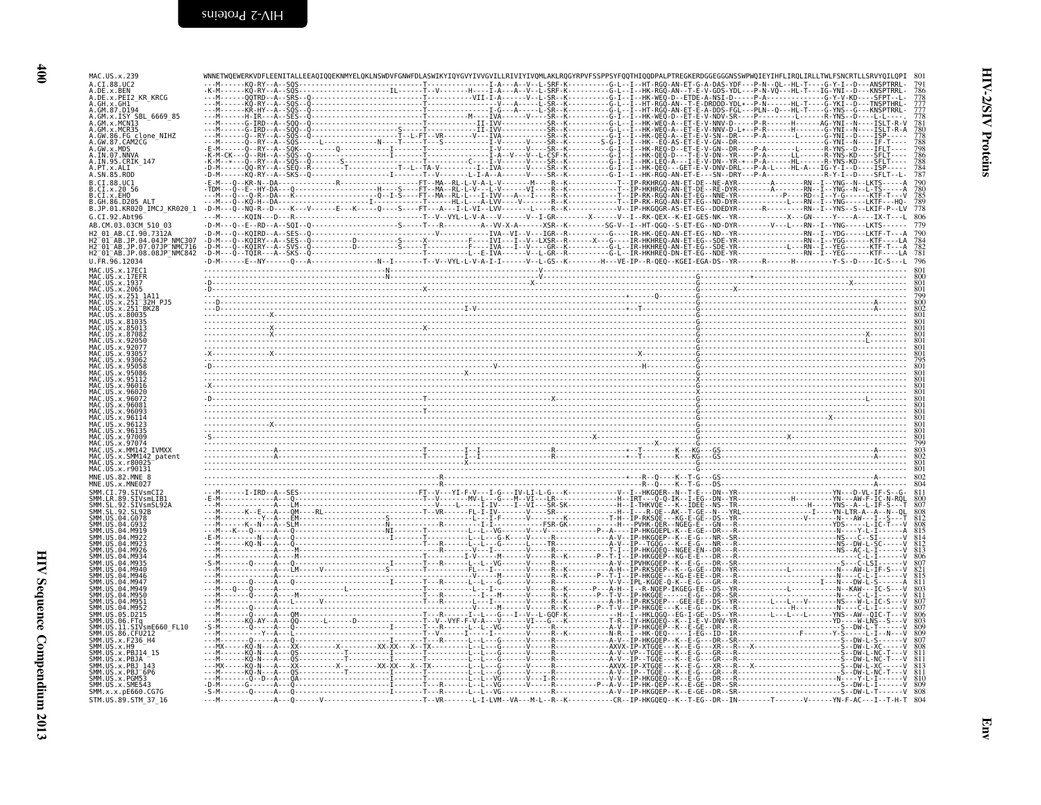```
MAC.US.x.239              WNNETWQEWERKVDFLEENITALLEEAQIQQEKNMYELQKLNSWDVFGNWFDLASWIKYIQYGVYIVVGVILLRIVIYIVQMLAKLRQGYRPVFSSPPSYFQQTHIQQDPALPTREGKERDGGEGGGNSSWPWQIEYIHFLIRQLIRLLTWLFSNCRTLLSRVYQILQPI  801
A.CI.88.UC2               ---M------KQ-RY--A--SQS------------------------------T---------------I-A---A--V--L-SRF-K----------G-L--I--HT-RGQ-AN-ET-G-A-DAS-YDF---P-N--QL--HL-T----G-Y-I--D---ANSPTRRL-  791
A.DE.x.BEN                -K-M------KQ-RY--A--SQS---------------------IL-------T--V--------H----I-A---A--V--L-SRF-K----------G-L--I--HK-RGQ-AN--T-E-V-GDS-YDL---P-N-VQ---HL-T----IG-YNI--D---KNSPTRRL-  786
A.DE.x.PEI2_KR_KRCG       ---M------QQTRD--A--SRS--Q-------------------------------------VII-I-A-------V--L-SR--K----------G-I--I--HK-WEQ-D--ETDE-A-NSI-D------P-A---------------G-Y-V-KD----SFPT--L-  778
A.GH.x.GH1                ---M------KQ-RY--A--SQS--Q-------------------------T------------------V--A------L-SR--K----------G-L--I--HT-RGQ-AN--T-E-DRDDD-YDL+--P-N-------HL-T----G-YKI--D---TNSPTHRL-  777
A.GM.87.D194              ---M------KR-HY--A--SQS--Q-------------------------T----------------I-G---A-----L-SR--K----------G-L--I--HT-RGQ-AN-ET-E-A-DDS-FGL---PLN--Q---HL-T----G-YNS--G---KNSPTRRL-  777
A.GM.x.ISY_SBL_6669_85    ---M------H-IR---A--SES--Q-------------------------T---------M-----IVA--------V----SR--K----------G-I--I--HK-WEQ-D--ET-E-V-NDV-SR------P-----------L------R-YNS--D----L-L-----  778
A.GM.x.MCN13              ---M------G-IRD--A--SQQ--Q-------------------------T-----------II-IVV-------------SR--K----------G-L--I--HK-WEQ-A--ET-E-V-NNV-D------P-R-------H-------AG-YNI--N----ISLT-R-V  781
A.GM.x.MCR35              ---M------G-IRD--A--SQQ--Q---------------------S---T-----------II-IVV-------------SR--K----------G-L--I--HK-WEQ-A--ET-E-V-NNV-D-L+--P-R-------H-------G-YNI--N----ISLT-R-A  780
A.GW.86.FG_clone_NIHZ     ---M------Q--RY--A--SQS--Q-------------------------T--L-FT--VR--------V---IVA--------------SR--K----------G-I--I--HK-WEQ-A--ET-E-V-SN--DR-----P-A--------L-------G-YNI--D----ISP-----  778
A.GW.87.CAM2CG            ---M------Q--RY--A--SQS-----L-----------------N-----T-----T---S---------I-V--------V----SR--K----------S-G-I--I--HK--EQ-AS-ET-E-V-GN--DR----------------------G-YNI--N----IF-T----  788
A.GW.x.MDS                -E-M------Q--RY--A--SQK--------Q--------------I-----T-----------------I-V--------V----SR--K----------G-I--I--HK-REQ-D--ET-E-V-GN--DR-----P-A---------------R-YNS--D----IFLT----  798
A.IN.07.NNVA              -K-M-CK---Q--RH--A--SQS--Q--------------------I-----T---------------I-A--V---V--L-CSF-K----------G-I--I--HK-QEQ-D--ET-E-V-DN--YR-----P-A-------LL-------R-YNS-KD----SFLT----  796
A.IN.95.CRIK_147          -K-M--+---Q--RY--A--SQS--Q---------S-----------------T---------C----I-V-------V----SR--K----------G-I--I--HK-LEQ-A---I-E-V-DN--YR-+--P-A-------HL-------R-YNS-KD----SFLT----  788
A.PT.x.ALI                -D-M------QQ-RY--A--SEQ--R-----------T-----------T--L--TA-V---------I--IVA--------V----SR--K----------G-I--I--HK-QEQ---GET-E-V-DNV-DRL---P-A-L----HL-A---IG-Y-I--D----ISP-----  784
A.SN.85.ROD               -D-M------KQ-RY--A--SKS--Q----------------------I-----T--V-------L-I-A--A-------V----SR--K----------G-I--I--HK-RGQ-AN-ET-E---SN--DRY---P-A----------------R-Y-I--D----SFLT--L-  787
B.CI.88.UC1               -E-M---Q--KR-N--DA--Q-------------R------------------FT--MA--RL-L-V-A-L-V-------M----R--K----------T--IP-RKHRGQ-AN-ET-DE--NE-AYR---------A-------RN--I--YNG--N--LKTS-----A  790
B.CI.x.20_56              -TDM---Q--E--HY-DA--Q-------------------H----S-----FT--MA--RL-L-V---L-V-------VI----R--K----------T--IP-HKHRGQ-AN-ET-DE--RE-DYR---------A-------RN--I--YNG--N--L-TS-----A  780
B.CI.x.EHO                ---M---Q--Q-R--DA---K--------------------Q-I-S-----FT--MA--RL-L---I-IVV----A--I----R--K----------T--IP-RK-RGQ-AN-ET-EG--NNE-YR-----------P------RD--I--Y-G------KTF-T---V  785
B.GH.86.D205_ALT          ---M---Q--KQ-H--DA--------------I--------------------T-----HL-L---A-LVV-----V------R--K----------T--IP-RK-RGQ-AN-ET-EG--ND-DYR-------------L---RN--I--YNG------LKTF--HQ-  789
B.JP.01.KR020_IMCJ_KR020_1 -D-M---Q--NQ-R--D----K---V-------E---K-----Q----S-----FT----A---I-L-VI--LVV--------L----R--K----------T--IP-HKGQGR-AS-ET-EG--DDEDYR-------R---------RN--I--YNS--S--LKIF-P--LV  778
G.CI.92.Abt96             ---M------KQIN---D---R---------------------------------T--V--VYL-L-V-A---V-----V--I-GR----------X------V--I--RK-QEX--K-EI-GES-NK--YR-----------X---GN-----Y----A----IX-T---L  806
AB.CM.03.03CM_510_03      -D-M---Q--E--RD--A--SQI--Q------------------S-----T---R---------A--VV-X-A------XSR--K----------SG-V--I--HT-QGQ--S-ET-EG--ND-DYR---------V----L---RN--I--YNG-----LKTS-----  779
H2_01_AB.CI.90.7312A      -D-M---Q--KQIRD--A--SES--Q-------------------------------V--------IVA--VI--V---IGR--R---------G----IR-HK-QEQ-AN-ET-EG--ND--YR-------------------RN--I--YDG-----LKTF-T---A  790
H2_01_AB.JP.04.04JP_NMC307 -D-M---Q--KQIRY--A--SES--Q---------D-------S-----X-------F----IVI---I--V--LXSR--R-------X--G----IR-HKHREQ-AN-ET-EG--SDE-YR-------------------RN--I--YGG-----KTF----LA  784
H2_01_AB.JP.07.07JP_NMC716 -D-M---Q--KQIRY--A--SVS--Q---------D-------S-----T-------F----IVA---I--V---GR--K----------G-L--IR-HKHREQ-AN-ET-EG--SDE-YR-------------L---RN--I--YEG-----KTF-T---A  782
H2_01_AB.JP.08.08JP_NMC842 -D-M---Q--TQIR---A--SKS--Q-----------------------T-------L--E-IVA------V--L-GR--K----------G-L--IR-HKHREQ-DN-ET-EG--NDE-YR-------------------RN--I--YEG-----KTF-----A  781
U.FR.96.12034             -D-M------E--NY------Q---A------------------N--I------T--V--VYL-L-V-A-I-I------V--L-GS--K---------H----VE-IP--R-QEQ--KGEI-EGA-DS--YR-------R-------H-----------Y-S--D----IC-S---L  796
MAC.US.x.17EC1            -------------------------------------------------N-----------------------V-------------------------------------------------------------------------------------------------  801
MAC.US.x.17EFR            -------------------------------------------------N-----------------------V------------------------G---------------------------+-------------------------------------------  800
MAC.US.x.1937             -D-----------------------------------------------------------------X--------------------------------G------------------------------------------------------------------  801
MAC.US.x.2065             -D---------------------------------------------X-------------------------------------------------G-------------------------------------------------X---------------------  801
MAC.US.x.251_1A11         --------------------------------------------------------------------------------------------------+--------Q--------G---------------------------------------------------  799
MAC.US.x.251_32H_PJ5      ---D---------------------------------------------------------------------------------------------+----------------G-----------------------------------------------A-------  800
MAC.US.x.251_BK28         ---D---------------------------------------------------I-V------------------------------------------+----------------G-----------------------------------------------A-------  802
MAC.US.x.80035            ------------X-----------------------------------------------------------------------------------------------------G----------------------------------------------------------  801
MAC.US.x.81035            ---------------------------------------------------------------------------------------------------------------G----------------------------------------------------------  801
MAC.US.x.85013            ------------X-----------------------------------------------------------------------------------------------------G----------------------------------------------------------  801
MAC.US.x.87082            ------------X-----------------------------------------------------------------------------------------------------G-----------------------------------------X---------------  801
MAC.US.x.92050            ---------------------------------------------------------------------------------------------------------------G-----------------------------------------L---------------  801
MAC.US.x.92077            ---------------------------------------------------------------------------------------------------------------G----------------------------------------------------------  801
MAC.US.x.93057            -X----------X----------------------------------------------------------------------------------X---------------G----------------------------------------------------------  801
MAC.US.x.93062            ---------------------------------------------------------------------------------------------------------------G----------------------------------------------------------  795
MAC.US.x.95058            -D---------------------------------------------------------V-----------------------------H-------------------G----------------------------------------------------------  801
MAC.US.x.95086            --------------------------------------------X------------------------------------------------------------------G----------------------------------------------------------  801
MAC.US.x.95112            ---------------------------------------------------------------------------------------------------------------G----------------------------------------------------------  801
MAC.US.x.96016            -X-------------------------------------------------------------------------------------------------------------G----------------------------------------------------------  801
MAC.US.x.96020            ---------------------------------------------------------------------------------------------------------------G----------------------------------------------------------  801
MAC.US.x.96072            -D-----------------------------------------------T------------------X--------------------------------------------G-----------------------------------------L---------------  801
MAC.US.x.96081            ---------------------------------------------------------------------------------------------------------------G----------------------------------------------------------  801
MAC.US.x.96093            -------------------------------------------------T-------------------------------------------------------------G----------------------------------------------------------  801
MAC.US.x.96114            ---------------------------------------------------------------------------------------------------------------G-------------------------X--------------------------------  801
MAC.US.x.96123            ------------X--------------------------------------------------------------------------------------------------G----------------------------------------------------------  801
MAC.US.x.96135            ---------------------------------------------------------------------------------------------------------------G----------------------------------------------------------  801
MAC.US.x.97009            -S----------------------------------------------------------------------X--------------------------------------G-----------------X----------------------------------------  801
MAC.US.x.97074            ------------------------------------------------------------------------------------------------X---------------G----------------------------------------------------------  799
MAC.US.x.MM142_IVMXX      ---------------A-----------------------------T----------I--I-------------R-----------+--T--------K---KG---GS-----------------------------------------------A--------  803
MAC.US.x.SMM142_patent    ---------------A-----------------------------T----------I--I-------------R-----------+--T--------K---KG---GS-----------------------------------------------A--------  802
MAC.US.x.r80025           ------------------------------------------------X--------------------------------------------------G----------------------------------------------------------  801
MAC.US.x.r90131           ---------------------------------------------------------------------------------------------------G----------------------------------------------------------  801
MNE.US.82.MNE_8           ---------------------------------------------R-------------------------------+---R--Q---K--T-G---GS-----------------------------------------------A--------  802
MNE.US.x.MNE027           ---------------------------------------------R-------------------------------R--Q---K--T-G---DS-----------------------------------------------A--------  804
SMM.CI.79.SIVsmCI2        ---M------I-IRD--A--SES----------------------FT--V---YI-F-V---I-G---IV-LI-L-G---K----------V--I--HKGQER--N--T-E---DN--YR--------------------YN---D-VL-IF-S--G-  811
SMM.LR.89.SIVsmLIB1       -E-M-------------A---Q-----------------------T--V-------MV-L---G---M--VI---LR------------H--IRT----Q-Q-IK--I-EG--DN--YR-----------H-------YN---AW-F-IC-N-RQL  800
SMM.SL.92.SIVsmSL92A      ---------------A--LM-----------------------------V----L-----I-IV----I--VI---SR-SK---------I--I-THKVQE---K--IDEE--NS--TR-----------------YNS--A--L-IF-S---V  807
SMM.SL.92.SL92B           ---M------K--E---A---QM---RL------------------T--VR-------FL-I-IV-----------SR-----------H--I---R-QE--AK--T-GE--N---YRL-----------------I----YN-LTR-A--A--N--QL  808
SMM.US.04.G078            ---M----------Y--A---EM--------------------S---------------L---I-F-------V---------K---------T-H--IP-RKSQE---KG-E-GE--DS--YR-----------V---------N---AW---I--S---T  812
SMM.US.04.G932            ---M------K--N---A--SLM--------------------N---------------I-I-------V---------FSR-GK---------H--I--PVHK-QER--NGEG-E---GN--YR-----------------YDS------IC-T----V  808
SMM.US.04.M919            ---M--K---Q------A---Q---------------------NI------T---------L--L--VG------V---V----------P--A---IP-HKGQEPL-K--E-GE--DR---R-----------------N----Y-L-I-----A  815
SMM.US.04.M922            -E-M-------N-----A---Q-------------------------I-------T------L--L--G-K-----V-----R---------A-V--IP-HKGQEP--K--E-G---NR--SR-----------------NS----C--SI-----V  814
SMM.US.04.M923            ---M------KQ-N---A---Q----------------------------------T------L--L--G-----V------TR--------A-V--IP--TGQG---K--E-GE--DR--GR-----------------NS--DW-L-SC-----V  812
SMM.US.04.M926            ---M-------------A---M----------------------------------R-------V----V---------R---------T-I--IP-HKGQEP--NGEE-EN--DR--R-----------------NS--AC-L-I-----V  813
SMM.US.04.M934            ---M-------------A---M----------------------------------T------I-V-----M-------V------R--K---------P--T-I--IP-HKGQEP--KG-E-E--DR--R-----------------------C-L-I-----V  806
SMM.US.04.M935            -S-M-------Q-----A---Q----------------------I--------T---R-----L--L--VG------V------R--K---------A-V--IPVHKGQEP--K--E-GE--DR--SR-----------------S----C-LSI-----V  807
SMM.US.04.M940            ---M-------------A---LM-----V--------------S-----T----------FL--I---------V------R--K---------A-H--IP-RKSQEP--K--G-GE--DN--YR-----------L-----N---AW-L-IF-S---V  821
SMM.US.04.M946            ---M-------------A---------------------------------------V-----M------V------R--K---------P--T-I--IP-THKGQE---KG-E-EE--DR--R-----------------N----C-L-I-----V  815
SMM.US.04.M947            ---M-------Q-----A---Q----------------------I------T---R-----L--L--G------V-----R--------V-V--IPL-KGQE-Q-K--E-GE--GR--R----------------I-----NN--DW-L-S-----V  811
SMM.US.04.M949            ---M--Q---Q------A---Q----------------L-----------T--------L--I-------V-----R--K--------P---A-H--I--R-NQEP-IKGEG-EE--DS--YR-----------L--------N--KAW---IC-S---V  803
SMM.US.04.M950            ---M-------Q-----A---M---------------------------T---R--------I--M------V------R--K---------P--T-V--IP-HKGQE-----E-G---DR--SR----------------N----C-L-I-----V  811
SMM.US.04.M951            ---M-------Q-----A---L------V--------------------T---R-------L---I-------V-----R--K---------A-H--IP-RKSQEP---GEE-EE--DS--YR-------L---L---V-----NS--W-L-IC-S---V  807
SMM.US.04.M952            ---M-------Q-----A---Q-------------------------------------V-----M-------V------R--K---------P--T-V--IP-HKGQEP--K--E-GE--DR--R-------------H-----N----C-L-I-----V  807
SMM.US.05.D215            ---M-------Q-----A---QM--------------------------T---R-------I--L---G---I--V--L-GQF-K----------H--I--HKLQGQ--EG-I-GE--DS--YR---------L---L---L-------YNS--AW--QIC-T---V  806
SMM.US.06.FTq             ---M------KQ-AY--A---QQ-------L-----D--------------T--V--VYF-F-V-A---V------VI---G---K---------T-R--IY-HKGQEP--K--I-E-V-DNV-YR----------------YD-----W-LNS--S---V  803
SMM.US.11.SIVsmE660_FL10  -S-M-------Q-----A---Q---------------------I-------T---R-------L--L--VG------V------R-------------A-V--IP-HKGQEP--K--E-GE--DR--R-----------------S--DW-L-T-----V  809
SMM.US.86.CFU212          ---M----------Y--A---L-------------------------------T--V------I----I-------V------R--K---------N-R--I--HK-QEQ------I-EG--ID--IR-------------F---------Y-S------L-I--N---V  809
SMM.US.x.F236_H4          ---M-------Q-----A---Q-------------------------------T---R-------L--L--G------V------R--------------AXVX-IP-HKGQEP--K--E-G---DR--SR-----------------S--DW-L-S-----V  807
SMM.US.x.H9               ---MX-----KQ-N---A---XX------------X---------XX-XX---X--TX----------L--L--G------V------R--------------AXVX-IP-XTGQE---K--E-G---XR--R---X---------------S--DW-L-XC-----V  808
SMM.US.x.PBJ14_15         ---M------KQ-N---A---QS------------T---------I-------T----------L--L--G------V------R--------------A-V--VP--TGQE---K--E-G---GR--R-----------------S--DW-L-NC-T---V  811
SMM.US.x.PBJA             ---M------KQ-N---A---QS------------T---------I-------T----------L--L--G------V------R--------------A-V--IP--TGQE---K--E-G---GR--R-----------------S--DW-L-NC-T---V  811
SMM.US.x.PBJ_143          ---MX-----KQ-N---A---XX------------X---------XX-XX---X--TX----------L--L--G------V------R--------------AXVX-IP-XTGQE---K--E-G---XR--R---X---------------S--DW-L-XC-----V  813
SMM.US.x.PBJ_6P6          ---M------KQ-N---A---QS------------T---------I-------T----------L--L--G------V------R--------------A-V--IP--TGQE---K--E-G---GR--R-----------------S--DW-L-NC-T---V  811
SMM.US.x.PGM53            ---M-------Q--D--A---QA--------------------I-------T---------L--L--VG------V---I-R----------------V-V--IP-HKGQEQ--K--E-GE--DR--R-----------------N----Y-L-I-----V  810
SMM.US.x.SME543           -D-M------G------A---Q---------------------I-------T---R-------L--L--VG------V------R-------------P--A-V--IP-HK-QEP--K--E-GE--DR--SR-----------------S--DW-L-I-----V  809
SMM.x.x.pE660.CG7G        -S-M-------Q-----A---Q---------------------I-------T---R-------L--L--VG------------R-------------A-V--IP-HKGQEP--K--E-GE--DR--SR-----------------S--DW-L-T-----V  808
STM.US.89.STM_37_16       ---M-------------A---Q-----V---------------------T--VR-------L-I-LVM--VA---M-L--R--K-----------CR--IP-HKGQEQ--K--T-EG--DR--IN---------T-------V------YN-F-AC---I--T-H-T  804
```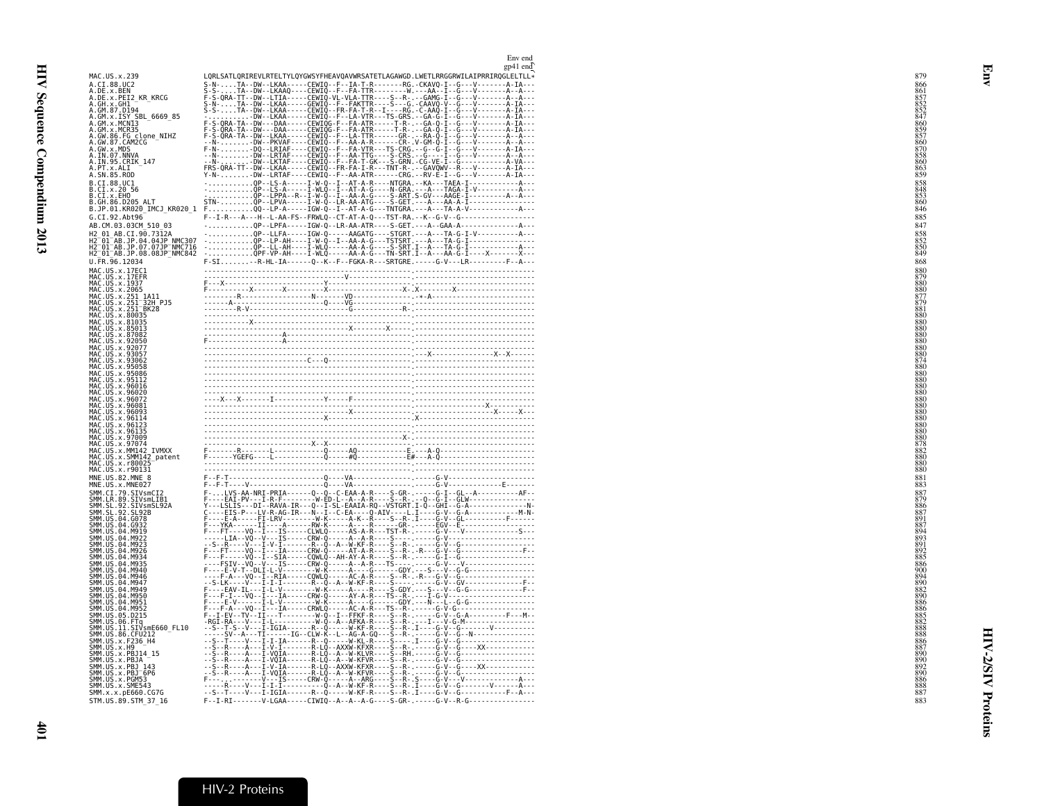```
                                                                                Env end
                                                                                gp41 end
MAC.US.x.239                  LQRLSATLQRIREVLRTELTYLQYGWSYFHEAVQAVWRSATETLAGAWGD.LWETLRRGGRWILAIPRRIRQGLELTLL*   879
A.CI.88.UC2                   S-N-.....TA--DW--LKAA-----CEWIQ--F--IA-T-R-------RG.-CKAVQ-I--G---V-------A-IA---   866
A.DE.x.BEN                    S-S-.....TA--DW--LKAAQ----CEWIQ--F--FA-TTR--------W.---AA--I--G---V-------A--A---   861
A.DE.x.PEI2_KR_KRCG           F-S-QRA-TT--DW--LTIA------CEWIQ-VL-VLA-TTR----S--R.--GAMG-I--G---V-------A--A---   857
A.GH.x.GH1                    S-N-.....TA--DW--LKAA-----GEWIQ--F--FAKTTR----S---G.-CAAVQ-V--G---V-------A-IA---   852
A.GM.87.D194                  S-S-.....TA--DW--LKAA-----CEWIQ--FR-FA-T-R--I----RG.-C-AAQ-I--G---V-------A-IA---   852
A.GM.x.ISY_SBL_6669_85        -........-DW--LKAA-----CEWIQ--F--LA-VTR---TS-GRS.--GA-G-I--G---V-------A-IA---   847
A.GM.x.MCN13                  F-S-QRA-TA--DW---DAA------CEWIQG-F--FA-ATR-----T-R.--GA-Q-I--G---V-------A-IA---   860
A.GM.x.MCR35                  F-S-QRA-TA--DW---DAA------CEWIQG-F--FA-ATR-----T-R.--GA-Q-I--G---V-------A-IA---   859
A.GW.86.FG_clone_NIHZ         F-S-QRA-TA--DW--LKAA------CEWIQ--F--LA-TTR-----GR-.--RA-Q-I--G---V-------A--A---   857
A.GW.87.CAM2CG                --N-.......-DW--PKVAF-----CEWIQ--F--AA-A-R------CR-.V-GM-Q-I--G---V-------A--A---   860
A.GW.x.MDS                    F-N-........-DQ--LRIAF----CEWIQ--F--FA-VTR---TS-CRG.--G--G-I--G---V-------A-IA---   870
A.IN.07.NNVA                  --N-.......-DW--LRTAF-----CEWIQ--F--AA-TTG----S-CRS.--G---I--G---V-------A--A---   858
A.IN.95.CRIK_147              --N-.......-DW--LKTAF-----CEWIQ--F--FA-T-GK---S-GRN.-CG-VE-I--G-----------A-VA---   860
A.PT.x.ALI                    FRS-QRA-TT--DW--LKAA------CEWIQ--FR-FA-I-R---TNT-R.--GAVQWV--R---V-------A-IA---   863
A.SN.85.ROD                   Y-N-........-DW--LRTAF----CEWIQ--F--AA-ATR------CRG.--RV-E-I--G---V-------A-IA---   859
B.CI.88.UC1                   -..........QP--LS-A------I-W-Q--I--AT-A-R----NTGRA.--KA---TAEA-I--------------A---   858
B.CI.x.20_56                  -..........QP--LS-A------I-WLQ--I--AT-A-G----N-GRA.---A---TAGA-I-V-----------A---   848
B.CI.x.EHO                    -..........QP--LPPA--R--I-W-Q--I--AA-A-G----S-ART.S-GV---AAGE-I--------A--A---   853
B.GH.86.D205_ALT              STN-.......QP--LPVA------I-W-Q--LR-AA-ATG----S-GET.---A---AA-A-I--------------   860
B.JP.01.KR020_IMCJ_KR020_1    F..........QQ--LP-A------IGW-Q--I--AT-A-G----TNTGRA.---A---TA-A-V-------------A---   846
G.CI.92.Abt96                 F--I-R---A---H--L-AA-FS--FRWLQ--CT-AT-A-Q---TST-RA.--K--G-V--G------------------   885
AB.CM.03.03CM_510_03          -..........QP--LPFA------IGW-Q--LR-AA-ATR----S-GET.---A--GAA-A---------------A---   847
H2_01_AB.CI.90.7312A          -..........QP--LLFA------IGW-Q------AAGATG----STGRT.---A---TA-G-I-V-----------A---   858
H2_01_AB.JP.04.04JP_NMC307    -..........QP--LP-AH-----I-W-Q--I--AA-A-G----TSTSRT.---A---TA-G-I----------------   852
H2_01_AB.JP.07.07JP_NMC716    -..........QP--LL-AH-----I-WLQ-----AA-A-G----S-SRT.I--A---TA-G-I--------------A---   850
H2_01_AB.JP.08.08JP_NMC842    -..........QPF-VP-AH-----I-WLQ-----AA-A-G----TN-SRT.I--A---AA-G-I----X-------X---   849
U.FR.96.12034                 F-SI.......--R-HL-IA------Q--K--F--FGKA-R---SRTGRE.------G-V---LR---------F--A---   868
MAC.US.x.17EC1                --------------------------------------------------.-----------------------------   880
MAC.US.x.17EFR                ---------------------------------V----------------.-----------------------------   879
MAC.US.x.1937                 F---X---------------------Y-----------------------.-----------------------------   880
MAC.US.x.2065                 F-----------X-------X----------Y----------------X-.X-------X--------------------   880
MAC.US.x.251_1A11             --------R-----------------N-------VD--------------.*-A--------------------------   877
MAC.US.x.251_32H_PJ5          -------A-------------------------Q----VG----------.-----------------------------   879
MAC.US.x.251_BK28             --------R-V---------------------------G--------R--.-----------------------------   881
MAC.US.x.80035                --------------------------------------------------.-----------------------------   880
MAC.US.x.81035                -----------X--------------------------------------.-----------------------------   880
MAC.US.x.85013                ---------------------------------------X-------X--.-----------------------------   880
MAC.US.x.87082                ------------------A-------------------------------.-----------------------------   880
MAC.US.x.92050                F-----------------A-------------------------------.-----------------------------   880
MAC.US.x.92077                --------------------------------------------------.-----------------------------   880
MAC.US.x.93057                --------------------------------------------------.---X-----------------X--X-----   880
MAC.US.x.93062                -----------------------------C---Q----------------.-----------------------------   874
MAC.US.x.95058                --------------------------------------------------.-----------------------------   880
MAC.US.x.95086                --------------------------------------------------.-----------------------------   880
MAC.US.x.95112                --------------------------------------------------.-----------------------------   880
MAC.US.x.96016                --------------------------------------------------.-----------------------------   880
MAC.US.x.96020                --------------------------------------------------.-----------------------------   880
MAC.US.x.96072                ----X---X-------I-------------Y-----F-------------.-----------------------------   880
MAC.US.x.96081                --------------------------------------------------.------------------X----------   880
MAC.US.x.96093                --------------------------------------X-----------.--------------------X----X---   880
MAC.US.x.96114                -------------------------------X------------------X-----------------------------   880
MAC.US.x.96123                --------------------------------------------------.-----------------------------   880
MAC.US.x.96135                --------------------------------------------------.-----------------------------   880
MAC.US.x.97009                --------------------------------------------X-----.-----------------------------   880
MAC.US.x.97074                ---------------------------X-X--------------------.-----------------------------   878
MAC.US.x.MM142_IVMXX          F-------R--------L------------Q-----AQ------------E.---A-Q----------------------   882
MAC.US.x.SMM142_patent        F------YGEFG----L-------------Q-----#Q------------E#---A-Q----------------------   880
MAC.US.x.r80025               --------------------------------------------------.-----------------------------   880
MAC.US.x.r90131               --------------------------------------------------.-----------------------------   880
MNE.US.82.MNE_8               F--F-T------------------------Q-----VA------------.------G-V--------------------   881
MNE.US.x.MNE027               F--F-T----V-------------------Q-----VA------------.------G-V-------------E------   883
SMM.CI.79.SIVsmCI2            F....LVS-AA-NRI-PRIA------Q--Q--C-EAA-A-R----S-GR-.------G-I--GL--A----------AF--   887
SMM.LR.89.SIVsmLIB1           F----EAI-PV---I-R-F-------W-ED-L--A--A-R----S--R-.--Q--G-I--GLW-----------------   879
SMM.SL.92.SIVsmSL92A          Y---LSLIS---DI--RAVA-IR---Q--I-SL-EAAIA-RQ--VSTGRT.I-Q--GHI--G-A------------N-   886
SMM.SL.92.SL92B               C----EIS-P---LV-R-AG-IR---N--I--C-EA----Q-AIV----L.I----G-V--G-A-----------M-N-   887
SMM.US.04.G078                F----E-A-----FI-LRV-------W-K------A-K--R----S--R-.I----G-V--GL--------F------   891
SMM.US.04.G932                F---YKA------II-----A-----RW-K------A-----R----GR-.------EGV--E-----------------   887
SMM.US.04.M919                F---FT-----VQ--I---IS-----CLWLQ-----AS-A-R---TST-R-.------G-V---V-----------S---   894
SMM.US.04.M922                -----LIA--VQ--V---IS------CRW-Q------A--A-R----S---.------G-V-------------------   893
SMM.US.04.M923                --S--R----V---I-V-I-------R--Q--A--W-KF-R----S--R-.------G-V--G----------------   891
SMM.US.04.M926                F---FT-----VQ--I---IA-----CRW-Q-----AT-A-R----S--R-.-R---G-V--G------------F--   892
SMM.US.04.M934                F---F------VQ--I--SIA-----CQWLQ--AH-AY-A-R----S--R-.------G-I--G----------------   885
SMM.US.04.M935                -----FSIV--VQ--V---IS-----CRW-Q------A--A-R---TS---.------G-V---V--------------   886
SMM.US.04.M940                F----E-V-T--DLI-L-V-------W-K------A-----G----GDY.---S---V--G-G----------------   900
SMM.US.04.M946                ----F-A---VQ--I--RIA------CQWLQ-----AC-A-R----S--R-.-R---G-V--G----------------   894
SMM.US.04.M947                --S-LK------I-I-----------R--Q--A--W-KF-R----S--R-.------G-V--GV-------------F--   890
SMM.US.04.M949                F----EAV-IL---I-L-V-------W-K------A-----R----S-GDY.---S---V--G-G------------F--   882
SMM.US.04.M950                F---F-I---VQ--I---IA------CRW-Q-----AY-A-R----TS--R-.-----I-G-V-----------------   890
SMM.US.04.M951                F----E-V-----I-L-V--------W-K------A-----G----GDY.---N---L--G-G----------------   886
SMM.US.04.M952                F---F-A---VQ--I---IA------CRWLQ-----AC-A-R----TS--R-.------G-V-G----------------   886
SMM.US.05.D215                F--I-EV--TV--II---T-------W-Q--I--FFKF-R----S--R-.------G-V--G-A---------F---M--   885
SMM.US.06.FTq                 -RGI-RA---V---I-L---------W-Q--A--AFKA-R----S--R-.---I---V-G-M----------------   882
SMM.US.11.SIVsmE660_FL10      --S--T-S--V---I-IGIA------R--Q-----W-KF-R----S--R-.I----G-V--G--------V----------   888
SMM.US.86.CFU212              -----SV--A---TI------IG--CLW-K--L--AG-A-GQ----S--R-.------G-V--G--N-------------   888
SMM.US.x.F236_H4              --S--T----V---I-I-IA------R--Q-----W-KL-R----S----.I----G-V--G-----------------   886
SMM.US.x.H9                   --S--R----A---I-V-I-------R-LQ--AXXW-KFXR----S--R-.------G-V--G----XX-----------   887
SMM.US.x.PBJ14_15             --S--R----A---I-VQIA------R-LQ--A--W-KLVR----S--RH.------G-V--G----------------   890
SMM.US.x.PBJA                 --S--R----A---I-VQIA------R-LQ--A--W-KFVR----S--R-.------G-V--G----------------   890
SMM.US.x.PBJ_143              --S--R----A---I-V-IA------R-LQ--AXXW-KFXR----S--R-.------G-V--G----XX-----------   892
SMM.US.x.PBJ_6P6              --S--R----A---I-VQIA------R-LQ--A--W-KFVR----S--R-.------G-V--G----------------   890
SMM.US.x.PGM53                F----------V---IS---------CRW-Q-----A--ARG----S--R-.S----G-V---V---------------   886
SMM.US.x.SME543               -----R----V---I-I-I----------Q--A--W-KF-R----S--R-.I----G-V--G--------V------A---   888
SMM.x.x.pE660.CG7G            --S--T----V---I-IGIA------R--Q-----W-KF-R----S--R-.I----G-V--G-----------F--A---   887
STM.US.89.STM_37_16           F--I-RI-------V-LGAA------CIWIQ--A--A--A-G----S-GR-.------G-V--R-G---------------   883
```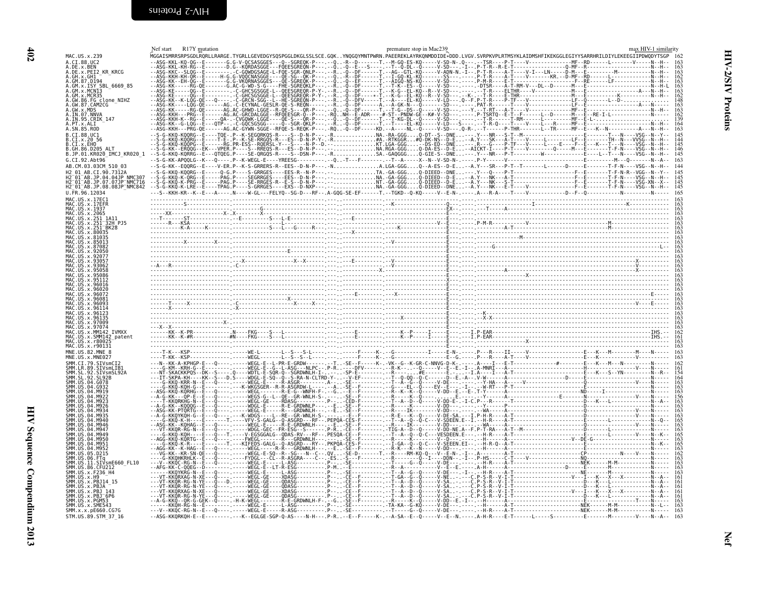Nef start    R17Y mutation    premature stop in Mac239    max HIV-1 similarity

```
MAC.US.x.239   MGGAISMRRSRPSGDLRQRLLRARGE.TYGRLLGEVEDGYSQSPGGLDKGLSSLSCE.GQK..YNQGQYMNTPWRN.PAEEREKLAYRKQNMDDIDE+DDD.LVGV.SVRPKVPLRTMSYKLAIDMSHFIKEKGGLEGIYYSARRHRILDIYLEKEEGIIPDWQDYTSGP 162
```

| Sequence | Length |
|---|---|
| MAC.US.x.239 | 162 |
| A.CI.88.UC2 | 163 |
| A.DE.x.BEN | 163 |
| A.DE.x.PEI2_KR_KRCG | 163 |
| A.GH.x.GH1 | 162 |
| A.GM.87.D194 | 163 |
| A.GM.x.ISY_SBL_6669_85 | 163 |
| A.GM.x.MCN13 | 163 |
| A.GM.x.MCR35 | 162 |
| A.GW.86.FG_clone_NIHZ | 148 |
| A.GW.87.CAM2CG | 163 |
| A.GW.x.MDS | 162 |
| A.IN.07.NNVA | 163 |
| A.IN.95.CRIK_147 | 139 |
| A.PT.x.ALI | 164 |
| A.SN.85.ROD | 163 |
| B.CI.88.UC1 | 145 |
| B.CI.x.20_56 | 144 |
| B.CI.x.EHO | 145 |
| B.GH.86.D205_ALT | 146 |
| B.JP.01.KR020_IMCJ_KR020_1 | 145 |
| G.CI.92.Abt96 | 163 |
| AB.CM.03.03CM_510_03 | 144 |
| H2_01_AB.CI.90.7312A | 145 |
| H2_01_AB.JP.04.04JP_NMC307 | 145 |
| H2_01_AB.JP.07.07JP_NMC716 | 145 |
| H2_01_AB.JP.08.08JP_NMC842 | 145 |
| U.FR.96.12034 | 165 |
| MAC.US.x.17EC1 | 163 |
| MAC.US.x.17EFR | 163 |
| MAC.US.x.1937 | 163 |
| MAC.US.x.2065 | 163 |
| MAC.US.x.251_1A11 | 163 |
| MAC.US.x.251_32H_PJ5 | 163 |
| MAC.US.x.251_BK28 | 163 |
| MAC.US.x.80035 | 163 |
| MAC.US.x.81035 | 163 |
| MAC.US.x.85013 | 163 |
| MAC.US.x.87082 | 163 |
| MAC.US.x.92050 | 163 |
| MAC.US.x.92077 | 163 |
| MAC.US.x.93057 | 163 |
| MAC.US.x.93062 | 163 |
| MAC.US.x.95058 | 163 |
| MAC.US.x.95086 | 163 |
| MAC.US.x.95112 | 163 |
| MAC.US.x.96016 | 163 |
| MAC.US.x.96020 | 163 |
| MAC.US.x.96072 | 163 |
| MAC.US.x.96081 | 163 |
| MAC.US.x.96093 | 163 |
| MAC.US.x.96114 | 163 |
| MAC.US.x.96123 | 163 |
| MAC.US.x.96135 | 163 |
| MAC.US.x.97009 | 163 |
| MAC.US.x.97074 | 163 |
| MAC.US.x.MM142_IVMXX | 162 |
| MAC.US.x.SMM142_patent | 161 |
| MAC.US.x.r80025 | 163 |
| MAC.US.x.r90131 | 163 |
| MNE.US.82.MNE_8 | 163 |
| MNE.US.x.MNE027 | 163 |
| SMM.CI.79.SIVsmCI2 | 162 |
| SMM.LR.89.SIVsmLIB1 | 161 |
| SMM.SL.92.SIVsmSL92A | 154 |
| SMM.SL.92.SL92B | 164 |
| SMM.US.04.G078 | 163 |
| SMM.US.04.G932 | 163 |
| SMM.US.04.M919 | 163 |
| SMM.US.04.M922 | 156 |
| SMM.US.04.M923 | 163 |
| SMM.US.04.M926 | 163 |
| SMM.US.04.M934 | 163 |
| SMM.US.04.M935 | 163 |
| SMM.US.04.M940 | 165 |
| SMM.US.04.M946 | 163 |
| SMM.US.04.M947 | 163 |
| SMM.US.04.M949 | 165 |
| SMM.US.04.M950 | 163 |
| SMM.US.04.M951 | 165 |
| SMM.US.04.M952 | 163 |
| SMM.US.05.D215 | 162 |
| SMM.US.06.FTq | 163 |
| SMM.US.11.SIVsmE660_FL10 | 163 |
| SMM.US.86.CFU212 | 163 |
| SMM.US.x.F236_H4 | 163 |
| SMM.US.x.H9 | 161 |
| SMM.US.x.PBJ14_15 | 161 |
| SMM.US.x.PBJA | 161 |
| SMM.US.x.PBJ_143 | 161 |
| SMM.US.x.PBJ_6P6 | 161 |
| SMM.US.x.PGM53 | 163 |
| SMM.US.x.SME543 | 163 |
| SMM.x.x.pE660.CG7G | 163 |
| STM.US.89.STM_37_16 | 163 |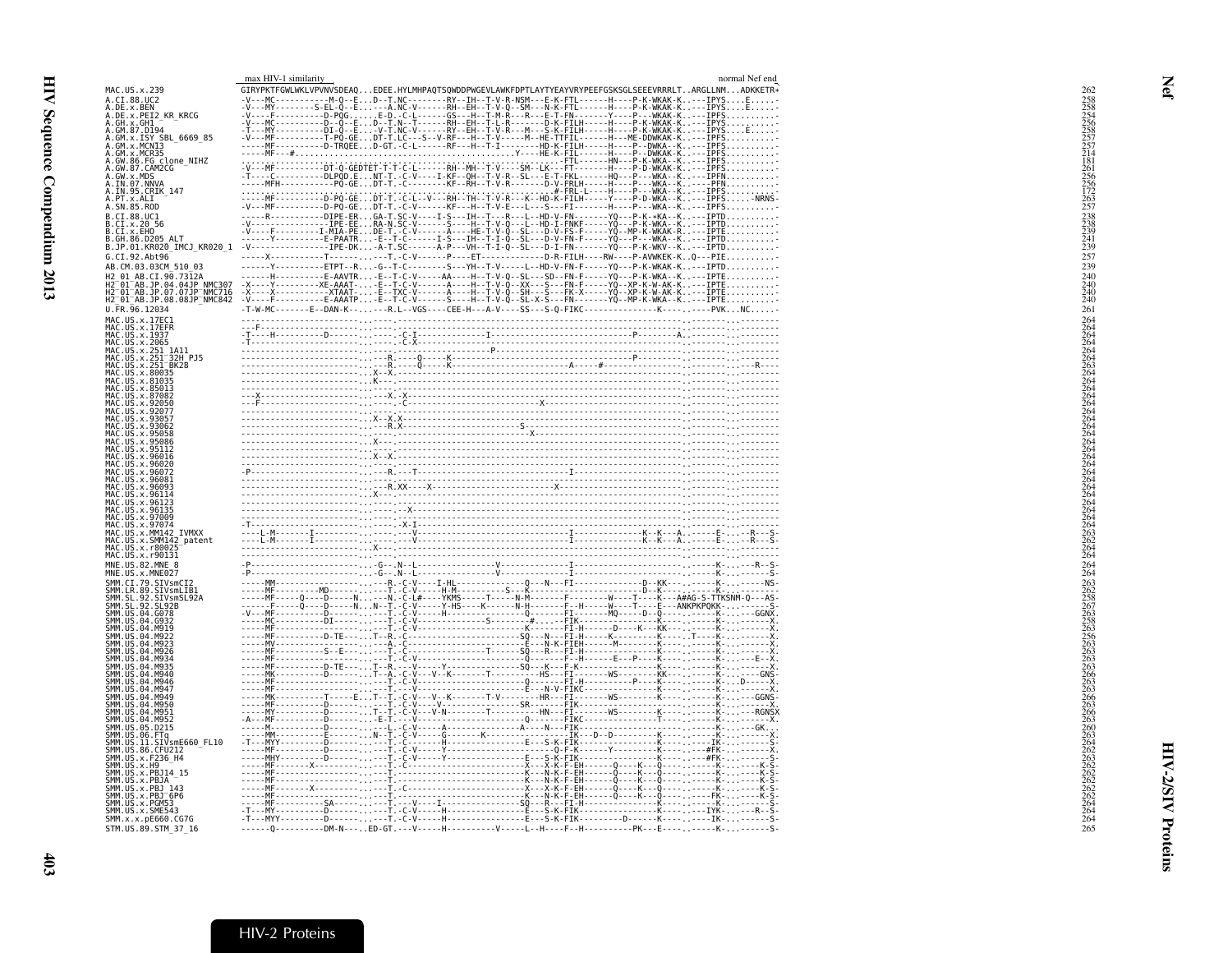```
                                  max HIV-1 similarity                                                                                    normal Nef end
MAC.US.x.239                 GIRYPKTFGWLWKLVPVNVSDEAQ...EDEE.HYLMHPAQTSQWDDPWGEVLAWKFDPTLAYTYEAYVRYPEEFGSKSGLSEEEVRRRLT..ARGLLNM...ADKKETR*   262
A.CI.88.UC2                  -V---MC-----------M-Q--E...D--T.NC--------RY--IH--T-V-R-NSM---E-K-FTL------H----P-K-WKAK-K..---IPYS....E.....-   258
A.DE.x.BEN                   -V---MY--------S-EL-Q--E...---A.NC-V------RH--EH--T-V-Q--SM---N-K-FTL------H----P-K-WKAK-K..---IPYS....E.....-   258
A.DE.x.PEI2_KR_KRCG          -V----F----------D-PQG.....E-D.-C-L-------GS---H--T-M-R---R---E-T-FN-------Y----P---WKAK-K..---IPFS..........-   254
A.GH.x.GH1                   -V---MC----------D--Q--E...D--T.N--T------RH--EH--T-L-R--------D-K-FILH-----H----P-K-WKAK-K..---IPYS..........-   256
A.GM.87.D194                 -T---MY----------DI-Q--E...-V-T.NC-V------RY--EH--T-V-R---M---S-K-FILH-----H----P-K-WKAK-K..---IPYS....E.....-   258
A.GM.x.ISY_SBL_6669_85       -V---MF----------T-PQ-GE...DT-T.LC---S--V-RF---H--T-V-----M--HE-TTFIL------H---ME-DDWKAK-K..---IPFS..........-   257
A.GM.x.MCN13                 -----MF----------D-TRQEE...D-GT.-C-L------RF---H--T-I--------HD-K-FILH-----H----P--DWKA--K..---IPFS..........-   257
A.GM.x.MCR35                 -----MF---#.................................................Y----HE-K-FIL------H----P--DWKAK-K..---IPFS..........-   214
A.GW.86.FG_clone_NIHZ        ..........................................................................FTL------HN---P-K-WKA--K..---IPFS..........-   181
A.GW.87.CAM2CG               -V---MF----------DT-Q-GEDTET-T-T-C-L------RH--MH--T-V----SM--LK---FT-------H----P-D-WKAK-K..---IPFS..........-   261
A.GW.x.MDS                   -T----C----------DLPQD.E...NT-T.-C-V-----I-KF--QH--T-V-R--SL---E-T-FKL------HQ---P---WKA--K..---IPFN..........-   256
A.IN.07.NNVA                 -----MFH---------PQ-GE...DT-T.-C---------KF--RH--T-V-R-------D-V-FRLH-----H----P---WKA--K..---PFN..........-   256
A.IN.95.CRIK_147             ..........................................................#-FRL-L----H----P---WKA--K..---IPFS..........-   172
A.PT.x.ALI                   -----MF----------D-PQ-GE...DT-T.-C-L--V---RH--TH--T-V-R---K--HD-K-FILH-----Y----P-D-WKA--K..---IPFS......-NRNS-   263
A.SN.85.ROD                  -V---MF----------D-PQ-GE...DT-T.-C-V------KF---H--T-V-E---L---S---FI-------H----P---WKA--K..---IPFS..........-   257
B.CI.88.UC1                  -----R-----------DIPE-ER...GA-T.SC-V----I-S---IH--T---R---L--HD-V-FN-------YQ---P-K-*KA--K..---IPTD..........-   238
B.CI.x.20_56                 -V---------------IPE-EE...RA-N.SC-V-----S----H--T-V-Q---L--HD-I-FNKF-----YQ---P-K-WKA--K..---IPTD..........-   238
B.CI.x.EHO                   -V----F----------I-MIA-PE...DE-T.-C-V-----A----HE-T-V-Q--SL---D-V-FS-F-----YQ---MP-K-WKAR-K..---IPTE..........-   239
B.GH.86.D205_ALT             ------Y----------E-PAATR...-E--T.-C-------I-S---IH--T-I-Q--SL---D-V-FN-F-----YQ---P---WKA--K..---IPTD..........-   241
B.JP.01.KR020_IMCJ_KR020_1   -V---------------IPE-DK...-A-T.SC------A-P---VH--T-I-Q--SL---D-I-FN-------YQ---P-K-WKV--K..---IPTD..........-   239
G.CI.92.Abt96                -----X----------T-------...---T.-C-V------P----ET------------D-R-FILH----RW----P-AVWKEK-K..Q---PIE...........-   257
AB.CM.03.03CM_510_03         ------Y----------ETPT--R...-G--T-C--------S---YH--T-V-----L--HD-V-FN-F-----YQ---P-K-WKAK-K..---IPTD..........-   239
H2_01_AB.CI.90.7312A         ------H----------E-AAVTR...-E--T-C-V-----AA----H--T-V-Q--SL---SD--FN-F-----YQ---P-K-WKA--K..---IPTE..........-   240
H2_01_AB.JP.04.04JP_NMC307   -X----Y----------XE-AAAT...-E--T-C-V------A----H--T-V-Q--XX---S---FN-F-----YQ--XP-K-W-AK-K..---IPTE..........-   240
H2_01_AB.JP.07.07JP_NMC716   -X----X----------XTAAT-...-E--TXC-V------A----H--T-V-Q--SH---S---FK-X-----YQ--XP-K-W-AK-K..---IPTE..........-   240
H2_01_AB.JP.08.08JP_NMC842   -V----F----------E-AAATP...-E--T-C-V------S----H--T-I-Q--SL-X-S---FN-------YQ--MP-K-WKA--K..---IPTE..........-   240
U.FR.96.12034                -T-W-MC---------E--DAN-K-....---R.L--VGS-----CEE-H---A-V----SS---S-Q-FIKC---------------K-----.------PVK...NC.....-   261
MAC.US.x.17EC1               ..............................................................................................................   264
MAC.US.x.17EFR               ---F-----------------------.-.-----.------------------------------------------------------------.----------------   264
MAC.US.x.1937                -T----H----------D--------.-----.-C-I---------------I---------------------------P---------A.--------.---------   264
MAC.US.x.2065                -T-------------------------.-----.-C-X-------------------------------------------------------.---------.--------   264
MAC.US.x.251_1A11            -----------------------------.-----.-----------------P----------------------------------------.--------.--------   264
MAC.US.x.251_32H_PJ5         ---------------------------.---R.-----Q-----K--------------------------------P---------.------------.--------   264
MAC.US.x.251_BK28            ---------------------------.---R.-----Q-----K------------------------A-----#-----------.-----------.---R----   263
MAC.US.x.80035               ---------------------------.X--X.------------------------------------------------------.--------.---------   264
MAC.US.x.81035               ---------------------------.K---.------------------------------------------------------.--------.---------   264
MAC.US.x.85013               ---------------------------.-----.-----------------------------------------------------.--------.---------   264
MAC.US.x.87082               ---X-----------------------.---X.-X--------------------------------------------------.--------.---------   264
MAC.US.x.92050               ---F-----------------------.-----.-C--------------------------X-----------------------.--------.---------   264
MAC.US.x.92077               ---------------------------.-----.-----------------------------------------------------.--------.---------   264
MAC.US.x.93057               ---------------------------.X--X.X----------------------------------------------------.--------.---------   264
MAC.US.x.93062               ---------------------------.---R.X-------------------S------------------------------.--------.---------   264
MAC.US.x.95058               ---------------------------.-----.-----------------------X------------------------------.--------.---------   264
MAC.US.x.95086               ---------------------------.X---.------------------------------------------------------.--------.---------   264
MAC.US.x.95112               ---------------------------.-----.-----------------------------------------------------.--------.---------   264
MAC.US.x.96016               ---------------------------.X--X.-----------------------------------------------------.--------.---------   264
MAC.US.x.96020               ---------------------------.-----.-----------------------------------------------------.--------.---------   264
MAC.US.x.96072               -P-------------------------.---R.---T-------------------------------I-----------------.--------.---------   264
MAC.US.x.96081               ---------------------------.-----.-----------------------------------------------------.--------.---------   264
MAC.US.x.96093               ---------------------------.---R.XX----X----------------------X-----------------------.--------.---------   264
MAC.US.x.96114               ---------------------------.X---.------------------------------------------------------.--------.---------   264
MAC.US.x.96123               ---------------------------.-----.-----------------------------------------------------.--------.---------   264
MAC.US.x.96135               ---------------------------.-----.-X---------------------------------------------------.--------.---------   264
MAC.US.x.97009               ---------------------------.-----.-----------------------------------------------------.--------.---------   264
MAC.US.x.97074               -T-------------------------.-----.-X-I-------------------------------------------------.--------.---------   264
MAC.US.x.MM142_IVMXX         ----L-M-------I------------.-----.---V------------------------------I---------------K--K---A.------E-....-R---S-   263
MAC.US.x.SMM142_patent       ----L-M-------I------------.-----.---V------------------------------I---------------K--K---A.------E-....-R---S-   262
MAC.US.x.r80025              ---------------------------.X---.------------------------------------------------------.--------.---------   264
MAC.US.x.r90131              ---------------------------.-----.-----------------------------------------------------.--------.---------   264
MNE.US.82.MNE_8              -P-------------------------.-G---N--L----------------V--------------I--------------------.------K-....---R--S-   264
MNE.US.x.MNE027              -P-------------------------.-G---N--L----------------V--------------I--------------------.------K-....------S-   264
SMM.CI.79.SIVsmCI2           -----MM--------------------.---R.-C-V----I-HL-------------Q---N---FI---------------D--KK---.------K-....------NS-   263
SMM.LR.89.SIVsmLIB1          -----MF-----------MD--------.---T.-C-V-----H-M---------S---K-------------------------D--K-----.----K-....--------   262
SMM.SL.92.SIVsmSL92A         -----MF--------Q----D------N...---N.-C-L#----YKMS------T-----N-M---------F---------W-----T-----K---A#AG-S-TTKSNM-Q---AS-   258
SMM.SL.92.SL92B              ------F--------Q-----D-----N...N---T.-C-V------Y-HS-----K-------N-H--------F--H-----W-----T-----E---ANKPKPQKK-.....---S-   267
SMM.US.04.G078               -V---MF---------D---------.---T.-C-V------H-----------------Q---------FI---------MQ------D--Q----.------K-....---GGNX.   263
SMM.US.04.G932               -----MC---------DI--------.---T.-C-V----------------S---------#.-----FIK----------------------.------K-....-----X.   258
SMM.US.04.M919               -----MF-------------------.---T.-C-V----------------------------------FI-H------D-----K---KK----.------K-....-----X.   263
SMM.US.04.M922               -----MF---------D-TE------.T--R.-C---------------------------SQ---N---FI-H-----K---------K------.T----K-....-----X.   256
SMM.US.04.M923               -----MV-------------------.---A.-C---------------------------S----N-K-FIEH--------M--------K-----.------K-....-----X.   263
SMM.US.04.M926               -----MF---------S--E------.---T.-C-----------------T---------SQ---R---FI-H----------------K------.------K-....-----X.   263
SMM.US.04.M934               -----MF-------------------.---T.-C-V-------------------------Q------------F--H-----E---P-----K-----.------K-....---E--X.   263
SMM.US.04.M935               -----MF---------D-TE------.T--R.-C-V-----Y-----------------SQ---K---F-K-----------------K------.------K-....-----X.   263
SMM.US.04.M940               -----MK---------D---------.T--A.-C-V---V--K--------T-----------HS---FI--------WS----------KK-----.------K-....----GNS-   266
SMM.US.04.M946               -----MF-------------------.---T.-C-V--------------------------Q-----------FI-H------------P------K-----.------K-...D-----X.   263
SMM.US.04.M947               -----MF-------------------.---T.-C-V--------------------------E-----N-V-FIKC--------------------K-----.------K-....-----X.   263
SMM.US.04.M949               -----MK---------T-----E...T--T.-C-V---V--K--------T-V---------HR---FI--------WS----------K------.------K-....---GGNS-   266
SMM.US.04.M950               -----MF---------D---------.---T.-C-V------V------------------SR--------FIK--------------------K------.------K-....-----X.   263
SMM.US.04.M951               -----MY---------D---------.T--T.-C-V---V-N-------------T---------HN-----FI--------WS----------K------.------K-....---RGNSX   266
SMM.US.04.M952               -A---MF---------D---------.-E-T.---V--------------------------Q---------FIKC---------------T------K-----.------K-....-----X.   263
SMM.US.05.D215               -----M----------D---------.---L.-C-V------A-------------------A-----N---FIK---------------------K------.------K-....---GK..   260
SMM.US.06.FTq                -----MM---------E---------.N--T.-C-V------G---------K----------------IK---D--D--------------K------.------K-....-----X.   263
SMM.US.11.SIVsmE660_FL10     -T---MYY--------D---------.---T.-C--------H----------------E---S-K-FIK-------------------------K-----.------IK-....------S-   264
SMM.US.86.CFU212             -----MF---------D---------.---T.-C-V------Y----------------------Q-F-K------Y-------------K-----.---#FK-....-----X.   262
SMM.US.x.F236_H4             -----MMY--------D---------.---T.-C-V------Y----------------E-----S-K-FIK--------------------K-----.---#FK-....------S-   263
SMM.US.x.H9                  -----MF------X------------.---T.-C-----------------------------X---X-K-F-EH-------Q----K---Q-----.------K-....-----K-S-   262
SMM.US.x.PBJ14_15            -----MF-------------------.---T.------------------------------K---N-K-F-EH-------Q----K---Q-----.------K-....-----K-S-   262
SMM.US.x.PBJA                -----MF-------------------.---T.------------------------------K---N-K-F-EH-------Q----K---Q-----.------K-....-----K-S-   262
SMM.US.x.PBJ_143             -----MF-------X-----------.---T.-C-----------------------------X---X-K-F-EH-------Q----K---Q-----.------K-....-----K-S-   262
SMM.US.x.PBJ_6P6             -----MF-------------------.---T.------------------------------K---N-K-F-EH-------Q----K---Q-----.-----FK-....-----K-S-   262
SMM.US.x.PGM53               -----MF---------SA--------.---T.---V------I---------------SQ---R---FI-H------------------K-----.------K-....------S-   264
SMM.US.x.SME543              -T---MY---------D---------.---T.-C-V------H----------------E---S-K-FIK-------------------------K-----.-----IYK-....---R--S-   264
SMM.x.x.pE660.CG7G           -T---MYY--------D---------.---T.-C-V------H----------------E---S-K-FIK----------D-------K-----.------IK-....------S-   264
STM.US.89.STM_37_16          ------Q----------DM-N-....ED-GT.---V------H----------V------L--H----F--H-----------PK---E-----.------K-....------S-   265
```